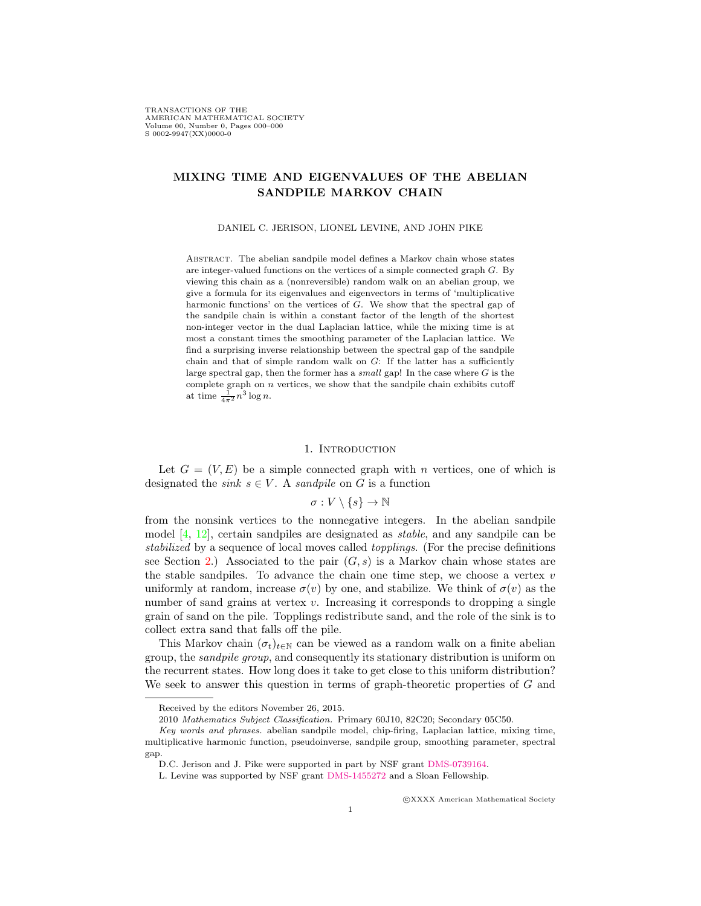# MIXING TIME AND EIGENVALUES OF THE ABELIAN SANDPILE MARKOV CHAIN

DANIEL C. JERISON, LIONEL LEVINE, AND JOHN PIKE

Abstract. The abelian sandpile model defines a Markov chain whose states are integer-valued functions on the vertices of a simple connected graph $G$. By viewing this chain as a (nonreversible) random walk on an abelian group, we give a formula for its eigenvalues and eigenvectors in terms of 'multiplicative harmonic functions' on the vertices of $G$. We show that the spectral gap of the sandpile chain is within a constant factor of the length of the shortest non-integer vector in the dual Laplacian lattice, while the mixing time is at most a constant times the smoothing parameter of the Laplacian lattice. We find a surprising inverse relationship between the spectral gap of the sandpile chain and that of simple random walk on $G$: If the latter has a sufficiently large spectral gap, then the former has a *small* gap! In the case where $G$ is the complete graph on $n$ vertices, we show that the sandpile chain exhibits cutoff at time $\frac{1}{4\pi^2}n^3 \log n$.

## 1. Introduction

Let $G = (V, E)$ be a simple connected graph with $n$ vertices, one of which is designated the *sink* $s \in V$. A *sandpile* on $G$ is a function

$$\sigma : V \setminus \{s\} \to \mathbb{N}$$

from the nonsink vertices to the nonnegative integers. In the abelian sandpile model [4, 12], certain sandpiles are designated as *stable*, and any sandpile can be *stabilized* by a sequence of local moves called *topplings*. (For the precise definitions see Section 2.) Associated to the pair $(G, s)$ is a Markov chain whose states are the stable sandpiles. To advance the chain one time step, we choose a vertex $v$ uniformly at random, increase $\sigma(v)$ by one, and stabilize. We think of $\sigma(v)$ as the number of sand grains at vertex $v$. Increasing it corresponds to dropping a single grain of sand on the pile. Topplings redistribute sand, and the role of the sink is to collect extra sand that falls off the pile.

This Markov chain $(\sigma_t)_{t\in\mathbb{N}}$ can be viewed as a random walk on a finite abelian group, the *sandpile group*, and consequently its stationary distribution is uniform on the recurrent states. How long does it take to get close to this uniform distribution? We seek to answer this question in terms of graph-theoretic properties of $G$ and

---

Received by the editors November 26, 2015.

2010 *Mathematics Subject Classification.* Primary 60J10, 82C20; Secondary 05C50.

*Key words and phrases.* abelian sandpile model, chip-firing, Laplacian lattice, mixing time, multiplicative harmonic function, pseudoinverse, sandpile group, smoothing parameter, spectral gap.

D.C. Jerison and J. Pike were supported in part by NSF grant DMS-0739164.

L. Levine was supported by NSF grant DMS-1455272 and a Sloan Fellowship.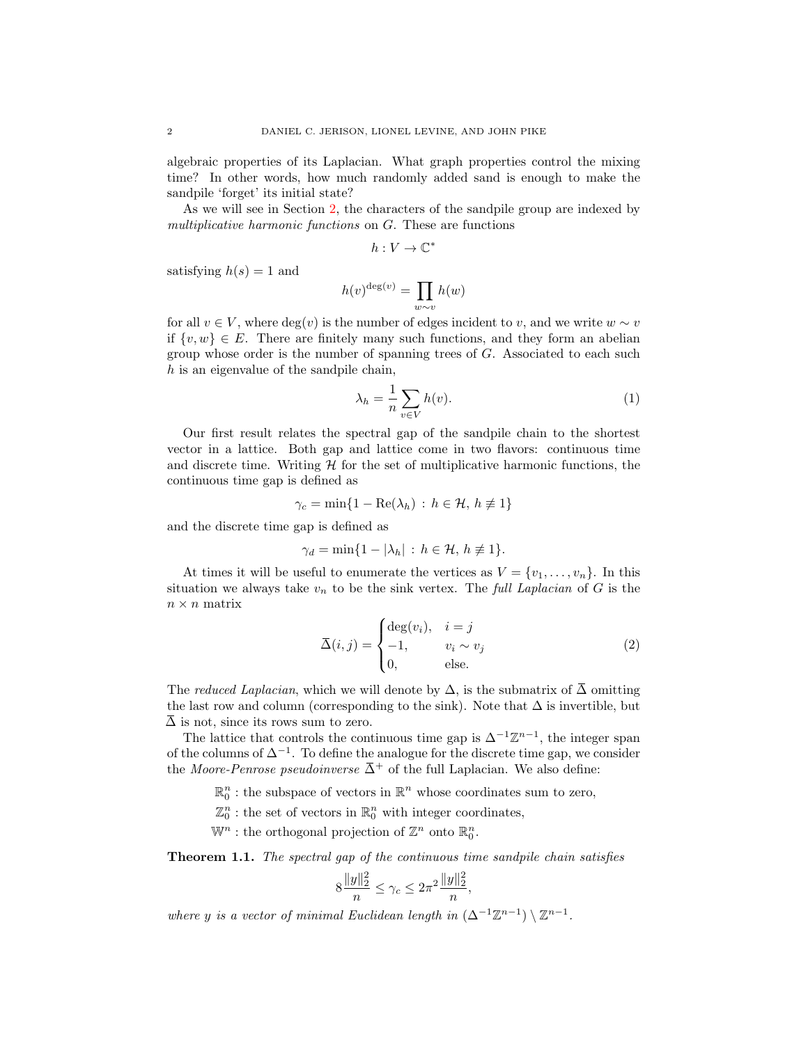algebraic properties of its Laplacian. What graph properties control the mixing time? In other words, how much randomly added sand is enough to make the sandpile 'forget' its initial state?

As we will see in Section 2, the characters of the sandpile group are indexed by *multiplicative harmonic functions* on $G$. These are functions

$$h : V \to \mathbb{C}^*$$

satisfying $h(s) = 1$ and

$$h(v)^{\deg(v)} = \prod_{w \sim v} h(w)$$

for all $v \in V$, where $\deg(v)$ is the number of edges incident to $v$, and we write $w \sim v$ if $\{v, w\} \in E$. There are finitely many such functions, and they form an abelian group whose order is the number of spanning trees of $G$. Associated to each such $h$ is an eigenvalue of the sandpile chain,

$$\lambda_h = \frac{1}{n} \sum_{v \in V} h(v). \tag{1}$$

Our first result relates the spectral gap of the sandpile chain to the shortest vector in a lattice. Both gap and lattice come in two flavors: continuous time and discrete time. Writing $\mathcal{H}$ for the set of multiplicative harmonic functions, the continuous time gap is defined as

$$\gamma_c = \min\{1 - \mathrm{Re}(\lambda_h) \, : \, h \in \mathcal{H}, \, h \not\equiv 1\}$$

and the discrete time gap is defined as

$$\gamma_d = \min\{1 - |\lambda_h| \, : \, h \in \mathcal{H}, \, h \not\equiv 1\}.$$

At times it will be useful to enumerate the vertices as $V = \{v_1, \ldots, v_n\}$. In this situation we always take $v_n$ to be the sink vertex. The *full Laplacian* of $G$ is the $n \times n$ matrix

$$\overline{\Delta}(i,j) = \begin{cases} \deg(v_i), & i = j \\ -1, & v_i \sim v_j \\ 0, & \text{else.} \end{cases} \tag{2}$$

The *reduced Laplacian*, which we will denote by $\Delta$, is the submatrix of $\overline{\Delta}$ omitting the last row and column (corresponding to the sink). Note that $\Delta$ is invertible, but $\overline{\Delta}$ is not, since its rows sum to zero.

The lattice that controls the continuous time gap is $\Delta^{-1}\mathbb{Z}^{n-1}$, the integer span of the columns of $\Delta^{-1}$. To define the analogue for the discrete time gap, we consider the *Moore-Penrose pseudoinverse* $\overline{\Delta}^+$ of the full Laplacian. We also define:

- $\mathbb{R}^n_0$ : the subspace of vectors in $\mathbb{R}^n$ whose coordinates sum to zero,
- $\mathbb{Z}^n_0$ : the set of vectors in $\mathbb{R}^n_0$ with integer coordinates,
- $\mathbb{W}^n$ : the orthogonal projection of $\mathbb{Z}^n$ onto $\mathbb{R}^n_0$.

**Theorem 1.1.** *The spectral gap of the continuous time sandpile chain satisfies*

$$8\frac{\|y\|_2^2}{n} \leq \gamma_c \leq 2\pi^2 \frac{\|y\|_2^2}{n},$$

*where $y$ is a vector of minimal Euclidean length in $(\Delta^{-1}\mathbb{Z}^{n-1}) \setminus \mathbb{Z}^{n-1}$.*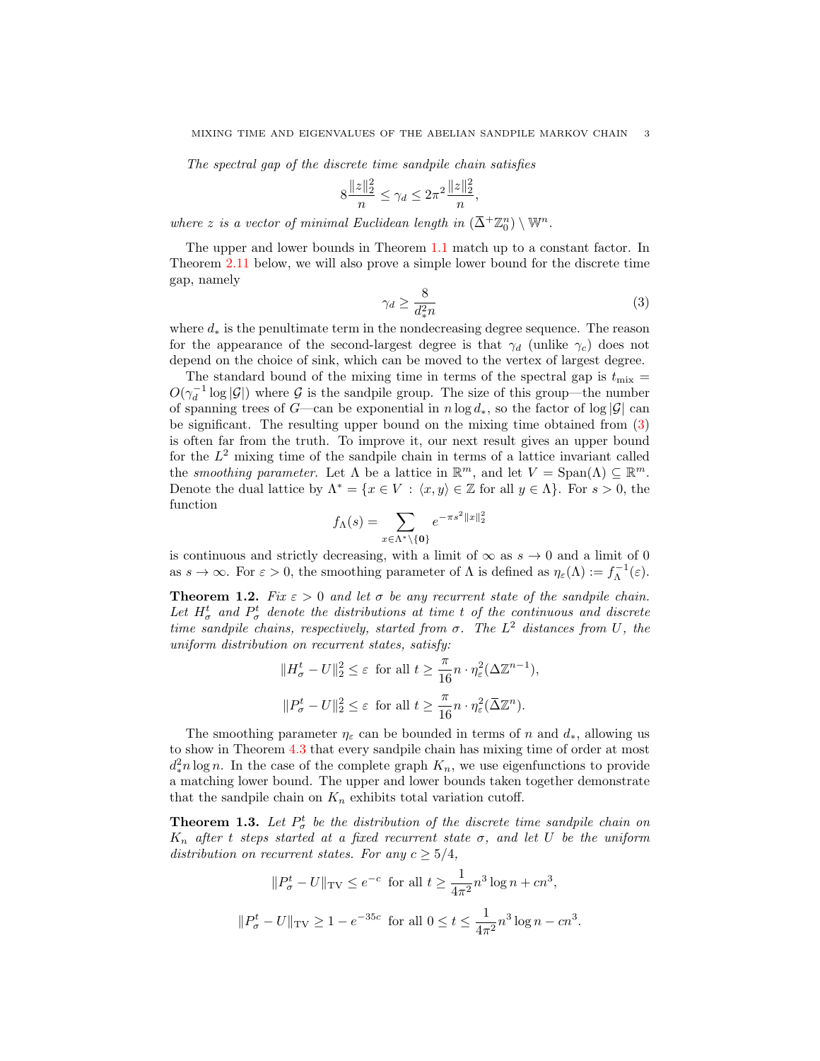*The spectral gap of the discrete time sandpile chain satisfies*

$$8\frac{\|z\|_2^2}{n} \le \gamma_d \le 2\pi^2 \frac{\|z\|_2^2}{n},$$

*where $z$ is a vector of minimal Euclidean length in $(\overline{\Delta}^+\mathbb{Z}_0^n) \setminus \mathbb{W}^n$.*

The upper and lower bounds in Theorem 1.1 match up to a constant factor. In Theorem 2.11 below, we will also prove a simple lower bound for the discrete time gap, namely

$$\gamma_d \ge \frac{8}{d_*^2 n} \tag{3}$$

where $d_*$ is the penultimate term in the nondecreasing degree sequence. The reason for the appearance of the second-largest degree is that $\gamma_d$ (unlike $\gamma_c$) does not depend on the choice of sink, which can be moved to the vertex of largest degree.

The standard bound of the mixing time in terms of the spectral gap is $t_{\mathrm{mix}} = O(\gamma_d^{-1} \log |\mathcal{G}|)$ where $\mathcal{G}$ is the sandpile group. The size of this group—the number of spanning trees of $G$—can be exponential in $n \log d_*$, so the factor of $\log |\mathcal{G}|$ can be significant. The resulting upper bound on the mixing time obtained from (3) is often far from the truth. To improve it, our next result gives an upper bound for the $L^2$ mixing time of the sandpile chain in terms of a lattice invariant called the *smoothing parameter*. Let $\Lambda$ be a lattice in $\mathbb{R}^m$, and let $V = \mathrm{Span}(\Lambda) \subseteq \mathbb{R}^m$. Denote the dual lattice by $\Lambda^* = \{x \in V : \langle x, y\rangle \in \mathbb{Z} \text{ for all } y \in \Lambda\}$. For $s > 0$, the function

$$f_\Lambda(s) = \sum_{x \in \Lambda^* \setminus \{\mathbf{0}\}} e^{-\pi s^2 \|x\|_2^2}$$

is continuous and strictly decreasing, with a limit of $\infty$ as $s \to 0$ and a limit of 0 as $s \to \infty$. For $\varepsilon > 0$, the smoothing parameter of $\Lambda$ is defined as $\eta_\varepsilon(\Lambda) := f_\Lambda^{-1}(\varepsilon)$.

**Theorem 1.2.** *Fix $\varepsilon > 0$ and let $\sigma$ be any recurrent state of the sandpile chain. Let $H_\sigma^t$ and $P_\sigma^t$ denote the distributions at time $t$ of the continuous and discrete time sandpile chains, respectively, started from $\sigma$. The $L^2$ distances from $U$, the uniform distribution on recurrent states, satisfy:*

$$\|H_\sigma^t - U\|_2^2 \le \varepsilon \text{ for all } t \ge \frac{\pi}{16} n \cdot \eta_\varepsilon^2(\Delta\mathbb{Z}^{n-1}),$$

$$\|P_\sigma^t - U\|_2^2 \le \varepsilon \text{ for all } t \ge \frac{\pi}{16} n \cdot \eta_\varepsilon^2(\overline{\Delta}\mathbb{Z}^n).$$

The smoothing parameter $\eta_\varepsilon$ can be bounded in terms of $n$ and $d_*$, allowing us to show in Theorem 4.3 that every sandpile chain has mixing time of order at most $d_*^2 n \log n$. In the case of the complete graph $K_n$, we use eigenfunctions to provide a matching lower bound. The upper and lower bounds taken together demonstrate that the sandpile chain on $K_n$ exhibits total variation cutoff.

**Theorem 1.3.** *Let $P_\sigma^t$ be the distribution of the discrete time sandpile chain on $K_n$ after $t$ steps started at a fixed recurrent state $\sigma$, and let $U$ be the uniform distribution on recurrent states. For any $c \ge 5/4$,*

$$\|P_\sigma^t - U\|_{\mathrm{TV}} \le e^{-c} \text{ for all } t \ge \frac{1}{4\pi^2} n^3 \log n + cn^3,$$

$$\|P_\sigma^t - U\|_{\mathrm{TV}} \ge 1 - e^{-35c} \text{ for all } 0 \le t \le \frac{1}{4\pi^2} n^3 \log n - cn^3.$$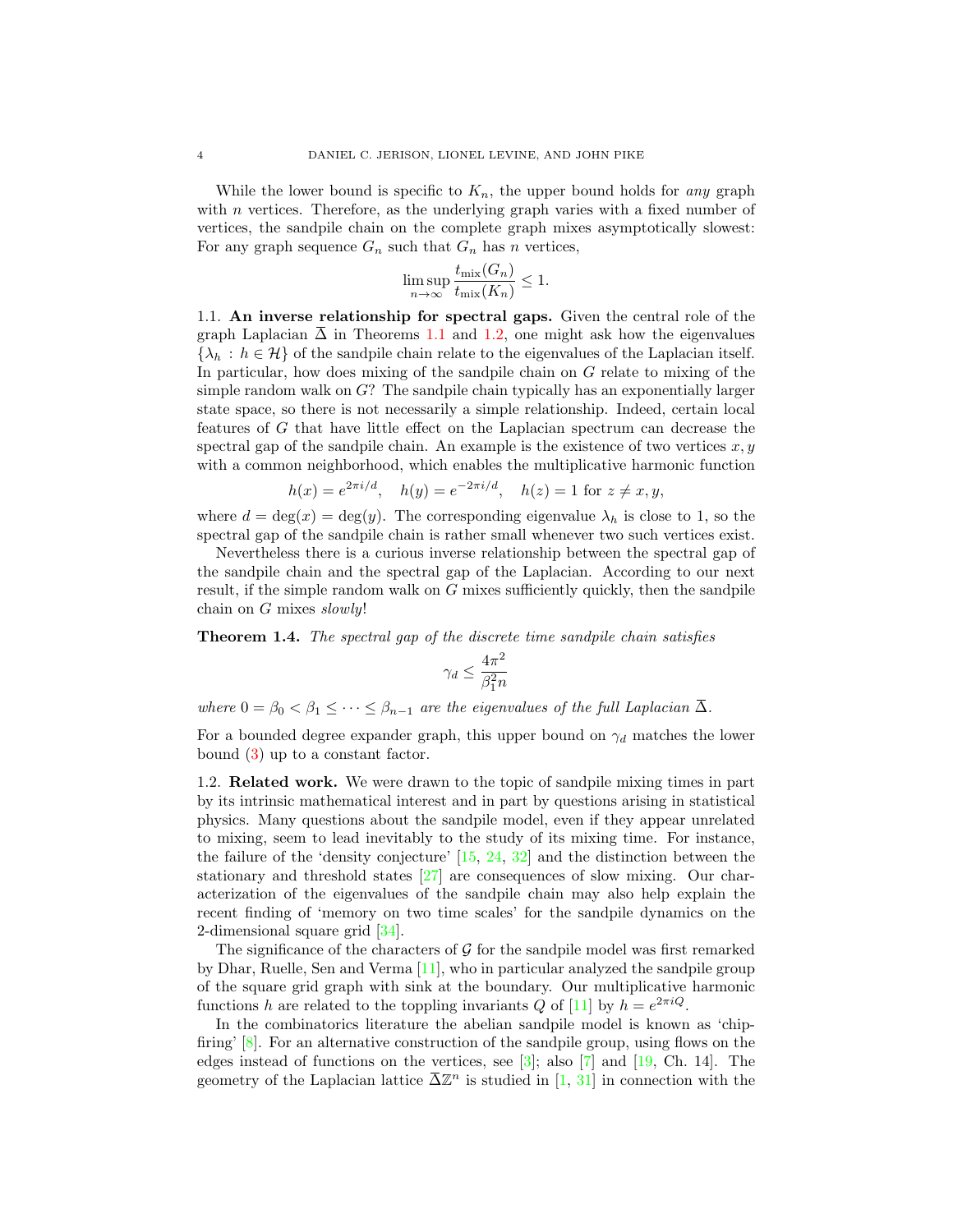While the lower bound is specific to $K_n$, the upper bound holds for *any* graph with $n$ vertices. Therefore, as the underlying graph varies with a fixed number of vertices, the sandpile chain on the complete graph mixes asymptotically slowest: For any graph sequence $G_n$ such that $G_n$ has $n$ vertices,

$$\limsup_{n\to\infty} \frac{t_{\mathrm{mix}}(G_n)}{t_{\mathrm{mix}}(K_n)} \leq 1.$$

## 1.1. An inverse relationship for spectral gaps.

Given the central role of the graph Laplacian $\overline{\Delta}$ in Theorems 1.1 and 1.2, one might ask how the eigenvalues $\{\lambda_h : h \in \mathcal{H}\}$ of the sandpile chain relate to the eigenvalues of the Laplacian itself. In particular, how does mixing of the sandpile chain on $G$ relate to mixing of the simple random walk on $G$? The sandpile chain typically has an exponentially larger state space, so there is not necessarily a simple relationship. Indeed, certain local features of $G$ that have little effect on the Laplacian spectrum can decrease the spectral gap of the sandpile chain. An example is the existence of two vertices $x, y$ with a common neighborhood, which enables the multiplicative harmonic function

$$h(x) = e^{2\pi i/d}, \quad h(y) = e^{-2\pi i/d}, \quad h(z) = 1 \text{ for } z \neq x, y,$$

where $d = \deg(x) = \deg(y)$. The corresponding eigenvalue $\lambda_h$ is close to 1, so the spectral gap of the sandpile chain is rather small whenever two such vertices exist.

Nevertheless there is a curious inverse relationship between the spectral gap of the sandpile chain and the spectral gap of the Laplacian. According to our next result, if the simple random walk on $G$ mixes sufficiently quickly, then the sandpile chain on $G$ mixes *slowly*!

**Theorem 1.4.** *The spectral gap of the discrete time sandpile chain satisfies*

$$\gamma_d \leq \frac{4\pi^2}{\beta_1^2 n}$$

*where $0 = \beta_0 < \beta_1 \leq \cdots \leq \beta_{n-1}$ are the eigenvalues of the full Laplacian $\overline{\Delta}$.*

For a bounded degree expander graph, this upper bound on $\gamma_d$ matches the lower bound (3) up to a constant factor.

## 1.2. Related work.

We were drawn to the topic of sandpile mixing times in part by its intrinsic mathematical interest and in part by questions arising in statistical physics. Many questions about the sandpile model, even if they appear unrelated to mixing, seem to lead inevitably to the study of its mixing time. For instance, the failure of the 'density conjecture' [15, 24, 32] and the distinction between the stationary and threshold states [27] are consequences of slow mixing. Our characterization of the eigenvalues of the sandpile chain may also help explain the recent finding of 'memory on two time scales' for the sandpile dynamics on the 2-dimensional square grid [34].

The significance of the characters of $\mathcal{G}$ for the sandpile model was first remarked by Dhar, Ruelle, Sen and Verma [11], who in particular analyzed the sandpile group of the square grid graph with sink at the boundary. Our multiplicative harmonic functions $h$ are related to the toppling invariants $Q$ of [11] by $h = e^{2\pi i Q}$.

In the combinatorics literature the abelian sandpile model is known as 'chip-firing' [8]. For an alternative construction of the sandpile group, using flows on the edges instead of functions on the vertices, see [3]; also [7] and [19, Ch. 14]. The geometry of the Laplacian lattice $\overline{\Delta}\mathbb{Z}^n$ is studied in [1, 31] in connection with the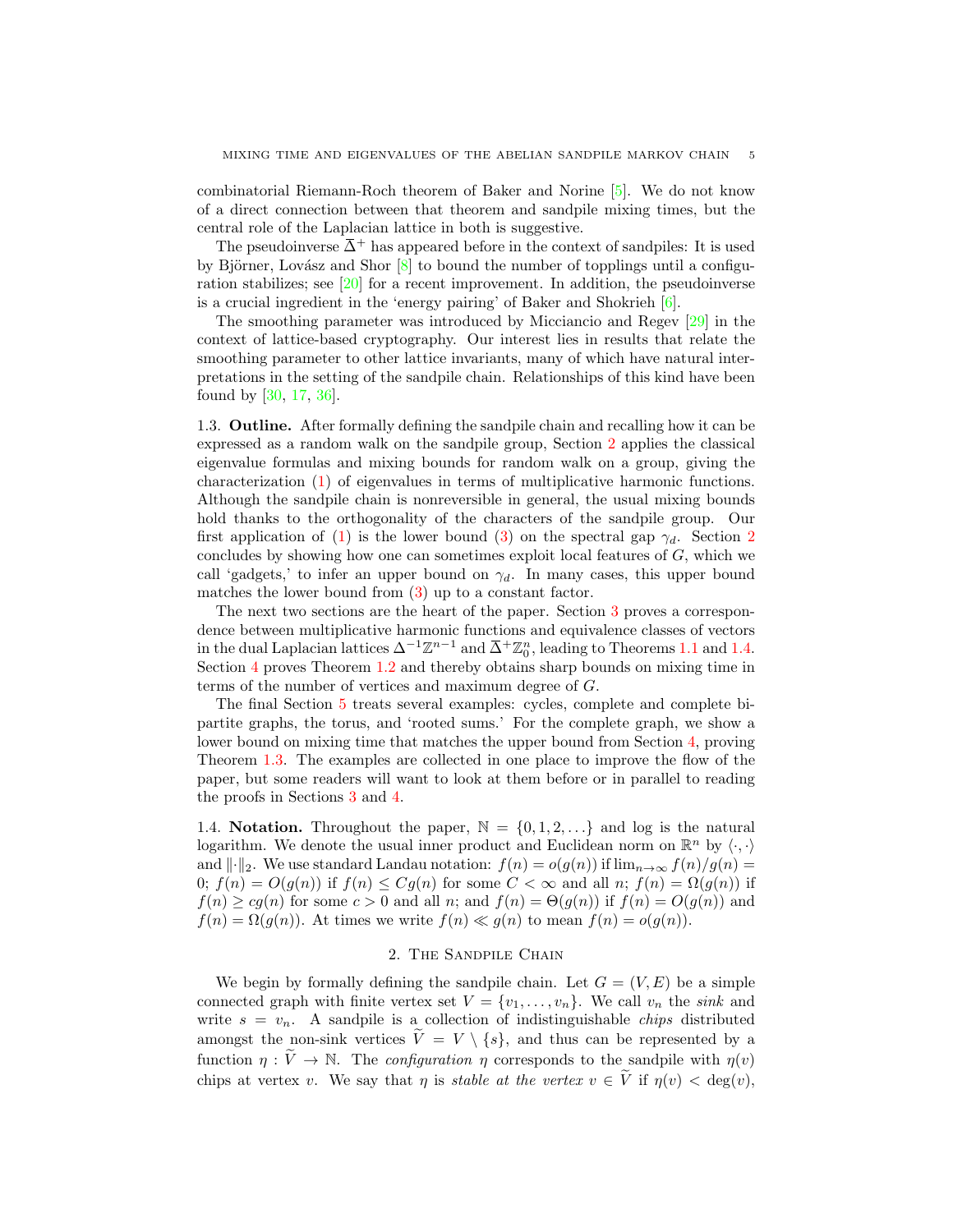combinatorial Riemann-Roch theorem of Baker and Norine [5]. We do not know of a direct connection between that theorem and sandpile mixing times, but the central role of the Laplacian lattice in both is suggestive.

The pseudoinverse $\overline{\Delta}^+$ has appeared before in the context of sandpiles: It is used by Björner, Lovász and Shor [8] to bound the number of topplings until a configuration stabilizes; see [20] for a recent improvement. In addition, the pseudoinverse is a crucial ingredient in the 'energy pairing' of Baker and Shokrieh [6].

The smoothing parameter was introduced by Micciancio and Regev [29] in the context of lattice-based cryptography. Our interest lies in results that relate the smoothing parameter to other lattice invariants, many of which have natural interpretations in the setting of the sandpile chain. Relationships of this kind have been found by [30, 17, 36].

1.3. **Outline.** After formally defining the sandpile chain and recalling how it can be expressed as a random walk on the sandpile group, Section 2 applies the classical eigenvalue formulas and mixing bounds for random walk on a group, giving the characterization (1) of eigenvalues in terms of multiplicative harmonic functions. Although the sandpile chain is nonreversible in general, the usual mixing bounds hold thanks to the orthogonality of the characters of the sandpile group. Our first application of (1) is the lower bound (3) on the spectral gap $\gamma_d$. Section 2 concludes by showing how one can sometimes exploit local features of $G$, which we call 'gadgets,' to infer an upper bound on $\gamma_d$. In many cases, this upper bound matches the lower bound from (3) up to a constant factor.

The next two sections are the heart of the paper. Section 3 proves a correspondence between multiplicative harmonic functions and equivalence classes of vectors in the dual Laplacian lattices $\Delta^{-1}\mathbb{Z}^{n-1}$ and $\overline{\Delta}^+\mathbb{Z}_0^n$, leading to Theorems 1.1 and 1.4. Section 4 proves Theorem 1.2 and thereby obtains sharp bounds on mixing time in terms of the number of vertices and maximum degree of $G$.

The final Section 5 treats several examples: cycles, complete and complete bipartite graphs, the torus, and 'rooted sums.' For the complete graph, we show a lower bound on mixing time that matches the upper bound from Section 4, proving Theorem 1.3. The examples are collected in one place to improve the flow of the paper, but some readers will want to look at them before or in parallel to reading the proofs in Sections 3 and 4.

1.4. **Notation.** Throughout the paper, $\mathbb{N} = \{0, 1, 2, \ldots\}$ and log is the natural logarithm. We denote the usual inner product and Euclidean norm on $\mathbb{R}^n$ by $\langle \cdot, \cdot \rangle$ and $\|\cdot\|_2$. We use standard Landau notation: $f(n) = o(g(n))$ if $\lim_{n\to\infty} f(n)/g(n) = 0$; $f(n) = O(g(n))$ if $f(n) \leq Cg(n)$ for some $C < \infty$ and all $n$; $f(n) = \Omega(g(n))$ if $f(n) \geq cg(n)$ for some $c > 0$ and all $n$; and $f(n) = \Theta(g(n))$ if $f(n) = O(g(n))$ and $f(n) = \Omega(g(n))$. At times we write $f(n) \ll g(n)$ to mean $f(n) = o(g(n))$.

## 2. The Sandpile Chain

We begin by formally defining the sandpile chain. Let $G = (V, E)$ be a simple connected graph with finite vertex set $V = \{v_1, \ldots, v_n\}$. We call $v_n$ the *sink* and write $s = v_n$. A sandpile is a collection of indistinguishable *chips* distributed amongst the non-sink vertices $\widetilde{V} = V \setminus \{s\}$, and thus can be represented by a function $\eta : \widetilde{V} \to \mathbb{N}$. The *configuration* $\eta$ corresponds to the sandpile with $\eta(v)$ chips at vertex $v$. We say that $\eta$ is *stable at the vertex* $v \in \widetilde{V}$ if $\eta(v) < \deg(v)$,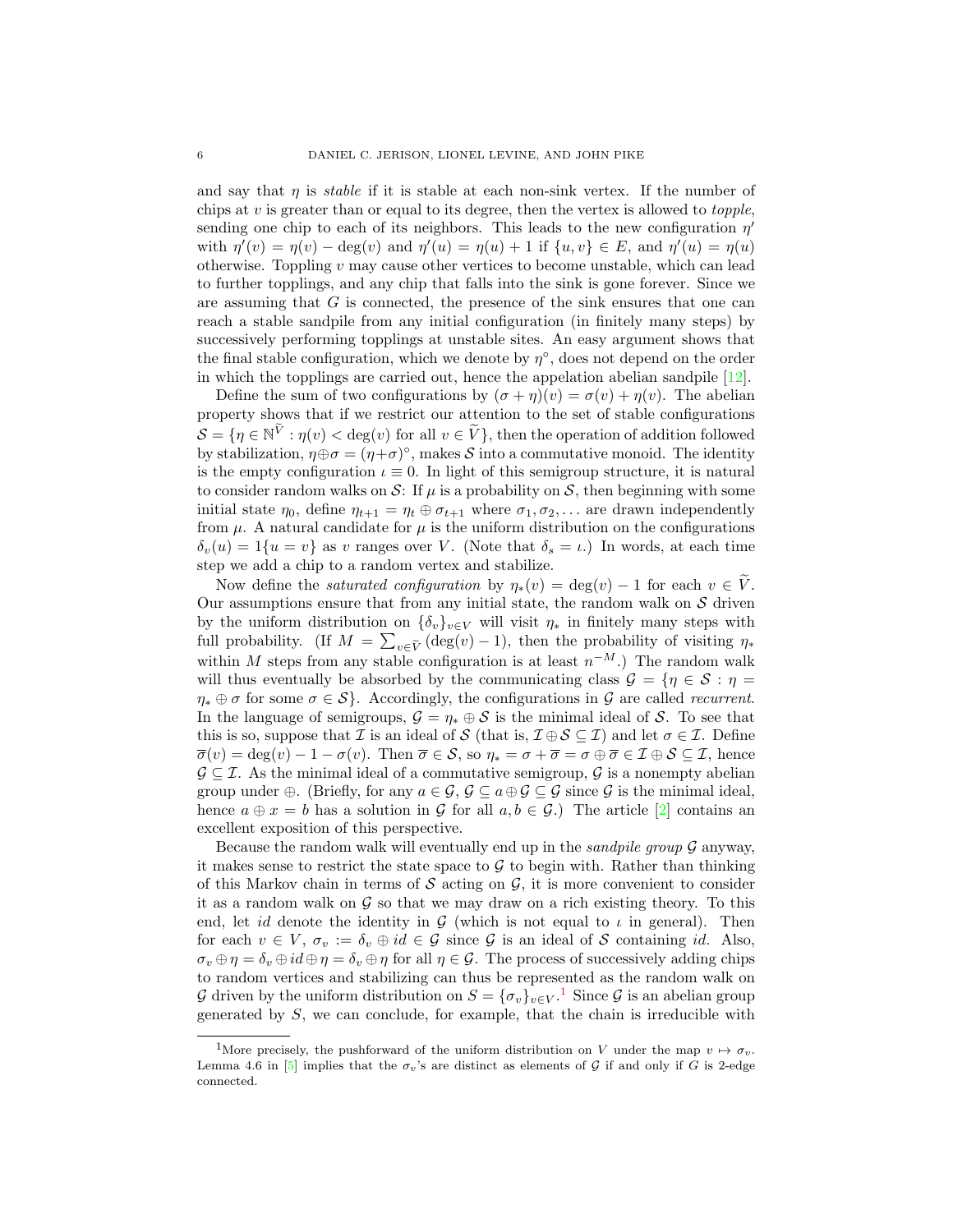and say that $\eta$ is *stable* if it is stable at each non-sink vertex. If the number of chips at $v$ is greater than or equal to its degree, then the vertex is allowed to *topple*, sending one chip to each of its neighbors. This leads to the new configuration $\eta'$ with $\eta'(v) = \eta(v) - \deg(v)$ and $\eta'(u) = \eta(u) + 1$ if $\{u, v\} \in E$, and $\eta'(u) = \eta(u)$ otherwise. Toppling $v$ may cause other vertices to become unstable, which can lead to further topplings, and any chip that falls into the sink is gone forever. Since we are assuming that $G$ is connected, the presence of the sink ensures that one can reach a stable sandpile from any initial configuration (in finitely many steps) by successively performing topplings at unstable sites. An easy argument shows that the final stable configuration, which we denote by $\eta^\circ$, does not depend on the order in which the topplings are carried out, hence the appelation abelian sandpile [12].

Define the sum of two configurations by $(\sigma + \eta)(v) = \sigma(v) + \eta(v)$. The abelian property shows that if we restrict our attention to the set of stable configurations $\mathcal{S} = \{\eta \in \mathbb{N}^{\widetilde{V}} : \eta(v) < \deg(v) \text{ for all } v \in \widetilde{V}\}$, then the operation of addition followed by stabilization, $\eta \oplus \sigma = (\eta + \sigma)^\circ$, makes $\mathcal{S}$ into a commutative monoid. The identity is the empty configuration $\iota \equiv 0$. In light of this semigroup structure, it is natural to consider random walks on $\mathcal{S}$: If $\mu$ is a probability on $\mathcal{S}$, then beginning with some initial state $\eta_0$, define $\eta_{t+1} = \eta_t \oplus \sigma_{t+1}$ where $\sigma_1, \sigma_2, \ldots$ are drawn independently from $\mu$. A natural candidate for $\mu$ is the uniform distribution on the configurations $\delta_v(u) = 1\{u = v\}$ as $v$ ranges over $V$. (Note that $\delta_s = \iota$.) In words, at each time step we add a chip to a random vertex and stabilize.

Now define the *saturated configuration* by $\eta_*(v) = \deg(v) - 1$ for each $v \in \widetilde{V}$. Our assumptions ensure that from any initial state, the random walk on $\mathcal{S}$ driven by the uniform distribution on $\{\delta_v\}_{v \in V}$ will visit $\eta_*$ in finitely many steps with full probability. (If $M = \sum_{v \in \widetilde{V}} (\deg(v) - 1)$, then the probability of visiting $\eta_*$ within $M$ steps from any stable configuration is at least $n^{-M}$.) The random walk will thus eventually be absorbed by the communicating class $\mathcal{G} = \{\eta \in \mathcal{S} : \eta = \eta_* \oplus \sigma \text{ for some } \sigma \in \mathcal{S}\}$. Accordingly, the configurations in $\mathcal{G}$ are called *recurrent*. In the language of semigroups, $\mathcal{G} = \eta_* \oplus \mathcal{S}$ is the minimal ideal of $\mathcal{S}$. To see that this is so, suppose that $\mathcal{I}$ is an ideal of $\mathcal{S}$ (that is, $\mathcal{I} \oplus \mathcal{S} \subseteq \mathcal{I}$) and let $\sigma \in \mathcal{I}$. Define $\overline{\sigma}(v) = \deg(v) - 1 - \sigma(v)$. Then $\overline{\sigma} \in \mathcal{S}$, so $\eta_* = \sigma + \overline{\sigma} = \sigma \oplus \overline{\sigma} \in \mathcal{I} \oplus \mathcal{S} \subseteq \mathcal{I}$, hence $\mathcal{G} \subseteq \mathcal{I}$. As the minimal ideal of a commutative semigroup, $\mathcal{G}$ is a nonempty abelian group under $\oplus$. (Briefly, for any $a \in \mathcal{G}$, $\mathcal{G} \subseteq a \oplus \mathcal{G} \subseteq \mathcal{G}$ since $\mathcal{G}$ is the minimal ideal, hence $a \oplus x = b$ has a solution in $\mathcal{G}$ for all $a, b \in \mathcal{G}$.) The article [2] contains an excellent exposition of this perspective.

Because the random walk will eventually end up in the *sandpile group* $\mathcal{G}$ anyway, it makes sense to restrict the state space to $\mathcal{G}$ to begin with. Rather than thinking of this Markov chain in terms of $\mathcal{S}$ acting on $\mathcal{G}$, it is more convenient to consider it as a random walk on $\mathcal{G}$ so that we may draw on a rich existing theory. To this end, let $id$ denote the identity in $\mathcal{G}$ (which is not equal to $\iota$ in general). Then for each $v \in V$, $\sigma_v := \delta_v \oplus id \in \mathcal{G}$ since $\mathcal{G}$ is an ideal of $\mathcal{S}$ containing $id$. Also, $\sigma_v \oplus \eta = \delta_v \oplus id \oplus \eta = \delta_v \oplus \eta$ for all $\eta \in \mathcal{G}$. The process of successively adding chips to random vertices and stabilizing can thus be represented as the random walk on $\mathcal{G}$ driven by the uniform distribution on $S = \{\sigma_v\}_{v \in V}$.[1] Since $\mathcal{G}$ is an abelian group generated by $S$, we can conclude, for example, that the chain is irreducible with

[1] More precisely, the pushforward of the uniform distribution on $V$ under the map $v \mapsto \sigma_v$. Lemma 4.6 in [5] implies that the $\sigma_v$'s are distinct as elements of $\mathcal{G}$ if and only if $G$ is 2-edge connected.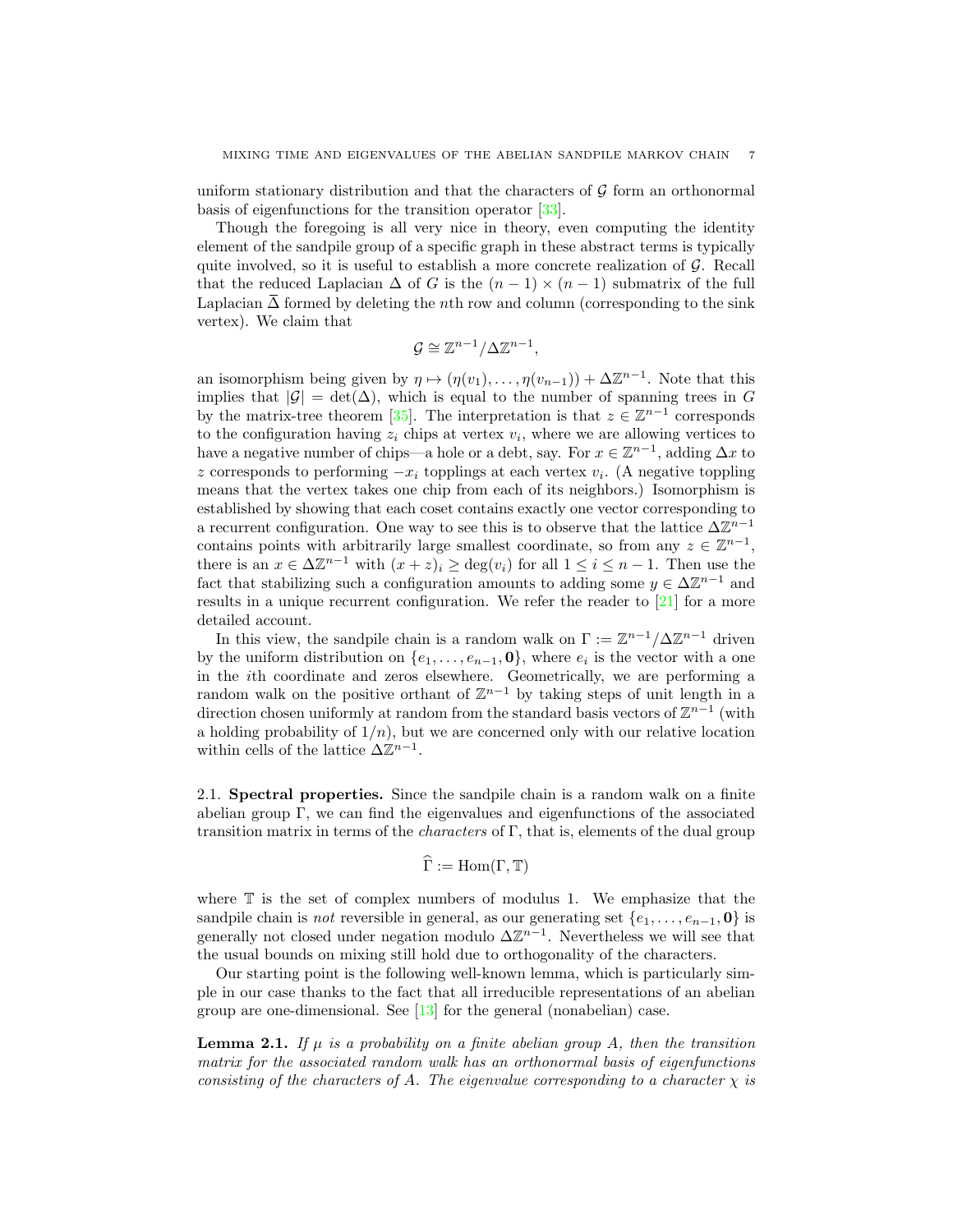uniform stationary distribution and that the characters of $\mathcal{G}$ form an orthonormal basis of eigenfunctions for the transition operator [33].

Though the foregoing is all very nice in theory, even computing the identity element of the sandpile group of a specific graph in these abstract terms is typically quite involved, so it is useful to establish a more concrete realization of $\mathcal{G}$. Recall that the reduced Laplacian $\Delta$ of $G$ is the $(n-1) \times (n-1)$ submatrix of the full Laplacian $\overline{\Delta}$ formed by deleting the $n$th row and column (corresponding to the sink vertex). We claim that

$$\mathcal{G} \cong \mathbb{Z}^{n-1}/\Delta\mathbb{Z}^{n-1},$$

an isomorphism being given by $\eta \mapsto (\eta(v_1), \ldots, \eta(v_{n-1})) + \Delta\mathbb{Z}^{n-1}$. Note that this implies that $|\mathcal{G}| = \det(\Delta)$, which is equal to the number of spanning trees in $G$ by the matrix-tree theorem [35]. The interpretation is that $z \in \mathbb{Z}^{n-1}$ corresponds to the configuration having $z_i$ chips at vertex $v_i$, where we are allowing vertices to have a negative number of chips—a hole or a debt, say. For $x \in \mathbb{Z}^{n-1}$, adding $\Delta x$ to $z$ corresponds to performing $-x_i$ topplings at each vertex $v_i$. (A negative toppling means that the vertex takes one chip from each of its neighbors.) Isomorphism is established by showing that each coset contains exactly one vector corresponding to a recurrent configuration. One way to see this is to observe that the lattice $\Delta\mathbb{Z}^{n-1}$ contains points with arbitrarily large smallest coordinate, so from any $z \in \mathbb{Z}^{n-1}$, there is an $x \in \Delta\mathbb{Z}^{n-1}$ with $(x+z)_i \geq \deg(v_i)$ for all $1 \leq i \leq n-1$. Then use the fact that stabilizing such a configuration amounts to adding some $y \in \Delta\mathbb{Z}^{n-1}$ and results in a unique recurrent configuration. We refer the reader to [21] for a more detailed account.

In this view, the sandpile chain is a random walk on $\Gamma := \mathbb{Z}^{n-1}/\Delta\mathbb{Z}^{n-1}$ driven by the uniform distribution on $\{e_1, \ldots, e_{n-1}, \mathbf{0}\}$, where $e_i$ is the vector with a one in the $i$th coordinate and zeros elsewhere. Geometrically, we are performing a random walk on the positive orthant of $\mathbb{Z}^{n-1}$ by taking steps of unit length in a direction chosen uniformly at random from the standard basis vectors of $\mathbb{Z}^{n-1}$ (with a holding probability of $1/n$), but we are concerned only with our relative location within cells of the lattice $\Delta\mathbb{Z}^{n-1}$.

## 2.1. Spectral properties.

Since the sandpile chain is a random walk on a finite abelian group $\Gamma$, we can find the eigenvalues and eigenfunctions of the associated transition matrix in terms of the *characters* of $\Gamma$, that is, elements of the dual group

$$\widehat{\Gamma} := \operatorname{Hom}(\Gamma, \mathbb{T})$$

where $\mathbb{T}$ is the set of complex numbers of modulus 1. We emphasize that the sandpile chain is *not* reversible in general, as our generating set $\{e_1, \ldots, e_{n-1}, \mathbf{0}\}$ is generally not closed under negation modulo $\Delta\mathbb{Z}^{n-1}$. Nevertheless we will see that the usual bounds on mixing still hold due to orthogonality of the characters.

Our starting point is the following well-known lemma, which is particularly simple in our case thanks to the fact that all irreducible representations of an abelian group are one-dimensional. See [13] for the general (nonabelian) case.

**Lemma 2.1.** *If $\mu$ is a probability on a finite abelian group $A$, then the transition matrix for the associated random walk has an orthonormal basis of eigenfunctions consisting of the characters of $A$. The eigenvalue corresponding to a character $\chi$ is*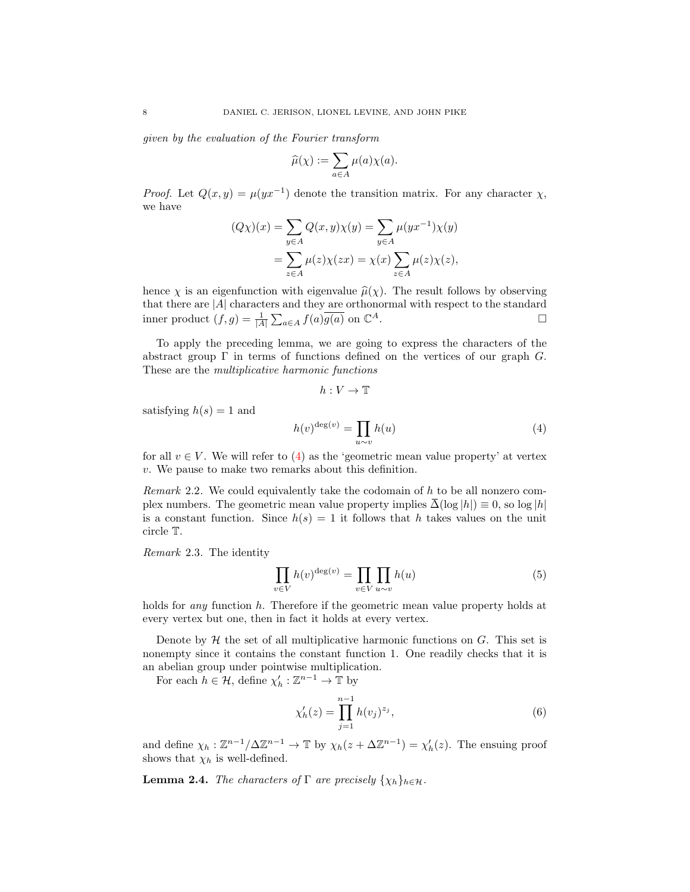*given by the evaluation of the Fourier transform*

$$\widehat{\mu}(\chi) := \sum_{a \in A} \mu(a)\chi(a).$$

*Proof.* Let $Q(x, y) = \mu(yx^{-1})$ denote the transition matrix. For any character $\chi$, we have

$$\begin{aligned}(Q\chi)(x) &= \sum_{y \in A} Q(x, y)\chi(y) = \sum_{y \in A} \mu(yx^{-1})\chi(y) \\ &= \sum_{z \in A} \mu(z)\chi(zx) = \chi(x) \sum_{z \in A} \mu(z)\chi(z),\end{aligned}$$

hence $\chi$ is an eigenfunction with eigenvalue $\widehat{\mu}(\chi)$. The result follows by observing that there are $|A|$ characters and they are orthonormal with respect to the standard inner product $(f, g) = \frac{1}{|A|} \sum_{a \in A} f(a)\overline{g(a)}$ on $\mathbb{C}^A$. □

To apply the preceding lemma, we are going to express the characters of the abstract group $\Gamma$ in terms of functions defined on the vertices of our graph $G$. These are the *multiplicative harmonic functions*

$$h : V \to \mathbb{T}$$

satisfying $h(s) = 1$ and

$$h(v)^{\deg(v)} = \prod_{u \sim v} h(u) \tag{4}$$

for all $v \in V$. We will refer to (4) as the 'geometric mean value property' at vertex $v$. We pause to make two remarks about this definition.

*Remark* 2.2. We could equivalently take the codomain of $h$ to be all nonzero complex numbers. The geometric mean value property implies $\overline{\Delta}(\log |h|) \equiv 0$, so $\log |h|$ is a constant function. Since $h(s) = 1$ it follows that $h$ takes values on the unit circle $\mathbb{T}$.

*Remark* 2.3. The identity

$$\prod_{v \in V} h(v)^{\deg(v)} = \prod_{v \in V} \prod_{u \sim v} h(u) \tag{5}$$

holds for *any* function $h$. Therefore if the geometric mean value property holds at every vertex but one, then in fact it holds at every vertex.

Denote by $\mathcal{H}$ the set of all multiplicative harmonic functions on $G$. This set is nonempty since it contains the constant function 1. One readily checks that it is an abelian group under pointwise multiplication.

For each $h \in \mathcal{H}$, define $\chi'_h : \mathbb{Z}^{n-1} \to \mathbb{T}$ by

$$\chi'_h(z) = \prod_{j=1}^{n-1} h(v_j)^{z_j}, \tag{6}$$

and define $\chi_h : \mathbb{Z}^{n-1}/\Delta\mathbb{Z}^{n-1} \to \mathbb{T}$ by $\chi_h(z + \Delta\mathbb{Z}^{n-1}) = \chi'_h(z)$. The ensuing proof shows that $\chi_h$ is well-defined.

**Lemma 2.4.** *The characters of* $\Gamma$ *are precisely* $\{\chi_h\}_{h \in \mathcal{H}}$.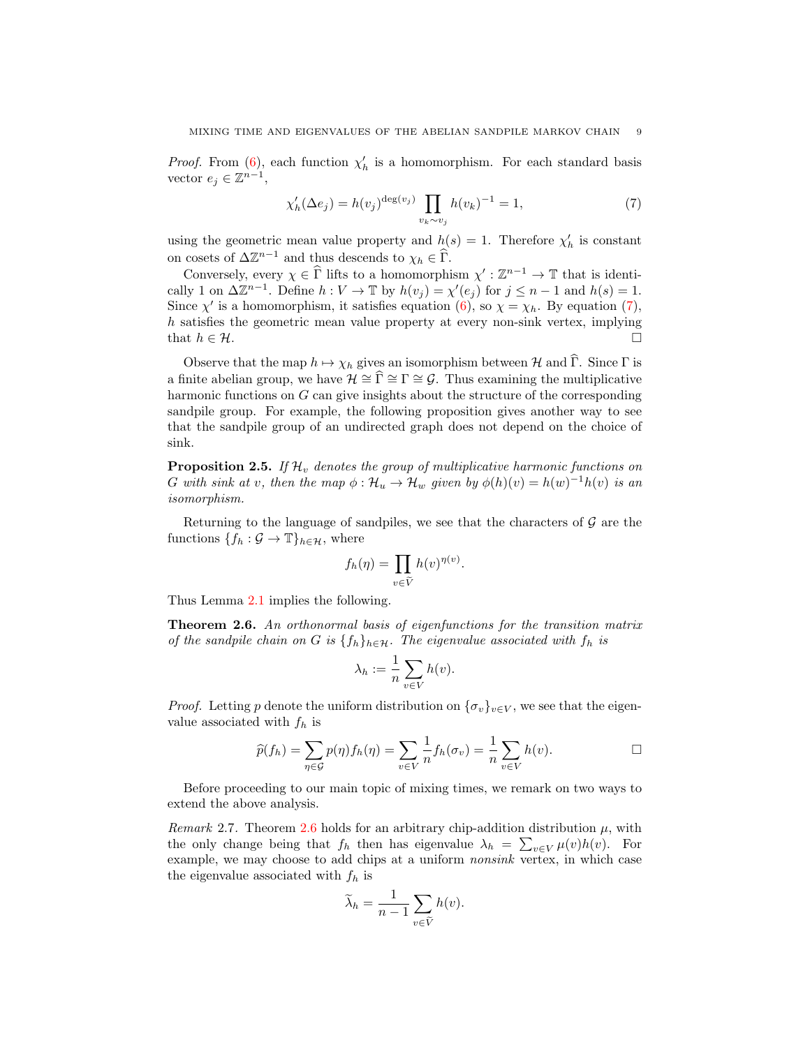*Proof.* From (6), each function $\chi'_h$ is a homomorphism. For each standard basis vector $e_j \in \mathbb{Z}^{n-1}$,

$$\chi'_h(\Delta e_j) = h(v_j)^{\deg(v_j)} \prod_{v_k \sim v_j} h(v_k)^{-1} = 1, \tag{7}$$

using the geometric mean value property and $h(s) = 1$. Therefore $\chi'_h$ is constant on cosets of $\Delta\mathbb{Z}^{n-1}$ and thus descends to $\chi_h \in \widehat{\Gamma}$.

Conversely, every $\chi \in \widehat{\Gamma}$ lifts to a homomorphism $\chi' : \mathbb{Z}^{n-1} \to \mathbb{T}$ that is identically 1 on $\Delta\mathbb{Z}^{n-1}$. Define $h : V \to \mathbb{T}$ by $h(v_j) = \chi'(e_j)$ for $j \leq n-1$ and $h(s) = 1$. Since $\chi'$ is a homomorphism, it satisfies equation (6), so $\chi = \chi_h$. By equation (7), $h$ satisfies the geometric mean value property at every non-sink vertex, implying that $h \in \mathcal{H}$. $\square$

Observe that the map $h \mapsto \chi_h$ gives an isomorphism between $\mathcal{H}$ and $\widehat{\Gamma}$. Since $\Gamma$ is a finite abelian group, we have $\mathcal{H} \cong \widehat{\Gamma} \cong \Gamma \cong \mathcal{G}$. Thus examining the multiplicative harmonic functions on $G$ can give insights about the structure of the corresponding sandpile group. For example, the following proposition gives another way to see that the sandpile group of an undirected graph does not depend on the choice of sink.

**Proposition 2.5.** *If $\mathcal{H}_v$ denotes the group of multiplicative harmonic functions on $G$ with sink at $v$, then the map $\phi : \mathcal{H}_u \to \mathcal{H}_w$ given by $\phi(h)(v) = h(w)^{-1}h(v)$ is an isomorphism.*

Returning to the language of sandpiles, we see that the characters of $\mathcal{G}$ are the functions $\{f_h : \mathcal{G} \to \mathbb{T}\}_{h \in \mathcal{H}}$, where

$$f_h(\eta) = \prod_{v \in \widetilde{V}} h(v)^{\eta(v)}.$$

Thus Lemma 2.1 implies the following.

**Theorem 2.6.** *An orthonormal basis of eigenfunctions for the transition matrix of the sandpile chain on $G$ is $\{f_h\}_{h \in \mathcal{H}}$. The eigenvalue associated with $f_h$ is*

$$\lambda_h := \frac{1}{n} \sum_{v \in V} h(v).$$

*Proof.* Letting $p$ denote the uniform distribution on $\{\sigma_v\}_{v \in V}$, we see that the eigenvalue associated with $f_h$ is

$$\widehat{p}(f_h) = \sum_{\eta \in \mathcal{G}} p(\eta) f_h(\eta) = \sum_{v \in V} \frac{1}{n} f_h(\sigma_v) = \frac{1}{n} \sum_{v \in V} h(v). \qquad \square$$

Before proceeding to our main topic of mixing times, we remark on two ways to extend the above analysis.

*Remark* 2.7. Theorem 2.6 holds for an arbitrary chip-addition distribution $\mu$, with the only change being that $f_h$ then has eigenvalue $\lambda_h = \sum_{v \in V} \mu(v)h(v)$. For example, we may choose to add chips at a uniform *nonsink* vertex, in which case the eigenvalue associated with $f_h$ is

$$\widetilde{\lambda}_h = \frac{1}{n-1} \sum_{v \in \widetilde{V}} h(v).$$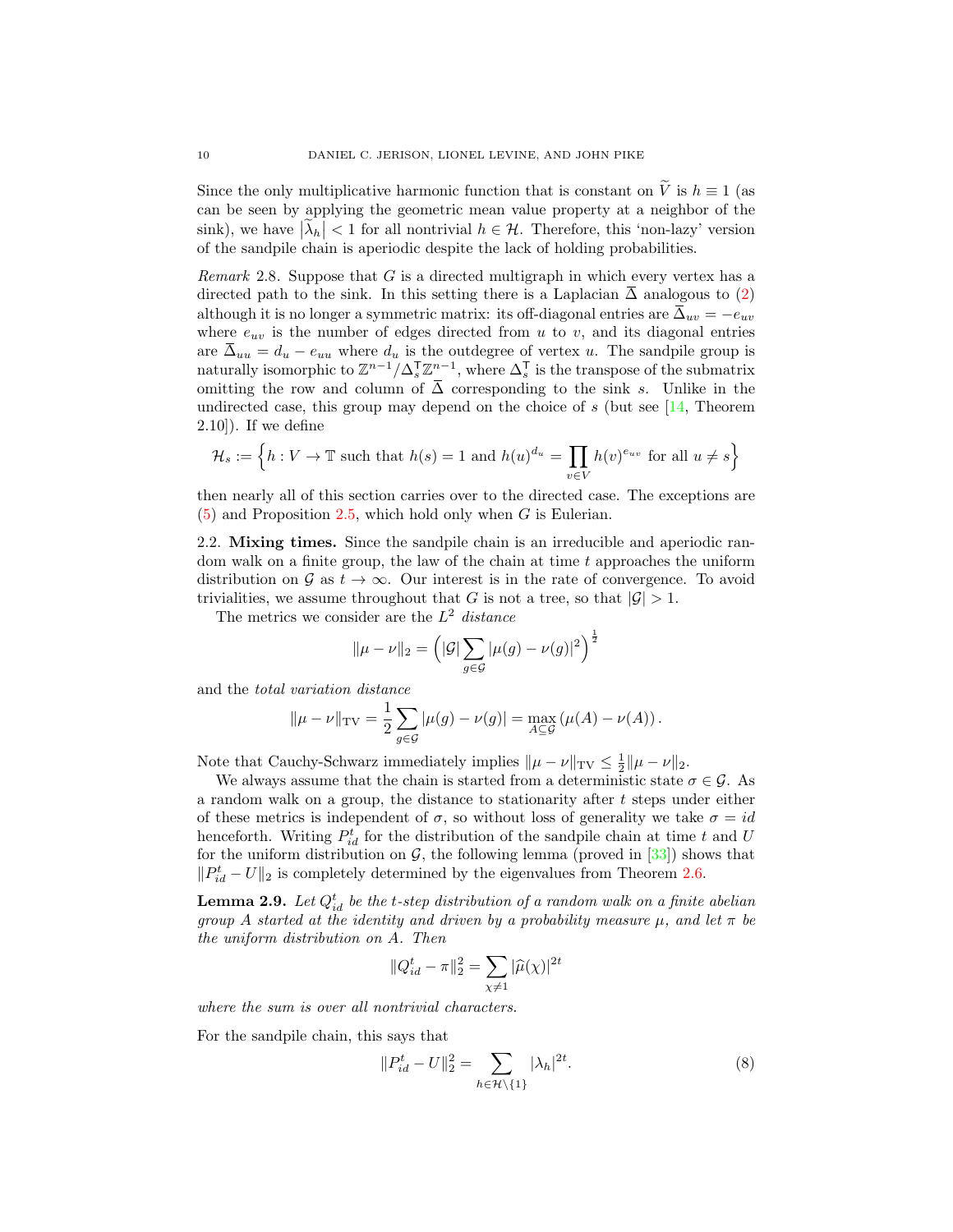Since the only multiplicative harmonic function that is constant on $\widetilde{V}$ is $h \equiv 1$ (as can be seen by applying the geometric mean value property at a neighbor of the sink), we have $|\widetilde{\lambda}_h| < 1$ for all nontrivial $h \in \mathcal{H}$. Therefore, this 'non-lazy' version of the sandpile chain is aperiodic despite the lack of holding probabilities.

*Remark* 2.8. Suppose that $G$ is a directed multigraph in which every vertex has a directed path to the sink. In this setting there is a Laplacian $\overline{\Delta}$ analogous to (2) although it is no longer a symmetric matrix: its off-diagonal entries are $\overline{\Delta}_{uv} = -e_{uv}$ where $e_{uv}$ is the number of edges directed from $u$ to $v$, and its diagonal entries are $\overline{\Delta}_{uu} = d_u - e_{uu}$ where $d_u$ is the outdegree of vertex $u$. The sandpile group is naturally isomorphic to $\mathbb{Z}^{n-1}/\Delta_s^{\intercal}\mathbb{Z}^{n-1}$, where $\Delta_s^{\intercal}$ is the transpose of the submatrix omitting the row and column of $\overline{\Delta}$ corresponding to the sink $s$. Unlike in the undirected case, this group may depend on the choice of $s$ (but see [14, Theorem 2.10]). If we define

$$\mathcal{H}_s := \Big\{ h : V \to \mathbb{T} \text{ such that } h(s) = 1 \text{ and } h(u)^{d_u} = \prod_{v \in V} h(v)^{e_{uv}} \text{ for all } u \neq s \Big\}$$

then nearly all of this section carries over to the directed case. The exceptions are (5) and Proposition 2.5, which hold only when $G$ is Eulerian.

2.2. **Mixing times.** Since the sandpile chain is an irreducible and aperiodic random walk on a finite group, the law of the chain at time $t$ approaches the uniform distribution on $\mathcal{G}$ as $t \to \infty$. Our interest is in the rate of convergence. To avoid trivialities, we assume throughout that $G$ is not a tree, so that $|\mathcal{G}| > 1$.

The metrics we consider are the $L^2$ *distance*

$$\|\mu - \nu\|_2 = \Big( |\mathcal{G}| \sum_{g \in \mathcal{G}} |\mu(g) - \nu(g)|^2 \Big)^{\frac{1}{2}}$$

and the *total variation distance*

$$\|\mu - \nu\|_{\mathrm{TV}} = \frac{1}{2} \sum_{g \in \mathcal{G}} |\mu(g) - \nu(g)| = \max_{A \subseteq \mathcal{G}} \left( \mu(A) - \nu(A) \right).$$

Note that Cauchy-Schwarz immediately implies $\|\mu - \nu\|_{\mathrm{TV}} \leq \frac{1}{2}\|\mu - \nu\|_2$.

We always assume that the chain is started from a deterministic state $\sigma \in \mathcal{G}$. As a random walk on a group, the distance to stationarity after $t$ steps under either of these metrics is independent of $\sigma$, so without loss of generality we take $\sigma = id$ henceforth. Writing $P_{id}^t$ for the distribution of the sandpile chain at time $t$ and $U$ for the uniform distribution on $\mathcal{G}$, the following lemma (proved in [33]) shows that $\|P_{id}^t - U\|_2$ is completely determined by the eigenvalues from Theorem 2.6.

**Lemma 2.9.** *Let $Q_{id}^t$ be the $t$-step distribution of a random walk on a finite abelian group $A$ started at the identity and driven by a probability measure $\mu$, and let $\pi$ be the uniform distribution on $A$. Then*

$$\|Q_{id}^t - \pi\|_2^2 = \sum_{\chi \neq 1} |\widehat{\mu}(\chi)|^{2t}$$

*where the sum is over all nontrivial characters.*

For the sandpile chain, this says that

$$\|P_{id}^t - U\|_2^2 = \sum_{h \in \mathcal{H} \setminus \{1\}} |\lambda_h|^{2t}. \tag{8}$$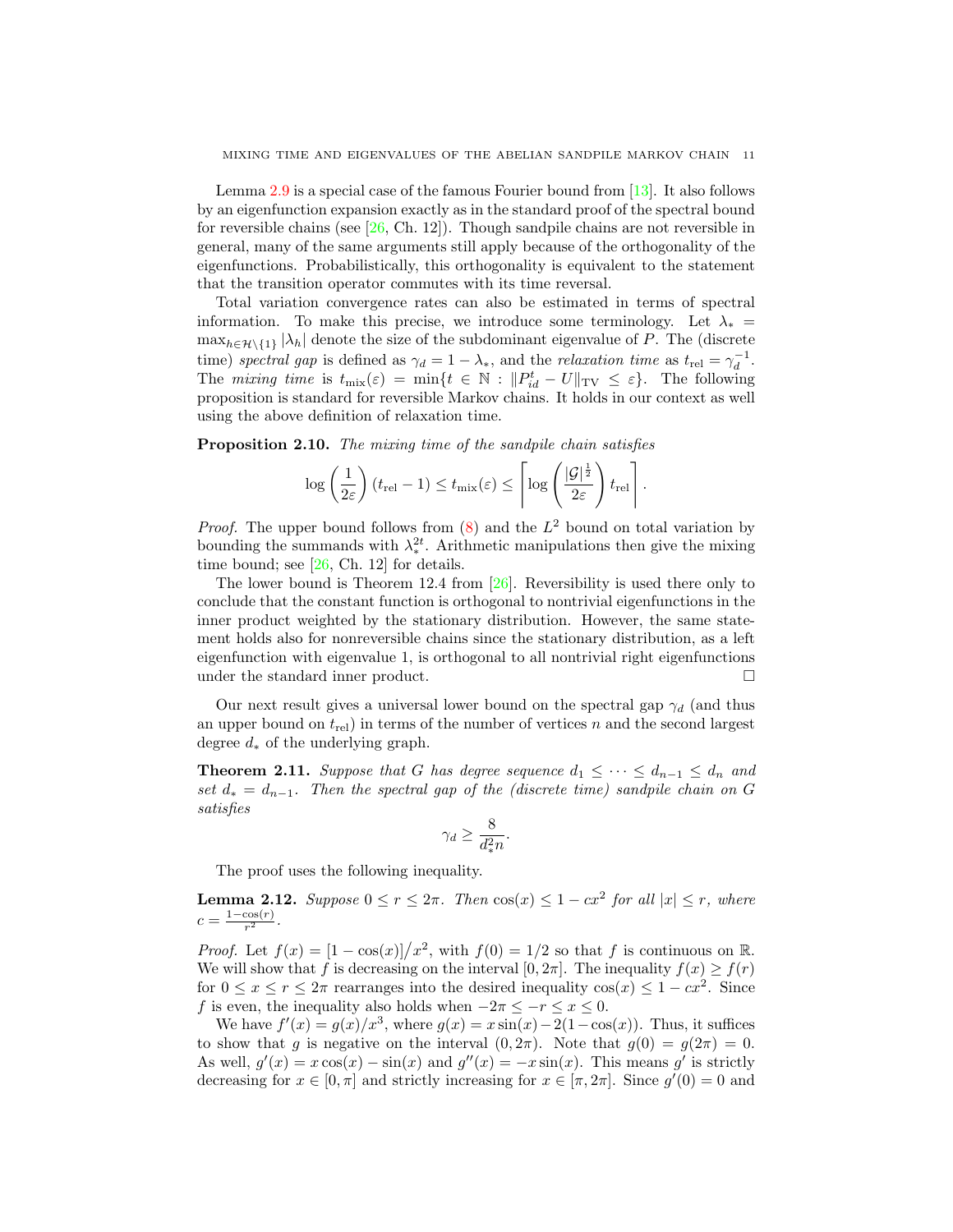Lemma 2.9 is a special case of the famous Fourier bound from [13]. It also follows by an eigenfunction expansion exactly as in the standard proof of the spectral bound for reversible chains (see [26, Ch. 12]). Though sandpile chains are not reversible in general, many of the same arguments still apply because of the orthogonality of the eigenfunctions. Probabilistically, this orthogonality is equivalent to the statement that the transition operator commutes with its time reversal.

Total variation convergence rates can also be estimated in terms of spectral information. To make this precise, we introduce some terminology. Let $\lambda_* = \max_{h \in \mathcal{H} \setminus \{1\}} |\lambda_h|$ denote the size of the subdominant eigenvalue of $P$. The (discrete time) *spectral gap* is defined as $\gamma_d = 1 - \lambda_*$, and the *relaxation time* as $t_{\mathrm{rel}} = \gamma_d^{-1}$. The *mixing time* is $t_{\mathrm{mix}}(\varepsilon) = \min\{t \in \mathbb{N} : \|P_{id}^t - U\|_{\mathrm{TV}} \leq \varepsilon\}$. The following proposition is standard for reversible Markov chains. It holds in our context as well using the above definition of relaxation time.

**Proposition 2.10.** *The mixing time of the sandpile chain satisfies*

$$\log\left(\frac{1}{2\varepsilon}\right)(t_{\mathrm{rel}} - 1) \leq t_{\mathrm{mix}}(\varepsilon) \leq \left\lceil \log\left(\frac{|\mathcal{G}|^{\frac{1}{2}}}{2\varepsilon}\right) t_{\mathrm{rel}} \right\rceil.$$

*Proof.* The upper bound follows from (8) and the $L^2$ bound on total variation by bounding the summands with $\lambda_*^{2t}$. Arithmetic manipulations then give the mixing time bound; see [26, Ch. 12] for details.

The lower bound is Theorem 12.4 from [26]. Reversibility is used there only to conclude that the constant function is orthogonal to nontrivial eigenfunctions in the inner product weighted by the stationary distribution. However, the same statement holds also for nonreversible chains since the stationary distribution, as a left eigenfunction with eigenvalue 1, is orthogonal to all nontrivial right eigenfunctions under the standard inner product. □

Our next result gives a universal lower bound on the spectral gap $\gamma_d$ (and thus an upper bound on $t_{\mathrm{rel}}$) in terms of the number of vertices $n$ and the second largest degree $d_*$ of the underlying graph.

**Theorem 2.11.** *Suppose that $G$ has degree sequence $d_1 \leq \cdots \leq d_{n-1} \leq d_n$ and set $d_* = d_{n-1}$. Then the spectral gap of the (discrete time) sandpile chain on $G$ satisfies*

$$\gamma_d \geq \frac{8}{d_*^2 n}.$$

The proof uses the following inequality.

**Lemma 2.12.** *Suppose $0 \leq r \leq 2\pi$. Then $\cos(x) \leq 1 - cx^2$ for all $|x| \leq r$, where $c = \frac{1-\cos(r)}{r^2}$.*

*Proof.* Let $f(x) = [1 - \cos(x)]/x^2$, with $f(0) = 1/2$ so that $f$ is continuous on $\mathbb{R}$. We will show that $f$ is decreasing on the interval $[0, 2\pi]$. The inequality $f(x) \geq f(r)$ for $0 \leq x \leq r \leq 2\pi$ rearranges into the desired inequality $\cos(x) \leq 1 - cx^2$. Since $f$ is even, the inequality also holds when $-2\pi \leq -r \leq x \leq 0$.

We have $f'(x) = g(x)/x^3$, where $g(x) = x\sin(x) - 2(1 - \cos(x))$. Thus, it suffices to show that $g$ is negative on the interval $(0, 2\pi)$. Note that $g(0) = g(2\pi) = 0$. As well, $g'(x) = x\cos(x) - \sin(x)$ and $g''(x) = -x\sin(x)$. This means $g'$ is strictly decreasing for $x \in [0, \pi]$ and strictly increasing for $x \in [\pi, 2\pi]$. Since $g'(0) = 0$ and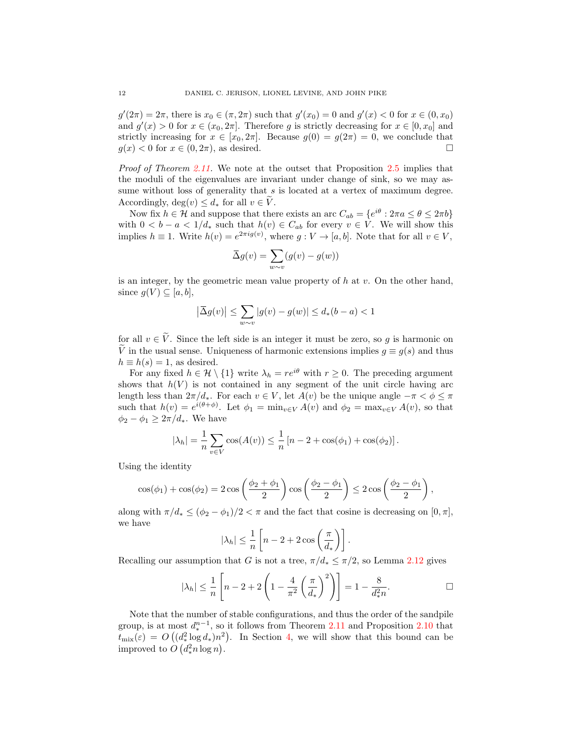$g'(2\pi) = 2\pi$, there is $x_0 \in (\pi, 2\pi)$ such that $g'(x_0) = 0$ and $g'(x) < 0$ for $x \in (0, x_0)$ and $g'(x) > 0$ for $x \in (x_0, 2\pi]$. Therefore $g$ is strictly decreasing for $x \in [0, x_0]$ and strictly increasing for $x \in [x_0, 2\pi]$. Because $g(0) = g(2\pi) = 0$, we conclude that $g(x) < 0$ for $x \in (0, 2\pi)$, as desired. $\square$

*Proof of Theorem 2.11.* We note at the outset that Proposition 2.5 implies that the moduli of the eigenvalues are invariant under change of sink, so we may assume without loss of generality that $s$ is located at a vertex of maximum degree. Accordingly, $\deg(v) \le d_*$ for all $v \in \widetilde{V}$.

Now fix $h \in \mathcal{H}$ and suppose that there exists an arc $C_{ab} = \{e^{i\theta} : 2\pi a \le \theta \le 2\pi b\}$ with $0 < b - a < 1/d_*$ such that $h(v) \in C_{ab}$ for every $v \in V$. We will show this implies $h \equiv 1$. Write $h(v) = e^{2\pi i g(v)}$, where $g : V \to [a, b]$. Note that for all $v \in V$,

$$\overline{\Delta} g(v) = \sum_{w \sim v} (g(v) - g(w))$$

is an integer, by the geometric mean value property of $h$ at $v$. On the other hand, since $g(V) \subseteq [a, b]$,

$$\left|\overline{\Delta} g(v)\right| \le \sum_{w \sim v} |g(v) - g(w)| \le d_*(b - a) < 1$$

for all $v \in \widetilde{V}$. Since the left side is an integer it must be zero, so $g$ is harmonic on $\widetilde{V}$ in the usual sense. Uniqueness of harmonic extensions implies $g \equiv g(s)$ and thus $h \equiv h(s) = 1$, as desired.

For any fixed $h \in \mathcal{H} \setminus \{1\}$ write $\lambda_h = re^{i\theta}$ with $r \ge 0$. The preceding argument shows that $h(V)$ is not contained in any segment of the unit circle having arc length less than $2\pi/d_*$. For each $v \in V$, let $A(v)$ be the unique angle $-\pi < \phi \le \pi$ such that $h(v) = e^{i(\theta + \phi)}$. Let $\phi_1 = \min_{v \in V} A(v)$ and $\phi_2 = \max_{v \in V} A(v)$, so that $\phi_2 - \phi_1 \ge 2\pi/d_*$. We have

$$|\lambda_h| = \frac{1}{n} \sum_{v \in V} \cos(A(v)) \le \frac{1}{n} \left[n - 2 + \cos(\phi_1) + \cos(\phi_2)\right].$$

Using the identity

$$\cos(\phi_1) + \cos(\phi_2) = 2\cos\left(\frac{\phi_2 + \phi_1}{2}\right)\cos\left(\frac{\phi_2 - \phi_1}{2}\right) \le 2\cos\left(\frac{\phi_2 - \phi_1}{2}\right),$$

along with $\pi/d_* \le (\phi_2 - \phi_1)/2 < \pi$ and the fact that cosine is decreasing on $[0, \pi]$, we have

$$|\lambda_h| \le \frac{1}{n}\left[n - 2 + 2\cos\left(\frac{\pi}{d_*}\right)\right].$$

Recalling our assumption that $G$ is not a tree, $\pi/d_* \le \pi/2$, so Lemma 2.12 gives

$$|\lambda_h| \le \frac{1}{n}\left[n - 2 + 2\left(1 - \frac{4}{\pi^2}\left(\frac{\pi}{d_*}\right)^2\right)\right] = 1 - \frac{8}{d_*^2 n}. \qquad \square$$

Note that the number of stable configurations, and thus the order of the sandpile group, is at most $d_*^{n-1}$, so it follows from Theorem 2.11 and Proposition 2.10 that $t_{\text{mix}}(\varepsilon) = O\left((d_*^2 \log d_*) n^2\right)$. In Section 4, we will show that this bound can be improved to $O\left(d_*^2 n \log n\right)$.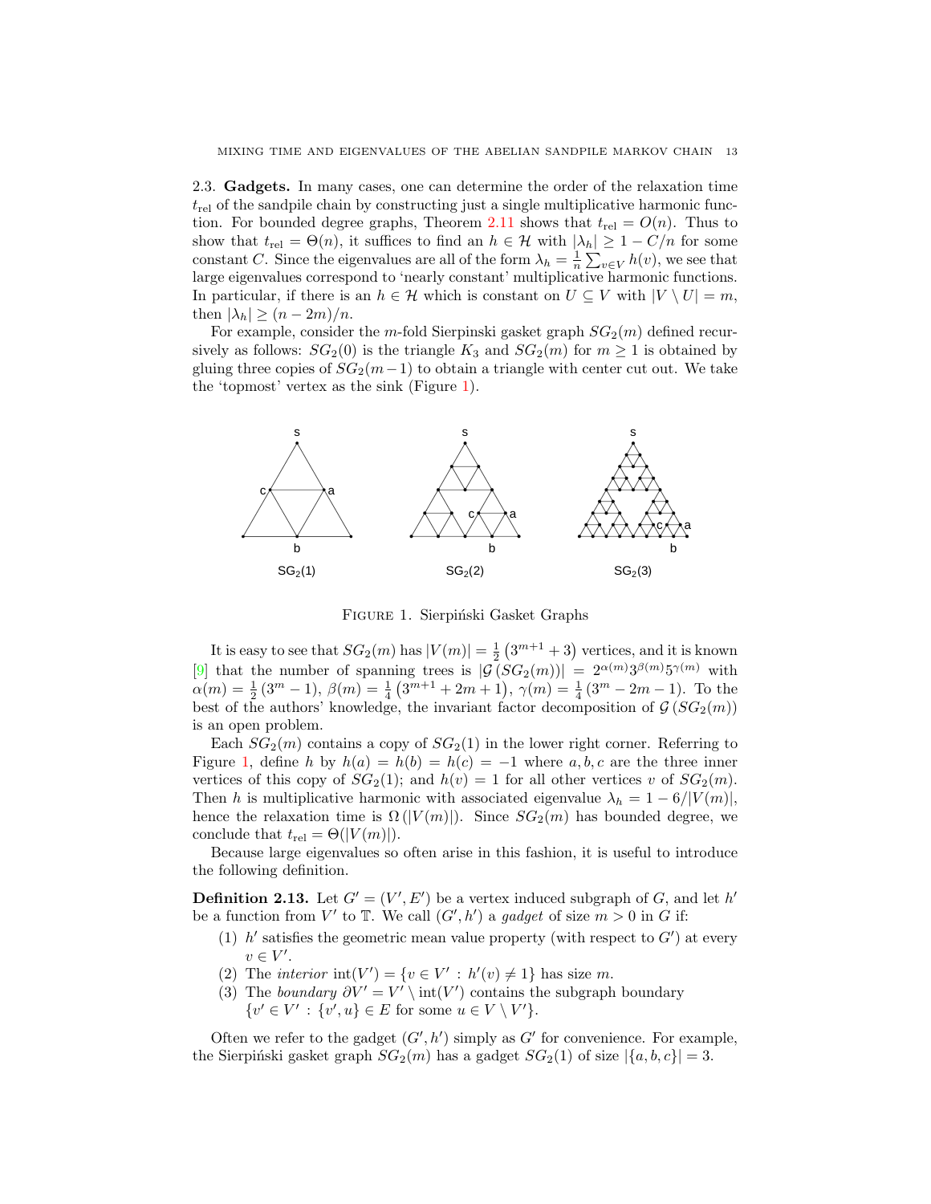## 2.3. **Gadgets.**

In many cases, one can determine the order of the relaxation time $t_{\text{rel}}$ of the sandpile chain by constructing just a single multiplicative harmonic function. For bounded degree graphs, Theorem 2.11 shows that $t_{\text{rel}} = O(n)$. Thus to show that $t_{\text{rel}} = \Theta(n)$, it suffices to find an $h \in \mathcal{H}$ with $|\lambda_h| \geq 1 - C/n$ for some constant $C$. Since the eigenvalues are all of the form $\lambda_h = \frac{1}{n}\sum_{v \in V} h(v)$, we see that large eigenvalues correspond to 'nearly constant' multiplicative harmonic functions. In particular, if there is an $h \in \mathcal{H}$ which is constant on $U \subseteq V$ with $|V \setminus U| = m$, then $|\lambda_h| \geq (n - 2m)/n$.

For example, consider the $m$-fold Sierpinski gasket graph $SG_2(m)$ defined recursively as follows: $SG_2(0)$ is the triangle $K_3$ and $SG_2(m)$ for $m \geq 1$ is obtained by gluing three copies of $SG_2(m-1)$ to obtain a triangle with center cut out. We take the 'topmost' vertex as the sink (Figure 1).

Figure 1. Sierpiński Gasket Graphs

It is easy to see that $SG_2(m)$ has $|V(m)| = \frac{1}{2}\left(3^{m+1} + 3\right)$ vertices, and it is known [9] that the number of spanning trees is $|\mathcal{G}\left(SG_2(m)\right)| = 2^{\alpha(m)} 3^{\beta(m)} 5^{\gamma(m)}$ with $\alpha(m) = \frac{1}{2}\left(3^m - 1\right)$, $\beta(m) = \frac{1}{4}\left(3^{m+1} + 2m + 1\right)$, $\gamma(m) = \frac{1}{4}\left(3^m - 2m - 1\right)$. To the best of the authors' knowledge, the invariant factor decomposition of $\mathcal{G}\left(SG_2(m)\right)$ is an open problem.

Each $SG_2(m)$ contains a copy of $SG_2(1)$ in the lower right corner. Referring to Figure 1, define $h$ by $h(a) = h(b) = h(c) = -1$ where $a, b, c$ are the three inner vertices of this copy of $SG_2(1)$; and $h(v) = 1$ for all other vertices $v$ of $SG_2(m)$. Then $h$ is multiplicative harmonic with associated eigenvalue $\lambda_h = 1 - 6/|V(m)|$, hence the relaxation time is $\Omega\left(|V(m)|\right)$. Since $SG_2(m)$ has bounded degree, we conclude that $t_{\text{rel}} = \Theta(|V(m)|)$.

Because large eigenvalues so often arise in this fashion, it is useful to introduce the following definition.

**Definition 2.13.** Let $G' = (V', E')$ be a vertex induced subgraph of $G$, and let $h'$ be a function from $V'$ to $\mathbb{T}$. We call $(G', h')$ a *gadget* of size $m > 0$ in $G$ if:

1. $h'$ satisfies the geometric mean value property (with respect to $G'$) at every $v \in V'$.
2. The *interior* $\text{int}(V') = \{v \in V' : h'(v) \neq 1\}$ has size $m$.
3. The *boundary* $\partial V' = V' \setminus \text{int}(V')$ contains the subgraph boundary $\{v' \in V' : \{v', u\} \in E \text{ for some } u \in V \setminus V'\}$.

Often we refer to the gadget $(G', h')$ simply as $G'$ for convenience. For example, the Sierpiński gasket graph $SG_2(m)$ has a gadget $SG_2(1)$ of size $|\{a, b, c\}| = 3$.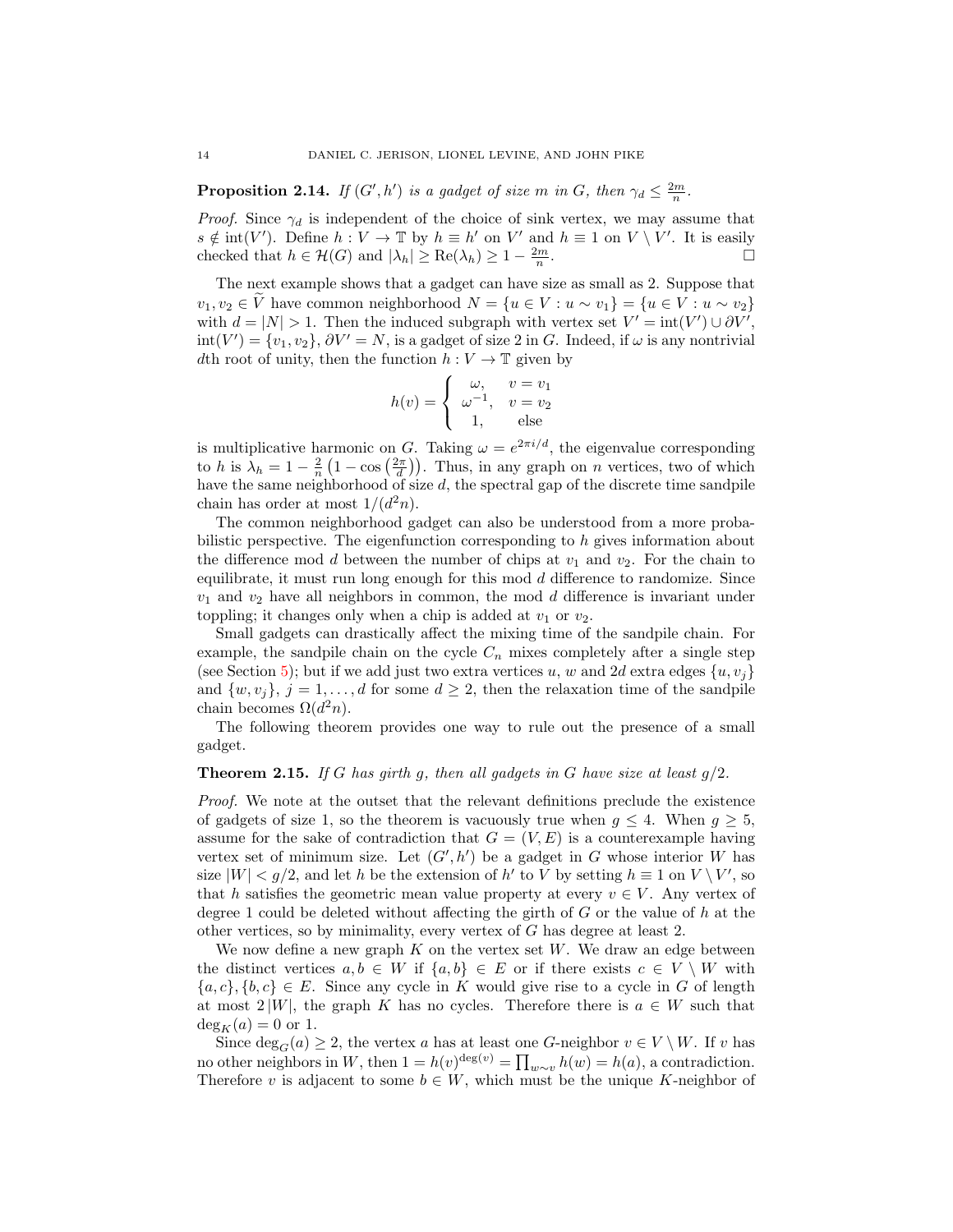**Proposition 2.14.** *If $(G', h')$ is a gadget of size $m$ in $G$, then $\gamma_d \leq \frac{2m}{n}$.*

*Proof.* Since $\gamma_d$ is independent of the choice of sink vertex, we may assume that $s \notin \mathrm{int}(V')$. Define $h : V \to \mathbb{T}$ by $h \equiv h'$ on $V'$ and $h \equiv 1$ on $V \setminus V'$. It is easily checked that $h \in \mathcal{H}(G)$ and $|\lambda_h| \geq \mathrm{Re}(\lambda_h) \geq 1 - \frac{2m}{n}$. $\square$

The next example shows that a gadget can have size as small as 2. Suppose that $v_1, v_2 \in \widetilde{V}$ have common neighborhood $N = \{u \in V : u \sim v_1\} = \{u \in V : u \sim v_2\}$ with $d = |N| > 1$. Then the induced subgraph with vertex set $V' = \mathrm{int}(V') \cup \partial V'$, $\mathrm{int}(V') = \{v_1, v_2\}$, $\partial V' = N$, is a gadget of size 2 in $G$. Indeed, if $\omega$ is any nontrivial $d$th root of unity, then the function $h : V \to \mathbb{T}$ given by

$$h(v) = \begin{cases} \omega, & v = v_1 \\ \omega^{-1}, & v = v_2 \\ 1, & \text{else} \end{cases}$$

is multiplicative harmonic on $G$. Taking $\omega = e^{2\pi i/d}$, the eigenvalue corresponding to $h$ is $\lambda_h = 1 - \frac{2}{n}\left(1 - \cos\left(\frac{2\pi}{d}\right)\right)$. Thus, in any graph on $n$ vertices, two of which have the same neighborhood of size $d$, the spectral gap of the discrete time sandpile chain has order at most $1/(d^2 n)$.

The common neighborhood gadget can also be understood from a more probabilistic perspective. The eigenfunction corresponding to $h$ gives information about the difference mod $d$ between the number of chips at $v_1$ and $v_2$. For the chain to equilibrate, it must run long enough for this mod $d$ difference to randomize. Since $v_1$ and $v_2$ have all neighbors in common, the mod $d$ difference is invariant under toppling; it changes only when a chip is added at $v_1$ or $v_2$.

Small gadgets can drastically affect the mixing time of the sandpile chain. For example, the sandpile chain on the cycle $C_n$ mixes completely after a single step (see Section 5); but if we add just two extra vertices $u$, $w$ and $2d$ extra edges $\{u, v_j\}$ and $\{w, v_j\}$, $j = 1, \ldots, d$ for some $d \geq 2$, then the relaxation time of the sandpile chain becomes $\Omega(d^2 n)$.

The following theorem provides one way to rule out the presence of a small gadget.

**Theorem 2.15.** *If $G$ has girth $g$, then all gadgets in $G$ have size at least $g/2$.*

*Proof.* We note at the outset that the relevant definitions preclude the existence of gadgets of size 1, so the theorem is vacuously true when $g \leq 4$. When $g \geq 5$, assume for the sake of contradiction that $G = (V, E)$ is a counterexample having vertex set of minimum size. Let $(G', h')$ be a gadget in $G$ whose interior $W$ has size $|W| < g/2$, and let $h$ be the extension of $h'$ to $V$ by setting $h \equiv 1$ on $V \setminus V'$, so that $h$ satisfies the geometric mean value property at every $v \in V$. Any vertex of degree 1 could be deleted without affecting the girth of $G$ or the value of $h$ at the other vertices, so by minimality, every vertex of $G$ has degree at least 2.

We now define a new graph $K$ on the vertex set $W$. We draw an edge between the distinct vertices $a, b \in W$ if $\{a, b\} \in E$ or if there exists $c \in V \setminus W$ with $\{a, c\}, \{b, c\} \in E$. Since any cycle in $K$ would give rise to a cycle in $G$ of length at most $2|W|$, the graph $K$ has no cycles. Therefore there is $a \in W$ such that $\deg_K(a) = 0$ or 1.

Since $\deg_G(a) \geq 2$, the vertex $a$ has at least one $G$-neighbor $v \in V \setminus W$. If $v$ has no other neighbors in $W$, then $1 = h(v)^{\deg(v)} = \prod_{w \sim v} h(w) = h(a)$, a contradiction. Therefore $v$ is adjacent to some $b \in W$, which must be the unique $K$-neighbor of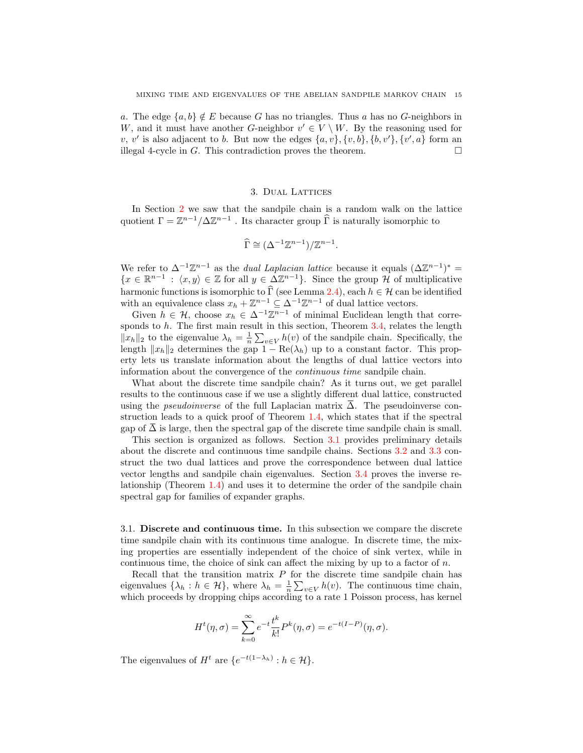$a$. The edge $\{a, b\} \notin E$ because $G$ has no triangles. Thus $a$ has no $G$-neighbors in $W$, and it must have another $G$-neighbor $v' \in V \setminus W$. By the reasoning used for $v$, $v'$ is also adjacent to $b$. But now the edges $\{a, v\}, \{v, b\}, \{b, v'\}, \{v', a\}$ form an illegal 4-cycle in $G$. This contradiction proves the theorem. $\square$

## 3. Dual Lattices

In Section 2 we saw that the sandpile chain is a random walk on the lattice quotient $\Gamma = \mathbb{Z}^{n-1}/\Delta\mathbb{Z}^{n-1}$ . Its character group $\widehat{\Gamma}$ is naturally isomorphic to

$$\widehat{\Gamma} \cong (\Delta^{-1}\mathbb{Z}^{n-1})/\mathbb{Z}^{n-1}.$$

We refer to $\Delta^{-1}\mathbb{Z}^{n-1}$ as the *dual Laplacian lattice* because it equals $(\Delta\mathbb{Z}^{n-1})^* = \{x \in \mathbb{R}^{n-1} : \langle x, y\rangle \in \mathbb{Z} \text{ for all } y \in \Delta\mathbb{Z}^{n-1}\}$. Since the group $\mathcal{H}$ of multiplicative harmonic functions is isomorphic to $\widehat{\Gamma}$ (see Lemma 2.4), each $h \in \mathcal{H}$ can be identified with an equivalence class $x_h + \mathbb{Z}^{n-1} \subseteq \Delta^{-1}\mathbb{Z}^{n-1}$ of dual lattice vectors.

Given $h \in \mathcal{H}$, choose $x_h \in \Delta^{-1}\mathbb{Z}^{n-1}$ of minimal Euclidean length that corresponds to $h$. The first main result in this section, Theorem 3.4, relates the length $\|x_h\|_2$ to the eigenvalue $\lambda_h = \frac{1}{n}\sum_{v\in V} h(v)$ of the sandpile chain. Specifically, the length $\|x_h\|_2$ determines the gap $1 - \mathrm{Re}(\lambda_h)$ up to a constant factor. This property lets us translate information about the lengths of dual lattice vectors into information about the convergence of the *continuous time* sandpile chain.

What about the discrete time sandpile chain? As it turns out, we get parallel results to the continuous case if we use a slightly different dual lattice, constructed using the *pseudoinverse* of the full Laplacian matrix $\overline{\Delta}$. The pseudoinverse construction leads to a quick proof of Theorem 1.4, which states that if the spectral gap of $\overline{\Delta}$ is large, then the spectral gap of the discrete time sandpile chain is small.

This section is organized as follows. Section 3.1 provides preliminary details about the discrete and continuous time sandpile chains. Sections 3.2 and 3.3 construct the two dual lattices and prove the correspondence between dual lattice vector lengths and sandpile chain eigenvalues. Section 3.4 proves the inverse relationship (Theorem 1.4) and uses it to determine the order of the sandpile chain spectral gap for families of expander graphs.

### 3.1. Discrete and continuous time.

In this subsection we compare the discrete time sandpile chain with its continuous time analogue. In discrete time, the mixing properties are essentially independent of the choice of sink vertex, while in continuous time, the choice of sink can affect the mixing by up to a factor of $n$.

Recall that the transition matrix $P$ for the discrete time sandpile chain has eigenvalues $\{\lambda_h : h \in \mathcal{H}\}$, where $\lambda_h = \frac{1}{n}\sum_{v\in V} h(v)$. The continuous time chain, which proceeds by dropping chips according to a rate 1 Poisson process, has kernel

$$H^t(\eta, \sigma) = \sum_{k=0}^{\infty} e^{-t}\frac{t^k}{k!}P^k(\eta, \sigma) = e^{-t(I-P)}(\eta, \sigma).$$

The eigenvalues of $H^t$ are $\{e^{-t(1-\lambda_h)} : h \in \mathcal{H}\}$.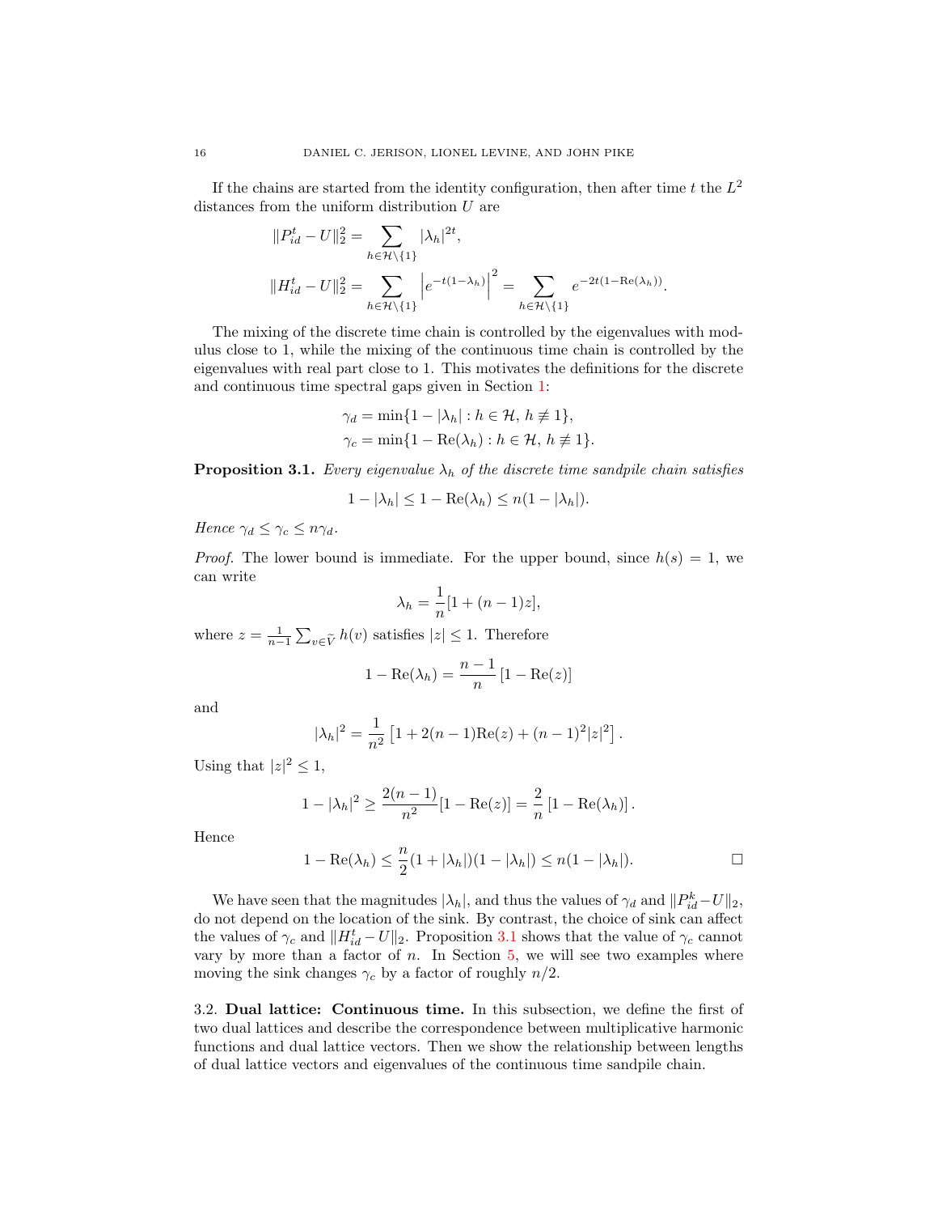If the chains are started from the identity configuration, then after time $t$ the $L^2$ distances from the uniform distribution $U$ are

$$\|P_{id}^t - U\|_2^2 = \sum_{h \in \mathcal{H}\setminus\{1\}} |\lambda_h|^{2t},$$

$$\|H_{id}^t - U\|_2^2 = \sum_{h \in \mathcal{H}\setminus\{1\}} \left|e^{-t(1-\lambda_h)}\right|^2 = \sum_{h \in \mathcal{H}\setminus\{1\}} e^{-2t(1-\mathrm{Re}(\lambda_h))}.$$

The mixing of the discrete time chain is controlled by the eigenvalues with modulus close to 1, while the mixing of the continuous time chain is controlled by the eigenvalues with real part close to 1. This motivates the definitions for the discrete and continuous time spectral gaps given in Section 1:

$$\gamma_d = \min\{1 - |\lambda_h| : h \in \mathcal{H},\ h \not\equiv 1\},$$
$$\gamma_c = \min\{1 - \mathrm{Re}(\lambda_h) : h \in \mathcal{H},\ h \not\equiv 1\}.$$

**Proposition 3.1.** *Every eigenvalue $\lambda_h$ of the discrete time sandpile chain satisfies*

$$1 - |\lambda_h| \leq 1 - \mathrm{Re}(\lambda_h) \leq n(1 - |\lambda_h|).$$

*Hence $\gamma_d \leq \gamma_c \leq n\gamma_d$.*

*Proof.* The lower bound is immediate. For the upper bound, since $h(s) = 1$, we can write

$$\lambda_h = \frac{1}{n}[1 + (n-1)z],$$

where $z = \frac{1}{n-1}\sum_{v \in \widetilde{V}} h(v)$ satisfies $|z| \leq 1$. Therefore

$$1 - \mathrm{Re}(\lambda_h) = \frac{n-1}{n}\left[1 - \mathrm{Re}(z)\right]$$

and

$$|\lambda_h|^2 = \frac{1}{n^2}\left[1 + 2(n-1)\mathrm{Re}(z) + (n-1)^2|z|^2\right].$$

Using that $|z|^2 \leq 1$,

$$1 - |\lambda_h|^2 \geq \frac{2(n-1)}{n^2}[1 - \mathrm{Re}(z)] = \frac{2}{n}\left[1 - \mathrm{Re}(\lambda_h)\right].$$

Hence

$$1 - \mathrm{Re}(\lambda_h) \leq \frac{n}{2}(1 + |\lambda_h|)(1 - |\lambda_h|) \leq n(1 - |\lambda_h|). \qquad \square$$

We have seen that the magnitudes $|\lambda_h|$, and thus the values of $\gamma_d$ and $\|P_{id}^k - U\|_2$, do not depend on the location of the sink. By contrast, the choice of sink can affect the values of $\gamma_c$ and $\|H_{id}^t - U\|_2$. Proposition 3.1 shows that the value of $\gamma_c$ cannot vary by more than a factor of $n$. In Section 5, we will see two examples where moving the sink changes $\gamma_c$ by a factor of roughly $n/2$.

3.2. **Dual lattice: Continuous time.** In this subsection, we define the first of two dual lattices and describe the correspondence between multiplicative harmonic functions and dual lattice vectors. Then we show the relationship between lengths of dual lattice vectors and eigenvalues of the continuous time sandpile chain.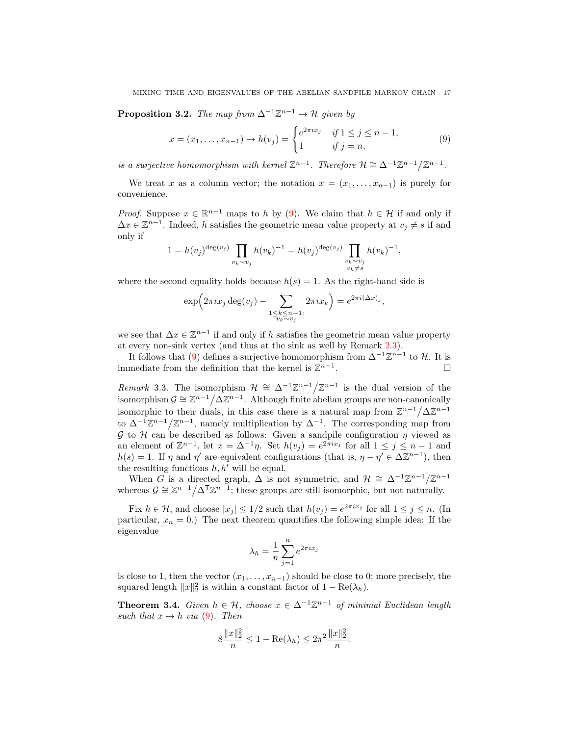**Proposition 3.2.** *The map from $\Delta^{-1}\mathbb{Z}^{n-1} \to \mathcal{H}$ given by*

$$x = (x_1, \ldots, x_{n-1}) \mapsto h(v_j) = \begin{cases} e^{2\pi i x_j} & \text{if } 1 \le j \le n-1, \\ 1 & \text{if } j = n, \end{cases} \tag{9}$$

*is a surjective homomorphism with kernel $\mathbb{Z}^{n-1}$. Therefore $\mathcal{H} \cong \Delta^{-1}\mathbb{Z}^{n-1}/\mathbb{Z}^{n-1}$.*

We treat $x$ as a column vector; the notation $x = (x_1, \ldots, x_{n-1})$ is purely for convenience.

*Proof.* Suppose $x \in \mathbb{R}^{n-1}$ maps to $h$ by (9). We claim that $h \in \mathcal{H}$ if and only if $\Delta x \in \mathbb{Z}^{n-1}$. Indeed, $h$ satisfies the geometric mean value property at $v_j \neq s$ if and only if

$$1 = h(v_j)^{\deg(v_j)} \prod_{v_k \sim v_j} h(v_k)^{-1} = h(v_j)^{\deg(v_j)} \prod_{\substack{v_k \sim v_j \\ v_k \neq s}} h(v_k)^{-1},$$

where the second equality holds because $h(s) = 1$. As the right-hand side is

$$\exp\Big(2\pi i x_j \deg(v_j) - \sum_{\substack{1 \le k \le n-1: \\ v_k \sim v_j}} 2\pi i x_k\Big) = e^{2\pi i (\Delta x)_j},$$

we see that $\Delta x \in \mathbb{Z}^{n-1}$ if and only if $h$ satisfies the geometric mean value property at every non-sink vertex (and thus at the sink as well by Remark 2.3).

It follows that (9) defines a surjective homomorphism from $\Delta^{-1}\mathbb{Z}^{n-1}$ to $\mathcal{H}$. It is immediate from the definition that the kernel is $\mathbb{Z}^{n-1}$. $\square$

*Remark* 3.3. The isomorphism $\mathcal{H} \cong \Delta^{-1}\mathbb{Z}^{n-1}/\mathbb{Z}^{n-1}$ is the dual version of the isomorphism $\mathcal{G} \cong \mathbb{Z}^{n-1}/\Delta\mathbb{Z}^{n-1}$. Although finite abelian groups are non-canonically isomorphic to their duals, in this case there is a natural map from $\mathbb{Z}^{n-1}/\Delta\mathbb{Z}^{n-1}$ to $\Delta^{-1}\mathbb{Z}^{n-1}/\mathbb{Z}^{n-1}$, namely multiplication by $\Delta^{-1}$. The corresponding map from $\mathcal{G}$ to $\mathcal{H}$ can be described as follows: Given a sandpile configuration $\eta$ viewed as an element of $\mathbb{Z}^{n-1}$, let $x = \Delta^{-1}\eta$. Set $h(v_j) = e^{2\pi i x_j}$ for all $1 \le j \le n-1$ and $h(s) = 1$. If $\eta$ and $\eta'$ are equivalent configurations (that is, $\eta - \eta' \in \Delta\mathbb{Z}^{n-1}$), then the resulting functions $h, h'$ will be equal.

When $G$ is a directed graph, $\Delta$ is not symmetric, and $\mathcal{H} \cong \Delta^{-1}\mathbb{Z}^{n-1}/\mathbb{Z}^{n-1}$ whereas $\mathcal{G} \cong \mathbb{Z}^{n-1}/\Delta^{\mathsf{T}}\mathbb{Z}^{n-1}$; these groups are still isomorphic, but not naturally.

Fix $h \in \mathcal{H}$, and choose $|x_j| \le 1/2$ such that $h(v_j) = e^{2\pi i x_j}$ for all $1 \le j \le n$. (In particular, $x_n = 0$.) The next theorem quantifies the following simple idea: If the eigenvalue

$$\lambda_h = \frac{1}{n} \sum_{j=1}^{n} e^{2\pi i x_j}$$

is close to 1, then the vector $(x_1, \ldots, x_{n-1})$ should be close to 0; more precisely, the squared length $\|x\|_2^2$ is within a constant factor of $1 - \mathrm{Re}(\lambda_h)$.

**Theorem 3.4.** *Given $h \in \mathcal{H}$, choose $x \in \Delta^{-1}\mathbb{Z}^{n-1}$ of minimal Euclidean length such that $x \mapsto h$ via (9). Then*

$$8\frac{\|x\|_2^2}{n} \le 1 - \mathrm{Re}(\lambda_h) \le 2\pi^2 \frac{\|x\|_2^2}{n}.$$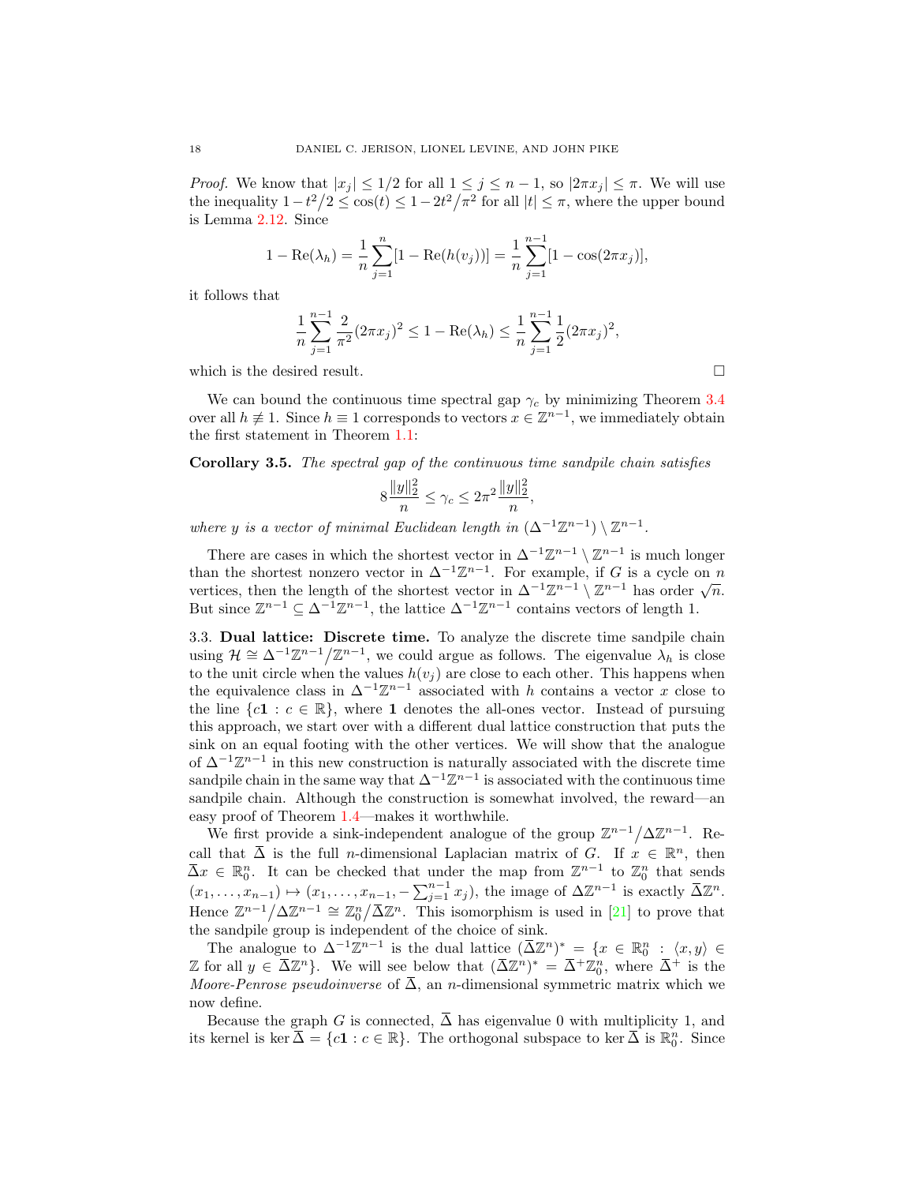*Proof.* We know that $|x_j| \le 1/2$ for all $1 \le j \le n-1$, so $|2\pi x_j| \le \pi$. We will use the inequality $1 - t^2/2 \le \cos(t) \le 1 - 2t^2/\pi^2$ for all $|t| \le \pi$, where the upper bound is Lemma 2.12. Since

$$1 - \mathrm{Re}(\lambda_h) = \frac{1}{n}\sum_{j=1}^{n}[1 - \mathrm{Re}(h(v_j))] = \frac{1}{n}\sum_{j=1}^{n-1}[1 - \cos(2\pi x_j)],$$

it follows that

$$\frac{1}{n}\sum_{j=1}^{n-1}\frac{2}{\pi^2}(2\pi x_j)^2 \le 1 - \mathrm{Re}(\lambda_h) \le \frac{1}{n}\sum_{j=1}^{n-1}\frac{1}{2}(2\pi x_j)^2,$$

which is the desired result. $\square$

We can bound the continuous time spectral gap $\gamma_c$ by minimizing Theorem 3.4 over all $h \not\equiv 1$. Since $h \equiv 1$ corresponds to vectors $x \in \mathbb{Z}^{n-1}$, we immediately obtain the first statement in Theorem 1.1:

**Corollary 3.5.** *The spectral gap of the continuous time sandpile chain satisfies*

$$8\frac{\|y\|_2^2}{n} \le \gamma_c \le 2\pi^2\frac{\|y\|_2^2}{n},$$

*where $y$ is a vector of minimal Euclidean length in $(\Delta^{-1}\mathbb{Z}^{n-1}) \setminus \mathbb{Z}^{n-1}$.*

There are cases in which the shortest vector in $\Delta^{-1}\mathbb{Z}^{n-1} \setminus \mathbb{Z}^{n-1}$ is much longer than the shortest nonzero vector in $\Delta^{-1}\mathbb{Z}^{n-1}$. For example, if $G$ is a cycle on $n$ vertices, then the length of the shortest vector in $\Delta^{-1}\mathbb{Z}^{n-1} \setminus \mathbb{Z}^{n-1}$ has order $\sqrt{n}$. But since $\mathbb{Z}^{n-1} \subseteq \Delta^{-1}\mathbb{Z}^{n-1}$, the lattice $\Delta^{-1}\mathbb{Z}^{n-1}$ contains vectors of length 1.

3.3. **Dual lattice: Discrete time.** To analyze the discrete time sandpile chain using $\mathcal{H} \cong \Delta^{-1}\mathbb{Z}^{n-1}/\mathbb{Z}^{n-1}$, we could argue as follows. The eigenvalue $\lambda_h$ is close to the unit circle when the values $h(v_j)$ are close to each other. This happens when the equivalence class in $\Delta^{-1}\mathbb{Z}^{n-1}$ associated with $h$ contains a vector $x$ close to the line $\{c\mathbf{1} : c \in \mathbb{R}\}$, where $\mathbf{1}$ denotes the all-ones vector. Instead of pursuing this approach, we start over with a different dual lattice construction that puts the sink on an equal footing with the other vertices. We will show that the analogue of $\Delta^{-1}\mathbb{Z}^{n-1}$ in this new construction is naturally associated with the discrete time sandpile chain in the same way that $\Delta^{-1}\mathbb{Z}^{n-1}$ is associated with the continuous time sandpile chain. Although the construction is somewhat involved, the reward—an easy proof of Theorem 1.4—makes it worthwhile.

We first provide a sink-independent analogue of the group $\mathbb{Z}^{n-1}/\Delta\mathbb{Z}^{n-1}$. Recall that $\overline{\Delta}$ is the full $n$-dimensional Laplacian matrix of $G$. If $x \in \mathbb{R}^n$, then $\overline{\Delta}x \in \mathbb{R}^n_0$. It can be checked that under the map from $\mathbb{Z}^{n-1}$ to $\mathbb{Z}^n_0$ that sends $(x_1, \ldots, x_{n-1}) \mapsto (x_1, \ldots, x_{n-1}, -\sum_{j=1}^{n-1} x_j)$, the image of $\Delta\mathbb{Z}^{n-1}$ is exactly $\overline{\Delta}\mathbb{Z}^n$. Hence $\mathbb{Z}^{n-1}/\Delta\mathbb{Z}^{n-1} \cong \mathbb{Z}^n_0/\overline{\Delta}\mathbb{Z}^n$. This isomorphism is used in [21] to prove that the sandpile group is independent of the choice of sink.

The analogue to $\Delta^{-1}\mathbb{Z}^{n-1}$ is the dual lattice $(\overline{\Delta}\mathbb{Z}^n)^* = \{x \in \mathbb{R}^n_0 : \langle x, y\rangle \in \mathbb{Z} \text{ for all } y \in \overline{\Delta}\mathbb{Z}^n\}$. We will see below that $(\overline{\Delta}\mathbb{Z}^n)^* = \overline{\Delta}^+\mathbb{Z}^n_0$, where $\overline{\Delta}^+$ is the *Moore-Penrose pseudoinverse* of $\overline{\Delta}$, an $n$-dimensional symmetric matrix which we now define.

Because the graph $G$ is connected, $\overline{\Delta}$ has eigenvalue 0 with multiplicity 1, and its kernel is $\ker\overline{\Delta} = \{c\mathbf{1} : c \in \mathbb{R}\}$. The orthogonal subspace to $\ker\overline{\Delta}$ is $\mathbb{R}^n_0$. Since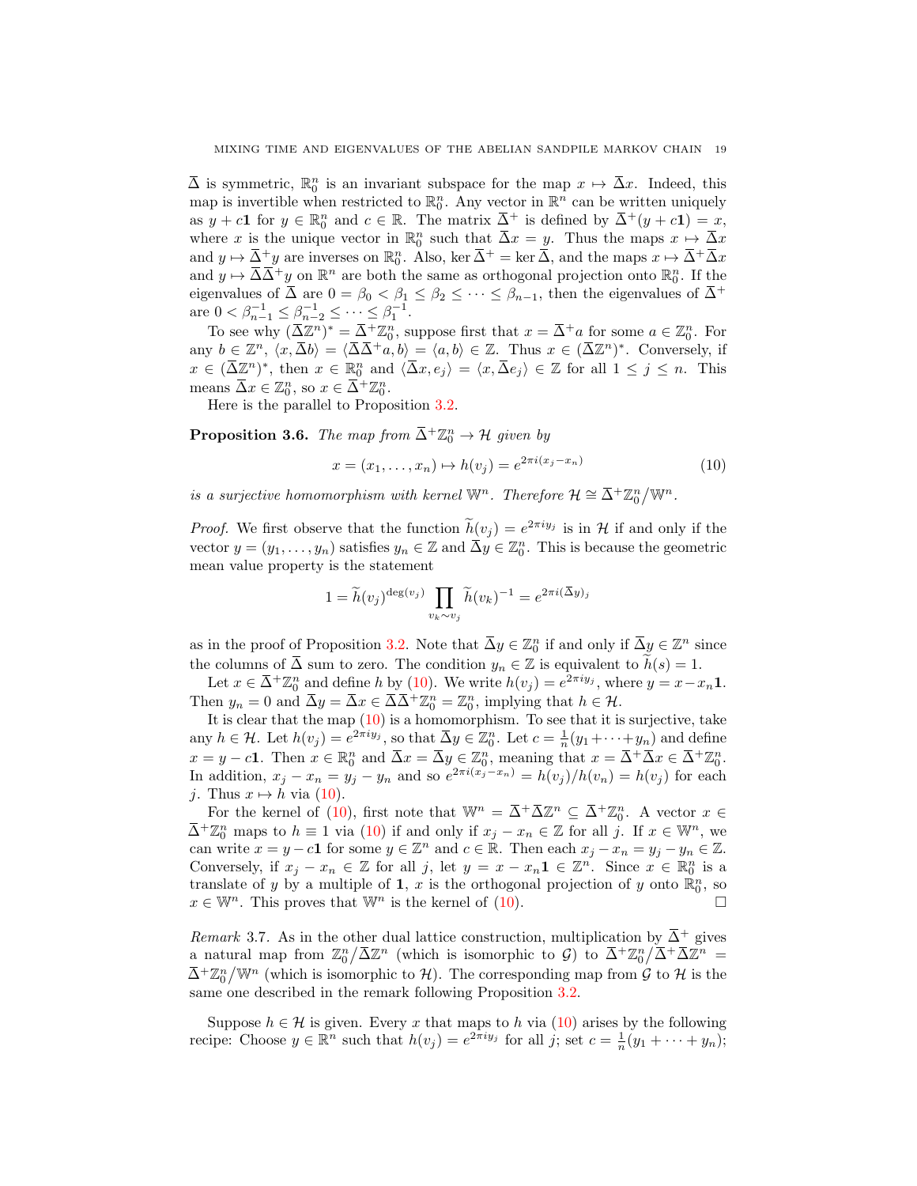$\overline{\Delta}$ is symmetric, $\mathbb{R}^n_0$ is an invariant subspace for the map $x \mapsto \overline{\Delta}x$. Indeed, this map is invertible when restricted to $\mathbb{R}^n_0$. Any vector in $\mathbb{R}^n$ can be written uniquely as $y + c\mathbf{1}$ for $y \in \mathbb{R}^n_0$ and $c \in \mathbb{R}$. The matrix $\overline{\Delta}^+$ is defined by $\overline{\Delta}^+(y + c\mathbf{1}) = x$, where $x$ is the unique vector in $\mathbb{R}^n_0$ such that $\overline{\Delta}x = y$. Thus the maps $x \mapsto \overline{\Delta}x$ and $y \mapsto \overline{\Delta}^+ y$ are inverses on $\mathbb{R}^n_0$. Also, $\ker \overline{\Delta}^+ = \ker \overline{\Delta}$, and the maps $x \mapsto \overline{\Delta}^+\overline{\Delta}x$ and $y \mapsto \overline{\Delta}\,\overline{\Delta}^+ y$ on $\mathbb{R}^n$ are both the same as orthogonal projection onto $\mathbb{R}^n_0$. If the eigenvalues of $\overline{\Delta}$ are $0 = \beta_0 < \beta_1 \le \beta_2 \le \cdots \le \beta_{n-1}$, then the eigenvalues of $\overline{\Delta}^+$ are $0 < \beta_{n-1}^{-1} \le \beta_{n-2}^{-1} \le \cdots \le \beta_1^{-1}$.

To see why $(\overline{\Delta}\mathbb{Z}^n)^* = \overline{\Delta}^+\mathbb{Z}^n_0$, suppose first that $x = \overline{\Delta}^+ a$ for some $a \in \mathbb{Z}^n_0$. For any $b \in \mathbb{Z}^n$, $\langle x, \overline{\Delta}b\rangle = \langle \overline{\Delta}\,\overline{\Delta}^+ a, b\rangle = \langle a, b\rangle \in \mathbb{Z}$. Thus $x \in (\overline{\Delta}\mathbb{Z}^n)^*$. Conversely, if $x \in (\overline{\Delta}\mathbb{Z}^n)^*$, then $x \in \mathbb{R}^n_0$ and $\langle \overline{\Delta}x, e_j\rangle = \langle x, \overline{\Delta}e_j\rangle \in \mathbb{Z}$ for all $1 \le j \le n$. This means $\overline{\Delta}x \in \mathbb{Z}^n_0$, so $x \in \overline{\Delta}^+\mathbb{Z}^n_0$.

Here is the parallel to Proposition 3.2.

**Proposition 3.6.** *The map from $\overline{\Delta}^+\mathbb{Z}^n_0 \to \mathcal{H}$ given by*

$$x = (x_1, \ldots, x_n) \mapsto h(v_j) = e^{2\pi i (x_j - x_n)} \tag{10}$$

*is a surjective homomorphism with kernel $\mathbb{W}^n$. Therefore $\mathcal{H} \cong \overline{\Delta}^+\mathbb{Z}^n_0/\mathbb{W}^n$.*

*Proof.* We first observe that the function $\widetilde{h}(v_j) = e^{2\pi i y_j}$ is in $\mathcal{H}$ if and only if the vector $y = (y_1, \ldots, y_n)$ satisfies $y_n \in \mathbb{Z}$ and $\overline{\Delta}y \in \mathbb{Z}^n_0$. This is because the geometric mean value property is the statement

$$1 = \widetilde{h}(v_j)^{\deg(v_j)} \prod_{v_k \sim v_j} \widetilde{h}(v_k)^{-1} = e^{2\pi i (\overline{\Delta}y)_j}$$

as in the proof of Proposition 3.2. Note that $\overline{\Delta}y \in \mathbb{Z}^n_0$ if and only if $\overline{\Delta}y \in \mathbb{Z}^n$ since the columns of $\overline{\Delta}$ sum to zero. The condition $y_n \in \mathbb{Z}$ is equivalent to $\widetilde{h}(s) = 1$.

Let $x \in \overline{\Delta}^+\mathbb{Z}^n_0$ and define $h$ by (10). We write $h(v_j) = e^{2\pi i y_j}$, where $y = x - x_n\mathbf{1}$. Then $y_n = 0$ and $\overline{\Delta}y = \overline{\Delta}x \in \overline{\Delta}\,\overline{\Delta}^+\mathbb{Z}^n_0 = \mathbb{Z}^n_0$, implying that $h \in \mathcal{H}$.

It is clear that the map (10) is a homomorphism. To see that it is surjective, take any $h \in \mathcal{H}$. Let $h(v_j) = e^{2\pi i y_j}$, so that $\overline{\Delta}y \in \mathbb{Z}^n_0$. Let $c = \frac{1}{n}(y_1 + \cdots + y_n)$ and define $x = y - c\mathbf{1}$. Then $x \in \mathbb{R}^n_0$ and $\overline{\Delta}x = \overline{\Delta}y \in \mathbb{Z}^n_0$, meaning that $x = \overline{\Delta}^+\overline{\Delta}x \in \overline{\Delta}^+\mathbb{Z}^n_0$. In addition, $x_j - x_n = y_j - y_n$ and so $e^{2\pi i(x_j - x_n)} = h(v_j)/h(v_n) = h(v_j)$ for each $j$. Thus $x \mapsto h$ via (10).

For the kernel of (10), first note that $\mathbb{W}^n = \overline{\Delta}^+\overline{\Delta}\mathbb{Z}^n \subseteq \overline{\Delta}^+\mathbb{Z}^n_0$. A vector $x \in \overline{\Delta}^+\mathbb{Z}^n_0$ maps to $h \equiv 1$ via (10) if and only if $x_j - x_n \in \mathbb{Z}$ for all $j$. If $x \in \mathbb{W}^n$, we can write $x = y - c\mathbf{1}$ for some $y \in \mathbb{Z}^n$ and $c \in \mathbb{R}$. Then each $x_j - x_n = y_j - y_n \in \mathbb{Z}$. Conversely, if $x_j - x_n \in \mathbb{Z}$ for all $j$, let $y = x - x_n\mathbf{1} \in \mathbb{Z}^n$. Since $x \in \mathbb{R}^n_0$ is a translate of $y$ by a multiple of $\mathbf{1}$, $x$ is the orthogonal projection of $y$ onto $\mathbb{R}^n_0$, so $x \in \mathbb{W}^n$. This proves that $\mathbb{W}^n$ is the kernel of (10). $\square$

*Remark* 3.7. As in the other dual lattice construction, multiplication by $\overline{\Delta}^+$ gives a natural map from $\mathbb{Z}^n_0/\overline{\Delta}\mathbb{Z}^n$ (which is isomorphic to $\mathcal{G}$) to $\overline{\Delta}^+\mathbb{Z}^n_0/\overline{\Delta}^+\overline{\Delta}\mathbb{Z}^n = \overline{\Delta}^+\mathbb{Z}^n_0/\mathbb{W}^n$ (which is isomorphic to $\mathcal{H}$). The corresponding map from $\mathcal{G}$ to $\mathcal{H}$ is the same one described in the remark following Proposition 3.2.

Suppose $h \in \mathcal{H}$ is given. Every $x$ that maps to $h$ via (10) arises by the following recipe: Choose $y \in \mathbb{R}^n$ such that $h(v_j) = e^{2\pi i y_j}$ for all $j$; set $c = \frac{1}{n}(y_1 + \cdots + y_n)$;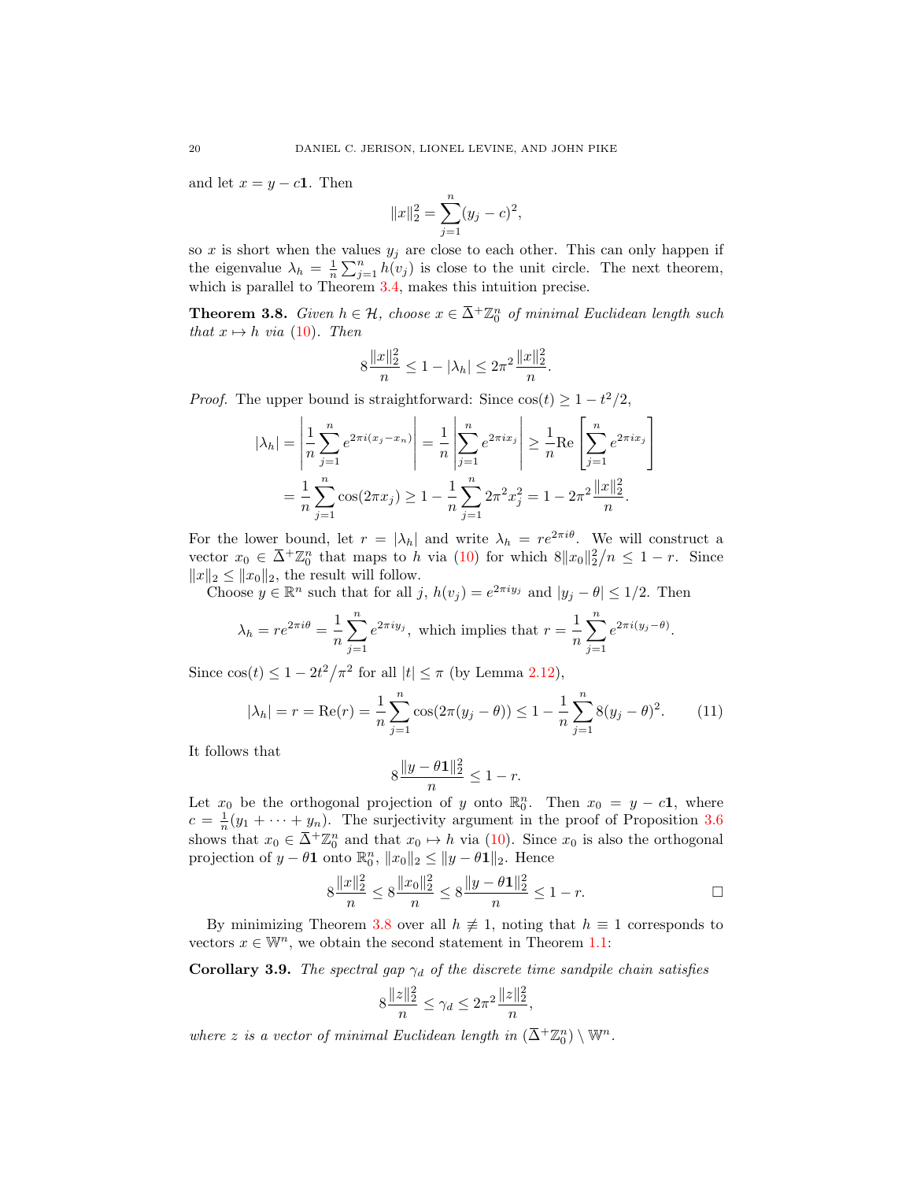and let $x = y - c\mathbf{1}$. Then

$$\|x\|_2^2 = \sum_{j=1}^n (y_j - c)^2,$$

so $x$ is short when the values $y_j$ are close to each other. This can only happen if the eigenvalue $\lambda_h = \frac{1}{n}\sum_{j=1}^n h(v_j)$ is close to the unit circle. The next theorem, which is parallel to Theorem 3.4, makes this intuition precise.

**Theorem 3.8.** *Given $h \in \mathcal{H}$, choose $x \in \overline{\Delta}^+\mathbb{Z}_0^n$ of minimal Euclidean length such that $x \mapsto h$ via (10). Then*

$$8\frac{\|x\|_2^2}{n} \le 1 - |\lambda_h| \le 2\pi^2 \frac{\|x\|_2^2}{n}.$$

*Proof.* The upper bound is straightforward: Since $\cos(t) \ge 1 - t^2/2$,

$$\begin{aligned}
|\lambda_h| &= \left| \frac{1}{n}\sum_{j=1}^n e^{2\pi i(x_j - x_n)} \right| = \frac{1}{n}\left| \sum_{j=1}^n e^{2\pi i x_j} \right| \ge \frac{1}{n}\mathrm{Re}\left[ \sum_{j=1}^n e^{2\pi i x_j} \right] \\
&= \frac{1}{n}\sum_{j=1}^n \cos(2\pi x_j) \ge 1 - \frac{1}{n}\sum_{j=1}^n 2\pi^2 x_j^2 = 1 - 2\pi^2\frac{\|x\|_2^2}{n}.
\end{aligned}$$

For the lower bound, let $r = |\lambda_h|$ and write $\lambda_h = re^{2\pi i\theta}$. We will construct a vector $x_0 \in \overline{\Delta}^+\mathbb{Z}_0^n$ that maps to $h$ via (10) for which $8\|x_0\|_2^2/n \le 1 - r$. Since $\|x\|_2 \le \|x_0\|_2$, the result will follow.

Choose $y \in \mathbb{R}^n$ such that for all $j$, $h(v_j) = e^{2\pi i y_j}$ and $|y_j - \theta| \le 1/2$. Then

$$\lambda_h = re^{2\pi i\theta} = \frac{1}{n}\sum_{j=1}^n e^{2\pi i y_j}, \text{ which implies that } r = \frac{1}{n}\sum_{j=1}^n e^{2\pi i(y_j - \theta)}.$$

Since $\cos(t) \le 1 - 2t^2/\pi^2$ for all $|t| \le \pi$ (by Lemma 2.12),

$$|\lambda_h| = r = \mathrm{Re}(r) = \frac{1}{n}\sum_{j=1}^n \cos(2\pi(y_j - \theta)) \le 1 - \frac{1}{n}\sum_{j=1}^n 8(y_j - \theta)^2. \tag{11}$$

It follows that

$$8\frac{\|y - \theta\mathbf{1}\|_2^2}{n} \le 1 - r.$$

Let $x_0$ be the orthogonal projection of $y$ onto $\mathbb{R}_0^n$. Then $x_0 = y - c\mathbf{1}$, where $c = \frac{1}{n}(y_1 + \cdots + y_n)$. The surjectivity argument in the proof of Proposition 3.6 shows that $x_0 \in \overline{\Delta}^+\mathbb{Z}_0^n$ and that $x_0 \mapsto h$ via (10). Since $x_0$ is also the orthogonal projection of $y - \theta\mathbf{1}$ onto $\mathbb{R}_0^n$, $\|x_0\|_2 \le \|y - \theta\mathbf{1}\|_2$. Hence

$$8\frac{\|x\|_2^2}{n} \le 8\frac{\|x_0\|_2^2}{n} \le 8\frac{\|y - \theta\mathbf{1}\|_2^2}{n} \le 1 - r. \qquad \square$$

By minimizing Theorem 3.8 over all $h \not\equiv 1$, noting that $h \equiv 1$ corresponds to vectors $x \in \mathbb{W}^n$, we obtain the second statement in Theorem 1.1:

**Corollary 3.9.** *The spectral gap $\gamma_d$ of the discrete time sandpile chain satisfies*

$$8\frac{\|z\|_2^2}{n} \le \gamma_d \le 2\pi^2\frac{\|z\|_2^2}{n},$$

*where $z$ is a vector of minimal Euclidean length in $(\overline{\Delta}^+\mathbb{Z}_0^n) \setminus \mathbb{W}^n$.*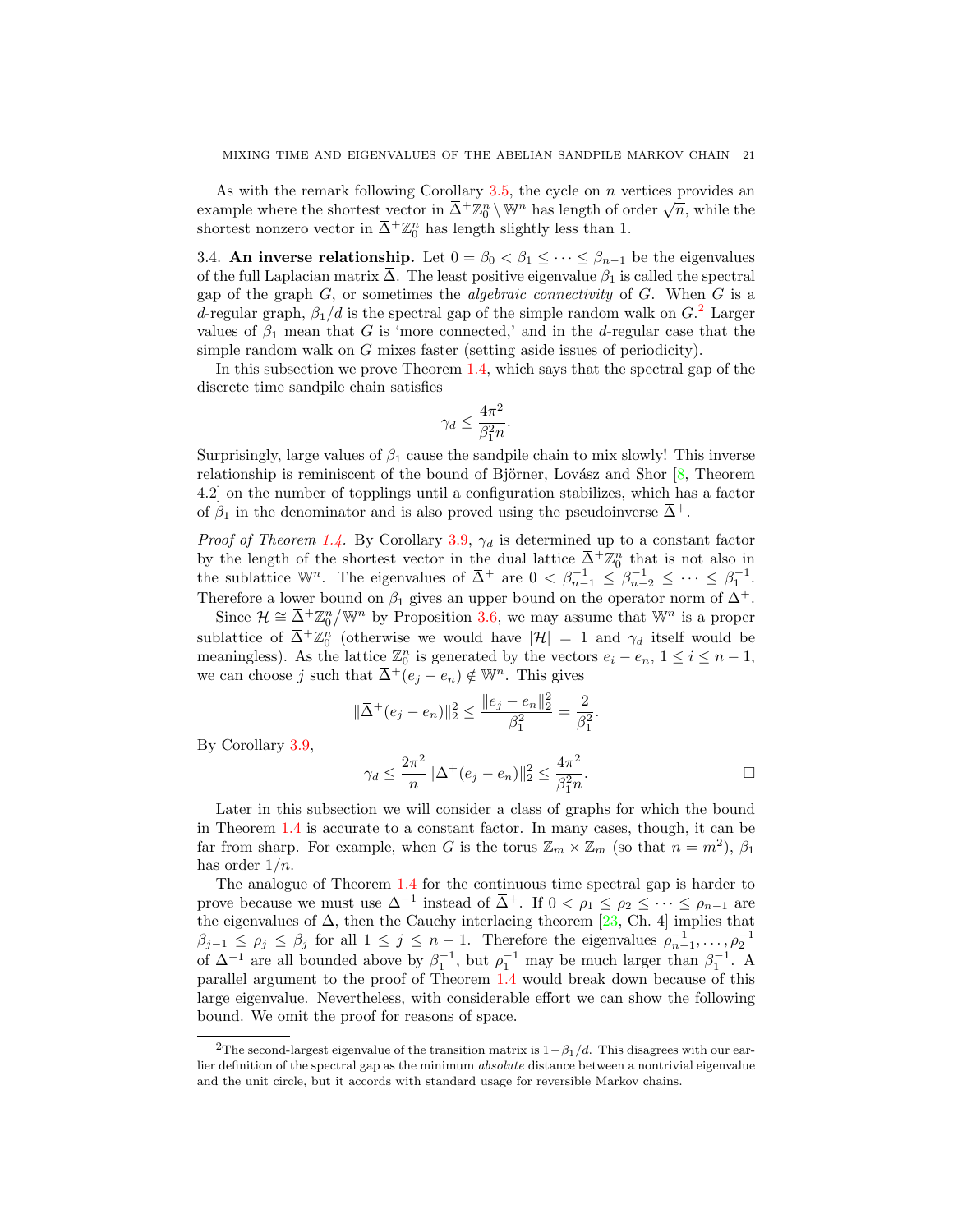As with the remark following Corollary 3.5, the cycle on $n$ vertices provides an example where the shortest vector in $\overline{\Delta}^+\mathbb{Z}_0^n \setminus \mathbb{W}^n$ has length of order $\sqrt{n}$, while the shortest nonzero vector in $\overline{\Delta}^+\mathbb{Z}_0^n$ has length slightly less than 1.

### 3.4. An inverse relationship.

Let $0 = \beta_0 < \beta_1 \leq \cdots \leq \beta_{n-1}$ be the eigenvalues of the full Laplacian matrix $\overline{\Delta}$. The least positive eigenvalue $\beta_1$ is called the spectral gap of the graph $G$, or sometimes the *algebraic connectivity* of $G$. When $G$ is a $d$-regular graph, $\beta_1/d$ is the spectral gap of the simple random walk on $G$.[2] Larger values of $\beta_1$ mean that $G$ is 'more connected,' and in the $d$-regular case that the simple random walk on $G$ mixes faster (setting aside issues of periodicity).

In this subsection we prove Theorem 1.4, which says that the spectral gap of the discrete time sandpile chain satisfies

$$\gamma_d \leq \frac{4\pi^2}{\beta_1^2 n}.$$

Surprisingly, large values of $\beta_1$ cause the sandpile chain to mix slowly! This inverse relationship is reminiscent of the bound of Björner, Lovász and Shor [8, Theorem 4.2] on the number of topplings until a configuration stabilizes, which has a factor of $\beta_1$ in the denominator and is also proved using the pseudoinverse $\overline{\Delta}^+$.

*Proof of Theorem 1.4.* By Corollary 3.9, $\gamma_d$ is determined up to a constant factor by the length of the shortest vector in the dual lattice $\overline{\Delta}^+\mathbb{Z}_0^n$ that is not also in the sublattice $\mathbb{W}^n$. The eigenvalues of $\overline{\Delta}^+$ are $0 < \beta_{n-1}^{-1} \leq \beta_{n-2}^{-1} \leq \cdots \leq \beta_1^{-1}$. Therefore a lower bound on $\beta_1$ gives an upper bound on the operator norm of $\overline{\Delta}^+$.

Since $\mathcal{H} \cong \overline{\Delta}^+\mathbb{Z}_0^n / \mathbb{W}^n$ by Proposition 3.6, we may assume that $\mathbb{W}^n$ is a proper sublattice of $\overline{\Delta}^+\mathbb{Z}_0^n$ (otherwise we would have $|\mathcal{H}| = 1$ and $\gamma_d$ itself would be meaningless). As the lattice $\mathbb{Z}_0^n$ is generated by the vectors $e_i - e_n$, $1 \leq i \leq n-1$, we can choose $j$ such that $\overline{\Delta}^+(e_j - e_n) \notin \mathbb{W}^n$. This gives

$$\|\overline{\Delta}^+(e_j - e_n)\|_2^2 \leq \frac{\|e_j - e_n\|_2^2}{\beta_1^2} = \frac{2}{\beta_1^2}.$$

By Corollary 3.9,

$$\gamma_d \leq \frac{2\pi^2}{n}\|\overline{\Delta}^+(e_j - e_n)\|_2^2 \leq \frac{4\pi^2}{\beta_1^2 n}. \qquad \square$$

Later in this subsection we will consider a class of graphs for which the bound in Theorem 1.4 is accurate to a constant factor. In many cases, though, it can be far from sharp. For example, when $G$ is the torus $\mathbb{Z}_m \times \mathbb{Z}_m$ (so that $n = m^2$), $\beta_1$ has order $1/n$.

The analogue of Theorem 1.4 for the continuous time spectral gap is harder to prove because we must use $\Delta^{-1}$ instead of $\overline{\Delta}^+$. If $0 < \rho_1 \leq \rho_2 \leq \cdots \leq \rho_{n-1}$ are the eigenvalues of $\Delta$, then the Cauchy interlacing theorem [23, Ch. 4] implies that $\beta_{j-1} \leq \rho_j \leq \beta_j$ for all $1 \leq j \leq n-1$. Therefore the eigenvalues $\rho_{n-1}^{-1}, \ldots, \rho_2^{-1}$ of $\Delta^{-1}$ are all bounded above by $\beta_1^{-1}$, but $\rho_1^{-1}$ may be much larger than $\beta_1^{-1}$. A parallel argument to the proof of Theorem 1.4 would break down because of this large eigenvalue. Nevertheless, with considerable effort we can show the following bound. We omit the proof for reasons of space.

[2] The second-largest eigenvalue of the transition matrix is $1-\beta_1/d$. This disagrees with our earlier definition of the spectral gap as the minimum *absolute* distance between a nontrivial eigenvalue and the unit circle, but it accords with standard usage for reversible Markov chains.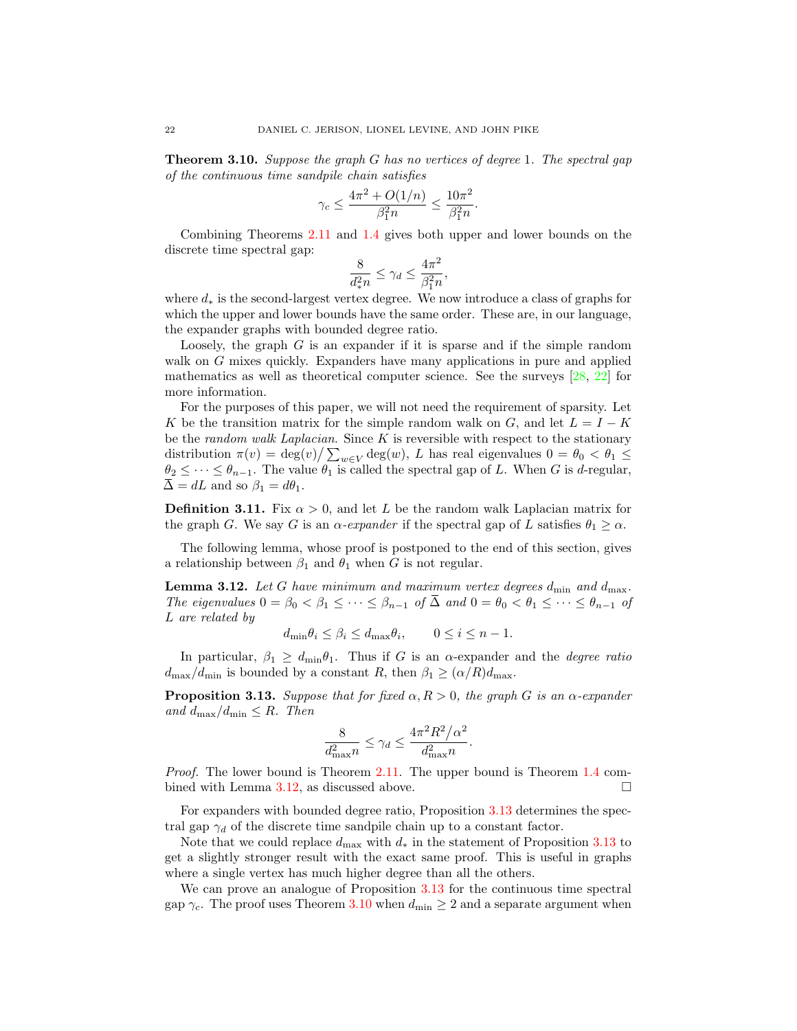**Theorem 3.10.** *Suppose the graph $G$ has no vertices of degree 1. The spectral gap of the continuous time sandpile chain satisfies*

$$\gamma_c \leq \frac{4\pi^2 + O(1/n)}{\beta_1^2 n} \leq \frac{10\pi^2}{\beta_1^2 n}.$$

Combining Theorems 2.11 and 1.4 gives both upper and lower bounds on the discrete time spectral gap:

$$\frac{8}{d_*^2 n} \leq \gamma_d \leq \frac{4\pi^2}{\beta_1^2 n},$$

where $d_*$ is the second-largest vertex degree. We now introduce a class of graphs for which the upper and lower bounds have the same order. These are, in our language, the expander graphs with bounded degree ratio.

Loosely, the graph $G$ is an expander if it is sparse and if the simple random walk on $G$ mixes quickly. Expanders have many applications in pure and applied mathematics as well as theoretical computer science. See the surveys [28, 22] for more information.

For the purposes of this paper, we will not need the requirement of sparsity. Let $K$ be the transition matrix for the simple random walk on $G$, and let $L = I - K$ be the *random walk Laplacian*. Since $K$ is reversible with respect to the stationary distribution $\pi(v) = \deg(v) / \sum_{w\in V} \deg(w)$, $L$ has real eigenvalues $0 = \theta_0 < \theta_1 \leq \theta_2 \leq \cdots \leq \theta_{n-1}$. The value $\theta_1$ is called the spectral gap of $L$. When $G$ is $d$-regular, $\overline{\Delta} = dL$ and so $\beta_1 = d\theta_1$.

**Definition 3.11.** Fix $\alpha > 0$, and let $L$ be the random walk Laplacian matrix for the graph $G$. We say $G$ is an *$\alpha$-expander* if the spectral gap of $L$ satisfies $\theta_1 \geq \alpha$.

The following lemma, whose proof is postponed to the end of this section, gives a relationship between $\beta_1$ and $\theta_1$ when $G$ is not regular.

**Lemma 3.12.** *Let $G$ have minimum and maximum vertex degrees $d_{\min}$ and $d_{\max}$. The eigenvalues $0 = \beta_0 < \beta_1 \leq \cdots \leq \beta_{n-1}$ of $\overline{\Delta}$ and $0 = \theta_0 < \theta_1 \leq \cdots \leq \theta_{n-1}$ of $L$ are related by*

$$d_{\min}\theta_i \leq \beta_i \leq d_{\max}\theta_i, \qquad 0 \leq i \leq n-1.$$

In particular, $\beta_1 \geq d_{\min}\theta_1$. Thus if $G$ is an $\alpha$-expander and the *degree ratio* $d_{\max}/d_{\min}$ is bounded by a constant $R$, then $\beta_1 \geq (\alpha/R)d_{\max}$.

**Proposition 3.13.** *Suppose that for fixed $\alpha, R > 0$, the graph $G$ is an $\alpha$-expander and $d_{\max}/d_{\min} \leq R$. Then*

$$\frac{8}{d_{\max}^2 n} \leq \gamma_d \leq \frac{4\pi^2 R^2/\alpha^2}{d_{\max}^2 n}.$$

*Proof.* The lower bound is Theorem 2.11. The upper bound is Theorem 1.4 combined with Lemma 3.12, as discussed above. □

For expanders with bounded degree ratio, Proposition 3.13 determines the spectral gap $\gamma_d$ of the discrete time sandpile chain up to a constant factor.

Note that we could replace $d_{\max}$ with $d_*$ in the statement of Proposition 3.13 to get a slightly stronger result with the exact same proof. This is useful in graphs where a single vertex has much higher degree than all the others.

We can prove an analogue of Proposition 3.13 for the continuous time spectral gap $\gamma_c$. The proof uses Theorem 3.10 when $d_{\min} \geq 2$ and a separate argument when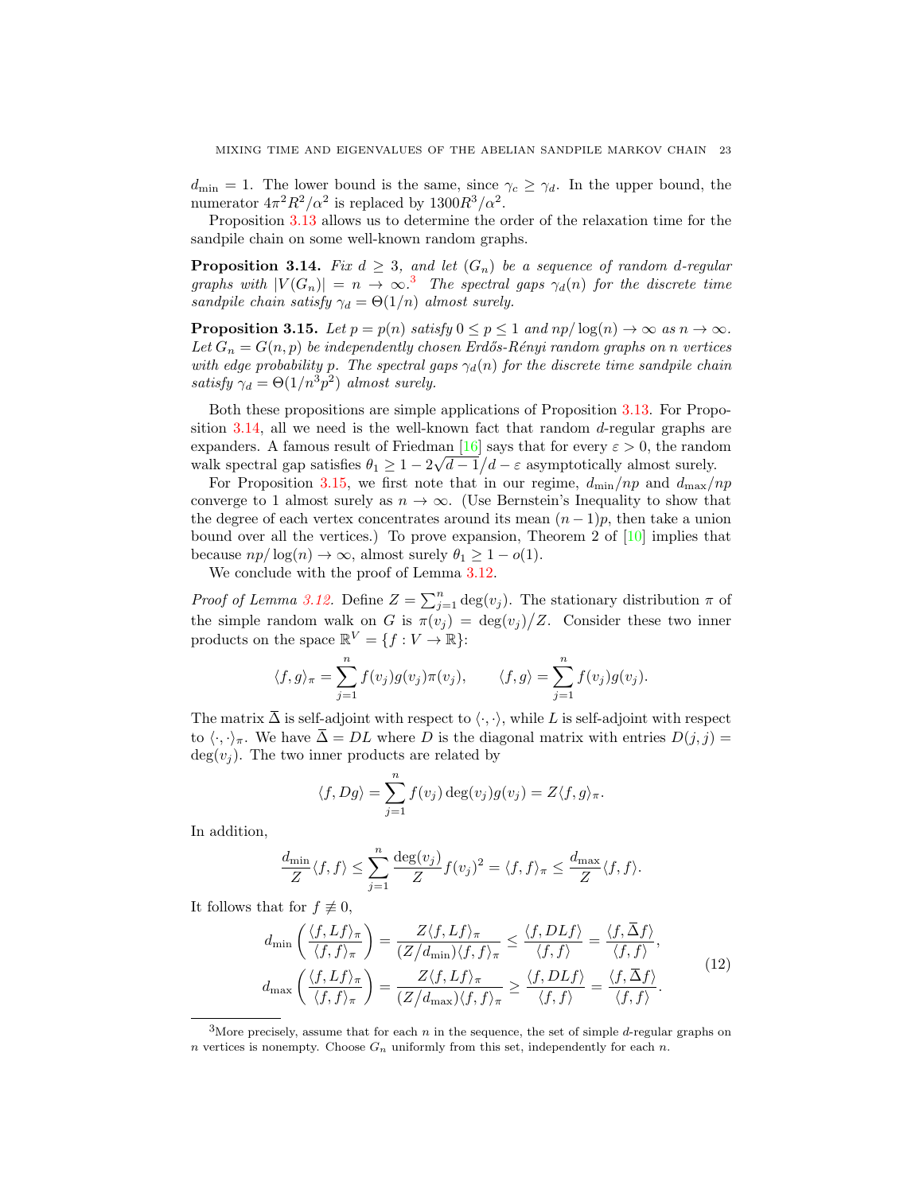$d_{\min} = 1$. The lower bound is the same, since $\gamma_c \geq \gamma_d$. In the upper bound, the numerator $4\pi^2 R^2/\alpha^2$ is replaced by $1300 R^3/\alpha^2$.

Proposition 3.13 allows us to determine the order of the relaxation time for the sandpile chain on some well-known random graphs.

**Proposition 3.14.** *Fix $d \geq 3$, and let $(G_n)$ be a sequence of random $d$-regular graphs with $|V(G_n)| = n \to \infty$.*[3] *The spectral gaps $\gamma_d(n)$ for the discrete time sandpile chain satisfy $\gamma_d = \Theta(1/n)$ almost surely.*

**Proposition 3.15.** *Let $p = p(n)$ satisfy $0 \leq p \leq 1$ and $np/\log(n) \to \infty$ as $n \to \infty$. Let $G_n = G(n,p)$ be independently chosen Erdős-Rényi random graphs on $n$ vertices with edge probability $p$. The spectral gaps $\gamma_d(n)$ for the discrete time sandpile chain satisfy $\gamma_d = \Theta(1/n^3p^2)$ almost surely.*

Both these propositions are simple applications of Proposition 3.13. For Proposition 3.14, all we need is the well-known fact that random $d$-regular graphs are expanders. A famous result of Friedman [16] says that for every $\varepsilon > 0$, the random walk spectral gap satisfies $\theta_1 \geq 1 - 2\sqrt{d-1}/d - \varepsilon$ asymptotically almost surely.

For Proposition 3.15, we first note that in our regime, $d_{\min}/np$ and $d_{\max}/np$ converge to 1 almost surely as $n \to \infty$. (Use Bernstein's Inequality to show that the degree of each vertex concentrates around its mean $(n-1)p$, then take a union bound over all the vertices.) To prove expansion, Theorem 2 of [10] implies that because $np/\log(n) \to \infty$, almost surely $\theta_1 \geq 1 - o(1)$.

We conclude with the proof of Lemma 3.12.

*Proof of Lemma 3.12.* Define $Z = \sum_{j=1}^n \deg(v_j)$. The stationary distribution $\pi$ of the simple random walk on $G$ is $\pi(v_j) = \deg(v_j)/Z$. Consider these two inner products on the space $\mathbb{R}^V = \{f : V \to \mathbb{R}\}$:

$$\langle f, g\rangle_\pi = \sum_{j=1}^n f(v_j)g(v_j)\pi(v_j), \qquad \langle f, g\rangle = \sum_{j=1}^n f(v_j)g(v_j).$$

The matrix $\overline{\Delta}$ is self-adjoint with respect to $\langle \cdot, \cdot \rangle$, while $L$ is self-adjoint with respect to $\langle \cdot, \cdot\rangle_\pi$. We have $\overline{\Delta} = DL$ where $D$ is the diagonal matrix with entries $D(j,j) = \deg(v_j)$. The two inner products are related by

$$\langle f, Dg\rangle = \sum_{j=1}^n f(v_j)\deg(v_j)g(v_j) = Z\langle f, g\rangle_\pi.$$

In addition,

$$\frac{d_{\min}}{Z}\langle f, f\rangle \leq \sum_{j=1}^n \frac{\deg(v_j)}{Z} f(v_j)^2 = \langle f, f\rangle_\pi \leq \frac{d_{\max}}{Z}\langle f, f\rangle.$$

It follows that for $f \not\equiv 0$,

$$\begin{aligned} d_{\min}\left(\frac{\langle f, Lf\rangle_\pi}{\langle f, f\rangle_\pi}\right) &= \frac{Z\langle f, Lf\rangle_\pi}{(Z/d_{\min})\langle f, f\rangle_\pi} \leq \frac{\langle f, DLf\rangle}{\langle f, f\rangle} = \frac{\langle f, \overline{\Delta} f\rangle}{\langle f, f\rangle}, \\ d_{\max}\left(\frac{\langle f, Lf\rangle_\pi}{\langle f, f\rangle_\pi}\right) &= \frac{Z\langle f, Lf\rangle_\pi}{(Z/d_{\max})\langle f, f\rangle_\pi} \geq \frac{\langle f, DLf\rangle}{\langle f, f\rangle} = \frac{\langle f, \overline{\Delta} f\rangle}{\langle f, f\rangle}. \end{aligned} \tag{12}$$

---

[3] More precisely, assume that for each $n$ in the sequence, the set of simple $d$-regular graphs on $n$ vertices is nonempty. Choose $G_n$ uniformly from this set, independently for each $n$.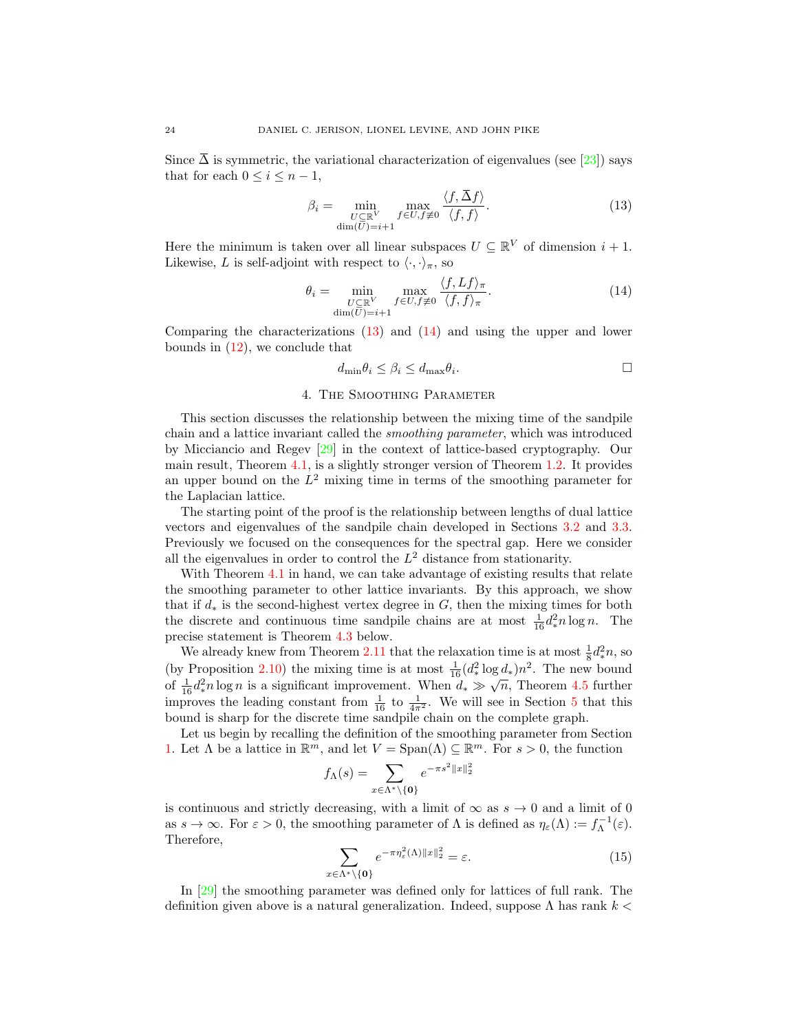Since $\overline{\Delta}$ is symmetric, the variational characterization of eigenvalues (see [23]) says that for each $0 \le i \le n-1$,

$$\beta_i = \min_{\substack{U \subseteq \mathbb{R}^V \\ \dim(U) = i+1}} \max_{f \in U, f \not\equiv 0} \frac{\langle f, \overline{\Delta} f \rangle}{\langle f, f \rangle}. \tag{13}$$

Here the minimum is taken over all linear subspaces $U \subseteq \mathbb{R}^V$ of dimension $i+1$. Likewise, $L$ is self-adjoint with respect to $\langle \cdot, \cdot \rangle_\pi$, so

$$\theta_i = \min_{\substack{U \subseteq \mathbb{R}^V \\ \dim(U) = i+1}} \max_{f \in U, f \not\equiv 0} \frac{\langle f, Lf \rangle_\pi}{\langle f, f \rangle_\pi}. \tag{14}$$

Comparing the characterizations (13) and (14) and using the upper and lower bounds in (12), we conclude that

$$d_{\min} \theta_i \le \beta_i \le d_{\max} \theta_i. \qquad \square$$

## 4. The Smoothing Parameter

This section discusses the relationship between the mixing time of the sandpile chain and a lattice invariant called the *smoothing parameter*, which was introduced by Micciancio and Regev [29] in the context of lattice-based cryptography. Our main result, Theorem 4.1, is a slightly stronger version of Theorem 1.2. It provides an upper bound on the $L^2$ mixing time in terms of the smoothing parameter for the Laplacian lattice.

The starting point of the proof is the relationship between lengths of dual lattice vectors and eigenvalues of the sandpile chain developed in Sections 3.2 and 3.3. Previously we focused on the consequences for the spectral gap. Here we consider all the eigenvalues in order to control the $L^2$ distance from stationarity.

With Theorem 4.1 in hand, we can take advantage of existing results that relate the smoothing parameter to other lattice invariants. By this approach, we show that if $d_*$ is the second-highest vertex degree in $G$, then the mixing times for both the discrete and continuous time sandpile chains are at most $\frac{1}{16} d_*^2 n \log n$. The precise statement is Theorem 4.3 below.

We already knew from Theorem 2.11 that the relaxation time is at most $\frac{1}{8} d_*^2 n$, so (by Proposition 2.10) the mixing time is at most $\frac{1}{16}(d_*^2 \log d_*) n^2$. The new bound of $\frac{1}{16} d_*^2 n \log n$ is a significant improvement. When $d_* \gg \sqrt{n}$, Theorem 4.5 further improves the leading constant from $\frac{1}{16}$ to $\frac{1}{4\pi^2}$. We will see in Section 5 that this bound is sharp for the discrete time sandpile chain on the complete graph.

Let us begin by recalling the definition of the smoothing parameter from Section 1. Let $\Lambda$ be a lattice in $\mathbb{R}^m$, and let $V = \operatorname{Span}(\Lambda) \subseteq \mathbb{R}^m$. For $s > 0$, the function

$$f_\Lambda(s) = \sum_{x \in \Lambda^* \setminus \{\mathbf{0}\}} e^{-\pi s^2 \|x\|_2^2}$$

is continuous and strictly decreasing, with a limit of $\infty$ as $s \to 0$ and a limit of 0 as $s \to \infty$. For $\varepsilon > 0$, the smoothing parameter of $\Lambda$ is defined as $\eta_\varepsilon(\Lambda) := f_\Lambda^{-1}(\varepsilon)$. Therefore,

$$\sum_{x \in \Lambda^* \setminus \{\mathbf{0}\}} e^{-\pi \eta_\varepsilon^2(\Lambda) \|x\|_2^2} = \varepsilon. \tag{15}$$

In [29] the smoothing parameter was defined only for lattices of full rank. The definition given above is a natural generalization. Indeed, suppose $\Lambda$ has rank $k <$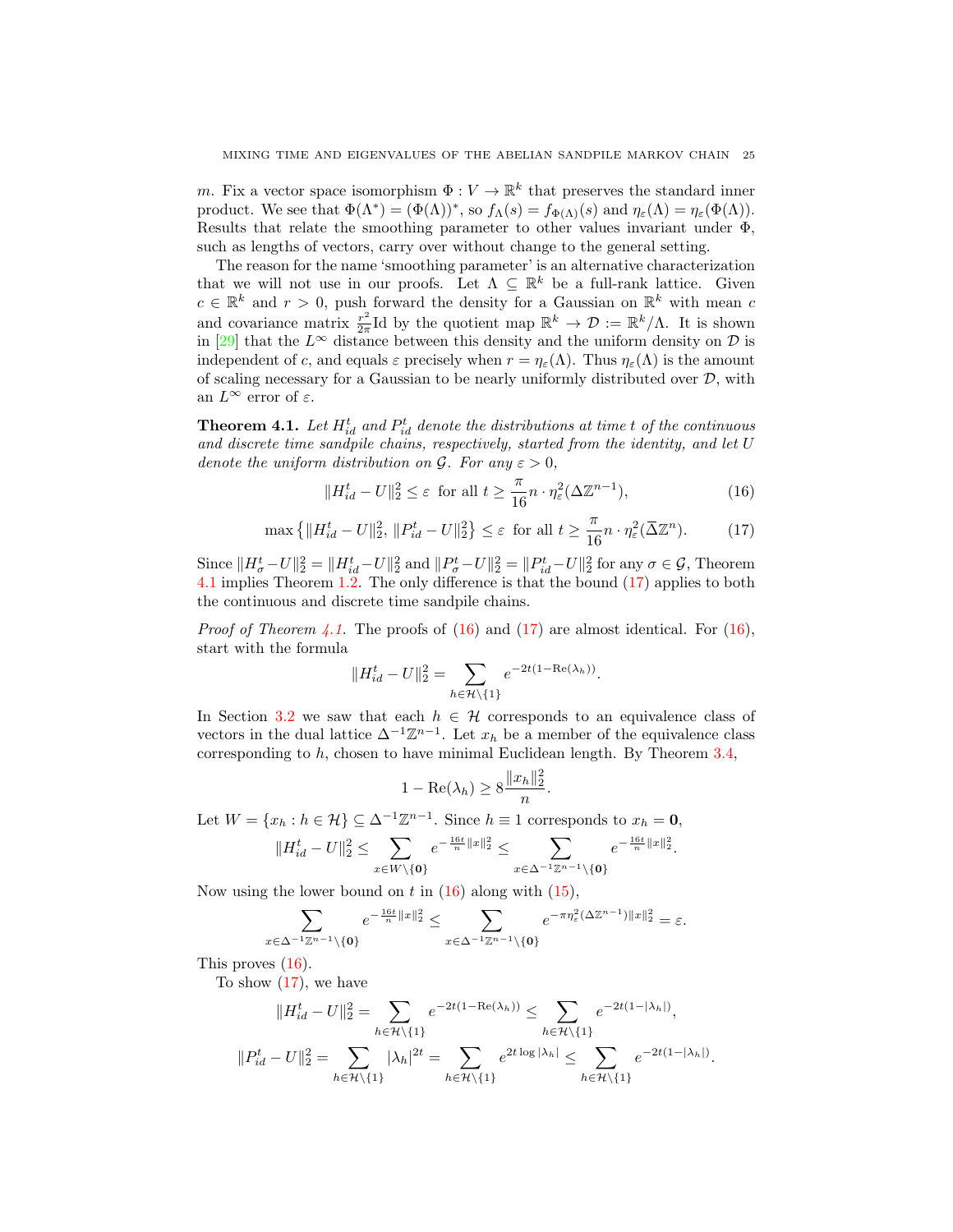$m$. Fix a vector space isomorphism $\Phi : V \to \mathbb{R}^k$ that preserves the standard inner product. We see that $\Phi(\Lambda^*) = (\Phi(\Lambda))^*$, so $f_\Lambda(s) = f_{\Phi(\Lambda)}(s)$ and $\eta_\varepsilon(\Lambda) = \eta_\varepsilon(\Phi(\Lambda))$. Results that relate the smoothing parameter to other values invariant under $\Phi$, such as lengths of vectors, carry over without change to the general setting.

The reason for the name 'smoothing parameter' is an alternative characterization that we will not use in our proofs. Let $\Lambda \subseteq \mathbb{R}^k$ be a full-rank lattice. Given $c \in \mathbb{R}^k$ and $r > 0$, push forward the density for a Gaussian on $\mathbb{R}^k$ with mean $c$ and covariance matrix $\frac{r^2}{2\pi}\mathrm{Id}$ by the quotient map $\mathbb{R}^k \to \mathcal{D} := \mathbb{R}^k/\Lambda$. It is shown in [29] that the $L^\infty$ distance between this density and the uniform density on $\mathcal{D}$ is independent of $c$, and equals $\varepsilon$ precisely when $r = \eta_\varepsilon(\Lambda)$. Thus $\eta_\varepsilon(\Lambda)$ is the amount of scaling necessary for a Gaussian to be nearly uniformly distributed over $\mathcal{D}$, with an $L^\infty$ error of $\varepsilon$.

**Theorem 4.1.** *Let $H^t_{id}$ and $P^t_{id}$ denote the distributions at time $t$ of the continuous and discrete time sandpile chains, respectively, started from the identity, and let $U$ denote the uniform distribution on $\mathcal{G}$. For any $\varepsilon > 0$,*

$$\|H^t_{id} - U\|_2^2 \le \varepsilon \ \text{ for all } t \ge \frac{\pi}{16} n \cdot \eta_\varepsilon^2(\Delta\mathbb{Z}^{n-1}), \tag{16}$$

$$\max\left\{\|H^t_{id} - U\|_2^2, \|P^t_{id} - U\|_2^2\right\} \le \varepsilon \ \text{ for all } t \ge \frac{\pi}{16} n \cdot \eta_\varepsilon^2(\overline{\Delta}\mathbb{Z}^n). \tag{17}$$

Since $\|H^t_\sigma - U\|_2^2 = \|H^t_{id} - U\|_2^2$ and $\|P^t_\sigma - U\|_2^2 = \|P^t_{id} - U\|_2^2$ for any $\sigma \in \mathcal{G}$, Theorem 4.1 implies Theorem 1.2. The only difference is that the bound (17) applies to both the continuous and discrete time sandpile chains.

*Proof of Theorem 4.1.* The proofs of (16) and (17) are almost identical. For (16), start with the formula

$$\|H^t_{id} - U\|_2^2 = \sum_{h \in \mathcal{H}\setminus\{1\}} e^{-2t(1 - \mathrm{Re}(\lambda_h))}.$$

In Section 3.2 we saw that each $h \in \mathcal{H}$ corresponds to an equivalence class of vectors in the dual lattice $\Delta^{-1}\mathbb{Z}^{n-1}$. Let $x_h$ be a member of the equivalence class corresponding to $h$, chosen to have minimal Euclidean length. By Theorem 3.4,

$$1 - \mathrm{Re}(\lambda_h) \ge 8\frac{\|x_h\|_2^2}{n}.$$

Let $W = \{x_h : h \in \mathcal{H}\} \subseteq \Delta^{-1}\mathbb{Z}^{n-1}$. Since $h \equiv 1$ corresponds to $x_h = \mathbf{0}$,

$$\|H^t_{id} - U\|_2^2 \le \sum_{x \in W\setminus\{\mathbf{0}\}} e^{-\frac{16t}{n}\|x\|_2^2} \le \sum_{x \in \Delta^{-1}\mathbb{Z}^{n-1}\setminus\{\mathbf{0}\}} e^{-\frac{16t}{n}\|x\|_2^2}.$$

Now using the lower bound on $t$ in (16) along with (15),

$$\sum_{x \in \Delta^{-1}\mathbb{Z}^{n-1}\setminus\{\mathbf{0}\}} e^{-\frac{16t}{n}\|x\|_2^2} \le \sum_{x \in \Delta^{-1}\mathbb{Z}^{n-1}\setminus\{\mathbf{0}\}} e^{-\pi\eta_\varepsilon^2(\Delta\mathbb{Z}^{n-1})\|x\|_2^2} = \varepsilon.$$

This proves (16).

To show (17), we have

$$\|H^t_{id} - U\|_2^2 = \sum_{h \in \mathcal{H}\setminus\{1\}} e^{-2t(1 - \mathrm{Re}(\lambda_h))} \le \sum_{h \in \mathcal{H}\setminus\{1\}} e^{-2t(1 - |\lambda_h|)},$$

$$\|P^t_{id} - U\|_2^2 = \sum_{h \in \mathcal{H}\setminus\{1\}} |\lambda_h|^{2t} = \sum_{h \in \mathcal{H}\setminus\{1\}} e^{2t\log|\lambda_h|} \le \sum_{h \in \mathcal{H}\setminus\{1\}} e^{-2t(1 - |\lambda_h|)}.$$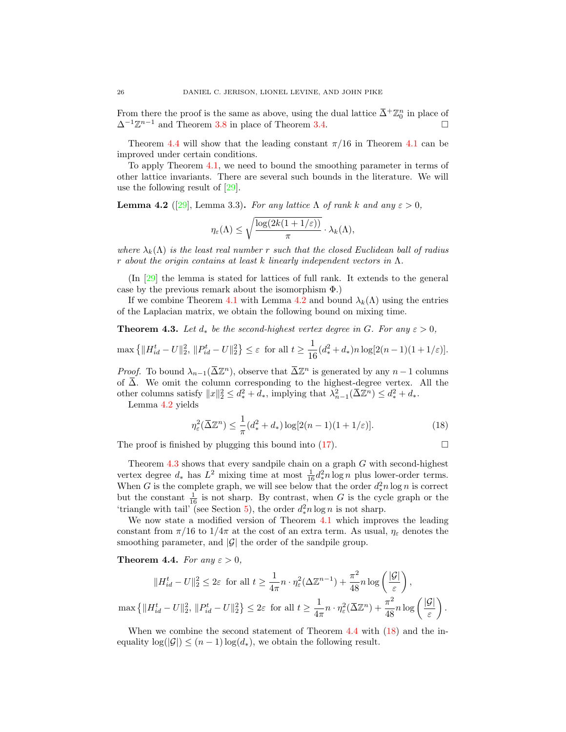From there the proof is the same as above, using the dual lattice $\overline{\Delta}^{+}\mathbb{Z}_0^n$ in place of $\Delta^{-1}\mathbb{Z}^{n-1}$ and Theorem 3.8 in place of Theorem 3.4. ◻

Theorem 4.4 will show that the leading constant $\pi/16$ in Theorem 4.1 can be improved under certain conditions.

To apply Theorem 4.1, we need to bound the smoothing parameter in terms of other lattice invariants. There are several such bounds in the literature. We will use the following result of [29].

**Lemma 4.2** ([29], Lemma 3.3)**.** *For any lattice $\Lambda$ of rank $k$ and any $\varepsilon > 0$,*

$$\eta_\varepsilon(\Lambda) \leq \sqrt{\frac{\log(2k(1+1/\varepsilon))}{\pi}} \cdot \lambda_k(\Lambda),$$

*where $\lambda_k(\Lambda)$ is the least real number $r$ such that the closed Euclidean ball of radius $r$ about the origin contains at least $k$ linearly independent vectors in $\Lambda$.*

(In [29] the lemma is stated for lattices of full rank. It extends to the general case by the previous remark about the isomorphism $\Phi$.)

If we combine Theorem 4.1 with Lemma 4.2 and bound $\lambda_k(\Lambda)$ using the entries of the Laplacian matrix, we obtain the following bound on mixing time.

**Theorem 4.3.** *Let $d_*$ be the second-highest vertex degree in $G$. For any $\varepsilon > 0$,*

$$\max\left\{\|H_{id}^t - U\|_2^2,\ \|P_{id}^t - U\|_2^2\right\} \leq \varepsilon \ \text{ for all } t \geq \frac{1}{16}(d_*^2 + d_*)n\log[2(n-1)(1+1/\varepsilon)].$$

*Proof.* To bound $\lambda_{n-1}(\overline{\Delta}\mathbb{Z}^n)$, observe that $\overline{\Delta}\mathbb{Z}^n$ is generated by any $n-1$ columns of $\overline{\Delta}$. We omit the column corresponding to the highest-degree vertex. All the other columns satisfy $\|x\|_2^2 \leq d_*^2 + d_*$, implying that $\lambda_{n-1}^2(\overline{\Delta}\mathbb{Z}^n) \leq d_*^2 + d_*$.

Lemma 4.2 yields

$$\eta_\varepsilon^2(\overline{\Delta}\mathbb{Z}^n) \leq \frac{1}{\pi}(d_*^2 + d_*)\log[2(n-1)(1+1/\varepsilon)]. \tag{18}$$

The proof is finished by plugging this bound into (17). ◻

Theorem 4.3 shows that every sandpile chain on a graph $G$ with second-highest vertex degree $d_*$ has $L^2$ mixing time at most $\frac{1}{16}d_*^2 n\log n$ plus lower-order terms. When $G$ is the complete graph, we will see below that the order $d_*^2 n \log n$ is correct but the constant $\frac{1}{16}$ is not sharp. By contrast, when $G$ is the cycle graph or the 'triangle with tail' (see Section 5), the order $d_*^2 n\log n$ is not sharp.

We now state a modified version of Theorem 4.1 which improves the leading constant from $\pi/16$ to $1/4\pi$ at the cost of an extra term. As usual, $\eta_\varepsilon$ denotes the smoothing parameter, and $|\mathcal{G}|$ the order of the sandpile group.

**Theorem 4.4.** *For any $\varepsilon > 0$,*

$$\|H_{id}^t - U\|_2^2 \leq 2\varepsilon \ \text{ for all } t \geq \frac{1}{4\pi}n \cdot \eta_\varepsilon^2(\Delta\mathbb{Z}^{n-1}) + \frac{\pi^2}{48}n\log\left(\frac{|\mathcal{G}|}{\varepsilon}\right),$$

$$\max\left\{\|H_{id}^t - U\|_2^2,\ \|P_{id}^t - U\|_2^2\right\} \leq 2\varepsilon \ \text{ for all } t \geq \frac{1}{4\pi}n \cdot \eta_\varepsilon^2(\overline{\Delta}\mathbb{Z}^n) + \frac{\pi^2}{48}n\log\left(\frac{|\mathcal{G}|}{\varepsilon}\right).$$

When we combine the second statement of Theorem 4.4 with (18) and the inequality $\log(|\mathcal{G}|) \leq (n-1)\log(d_*)$, we obtain the following result.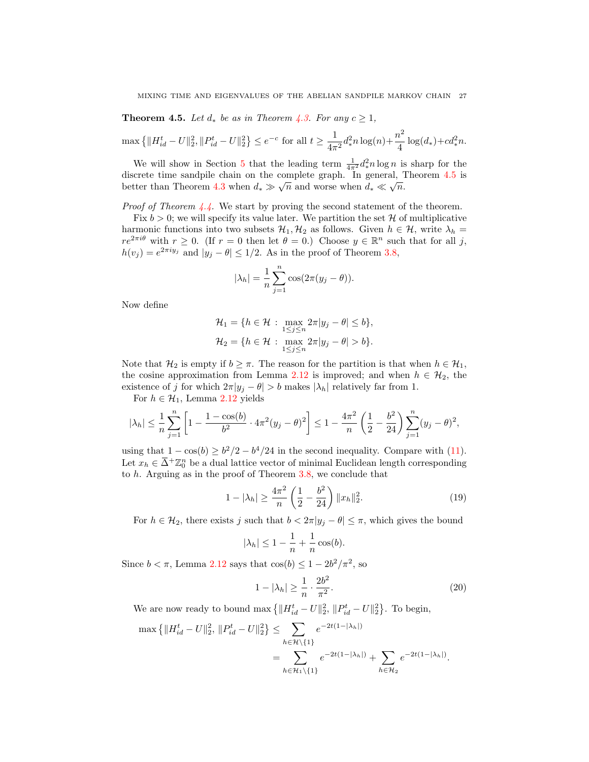**Theorem 4.5.** *Let $d_*$ be as in Theorem 4.3. For any $c \geq 1$,*

$$\max\left\{\|H_{id}^t - U\|_2^2, \|P_{id}^t - U\|_2^2\right\} \leq e^{-c} \text{ for all } t \geq \frac{1}{4\pi^2} d_*^2 n \log(n) + \frac{n^2}{4}\log(d_*) + c d_*^2 n.$$

We will show in Section 5 that the leading term $\frac{1}{4\pi^2} d_*^2 n \log n$ is sharp for the discrete time sandpile chain on the complete graph. In general, Theorem 4.5 is better than Theorem 4.3 when $d_* \gg \sqrt{n}$ and worse when $d_* \ll \sqrt{n}$.

*Proof of Theorem 4.4.* We start by proving the second statement of the theorem.

Fix $b > 0$; we will specify its value later. We partition the set $\mathcal{H}$ of multiplicative harmonic functions into two subsets $\mathcal{H}_1, \mathcal{H}_2$ as follows. Given $h \in \mathcal{H}$, write $\lambda_h = re^{2\pi i \theta}$ with $r \geq 0$. (If $r = 0$ then let $\theta = 0$.) Choose $y \in \mathbb{R}^n$ such that for all $j$, $h(v_j) = e^{2\pi i y_j}$ and $|y_j - \theta| \leq 1/2$. As in the proof of Theorem 3.8,

$$|\lambda_h| = \frac{1}{n}\sum_{j=1}^{n} \cos(2\pi(y_j - \theta)).$$

Now define

$$\mathcal{H}_1 = \{h \in \mathcal{H} : \max_{1 \leq j \leq n} 2\pi|y_j - \theta| \leq b\},$$
$$\mathcal{H}_2 = \{h \in \mathcal{H} : \max_{1 \leq j \leq n} 2\pi|y_j - \theta| > b\}.$$

Note that $\mathcal{H}_2$ is empty if $b \geq \pi$. The reason for the partition is that when $h \in \mathcal{H}_1$, the cosine approximation from Lemma 2.12 is improved; and when $h \in \mathcal{H}_2$, the existence of $j$ for which $2\pi|y_j - \theta| > b$ makes $|\lambda_h|$ relatively far from 1.

For $h \in \mathcal{H}_1$, Lemma 2.12 yields

$$|\lambda_h| \leq \frac{1}{n}\sum_{j=1}^{n}\left[1 - \frac{1-\cos(b)}{b^2}\cdot 4\pi^2(y_j - \theta)^2\right] \leq 1 - \frac{4\pi^2}{n}\left(\frac{1}{2} - \frac{b^2}{24}\right)\sum_{j=1}^{n}(y_j - \theta)^2,$$

using that $1 - \cos(b) \geq b^2/2 - b^4/24$ in the second inequality. Compare with (11). Let $x_h \in \overline{\Delta}^+ \mathbb{Z}_0^n$ be a dual lattice vector of minimal Euclidean length corresponding to $h$. Arguing as in the proof of Theorem 3.8, we conclude that

$$1 - |\lambda_h| \geq \frac{4\pi^2}{n}\left(\frac{1}{2} - \frac{b^2}{24}\right)\|x_h\|_2^2. \tag{19}$$

For $h \in \mathcal{H}_2$, there exists $j$ such that $b < 2\pi|y_j - \theta| \leq \pi$, which gives the bound

$$|\lambda_h| \leq 1 - \frac{1}{n} + \frac{1}{n}\cos(b).$$

Since $b < \pi$, Lemma 2.12 says that $\cos(b) \leq 1 - 2b^2/\pi^2$, so

$$1 - |\lambda_h| \geq \frac{1}{n}\cdot\frac{2b^2}{\pi^2}. \tag{20}$$

We are now ready to bound $\max\left\{\|H_{id}^t - U\|_2^2, \|P_{id}^t - U\|_2^2\right\}$. To begin,

$$\begin{aligned}
\max\left\{\|H_{id}^t - U\|_2^2, \|P_{id}^t - U\|_2^2\right\} &\leq \sum_{h \in \mathcal{H}\setminus\{1\}} e^{-2t(1-|\lambda_h|)} \\
&= \sum_{h \in \mathcal{H}_1\setminus\{1\}} e^{-2t(1-|\lambda_h|)} + \sum_{h \in \mathcal{H}_2} e^{-2t(1-|\lambda_h|)}.
\end{aligned}$$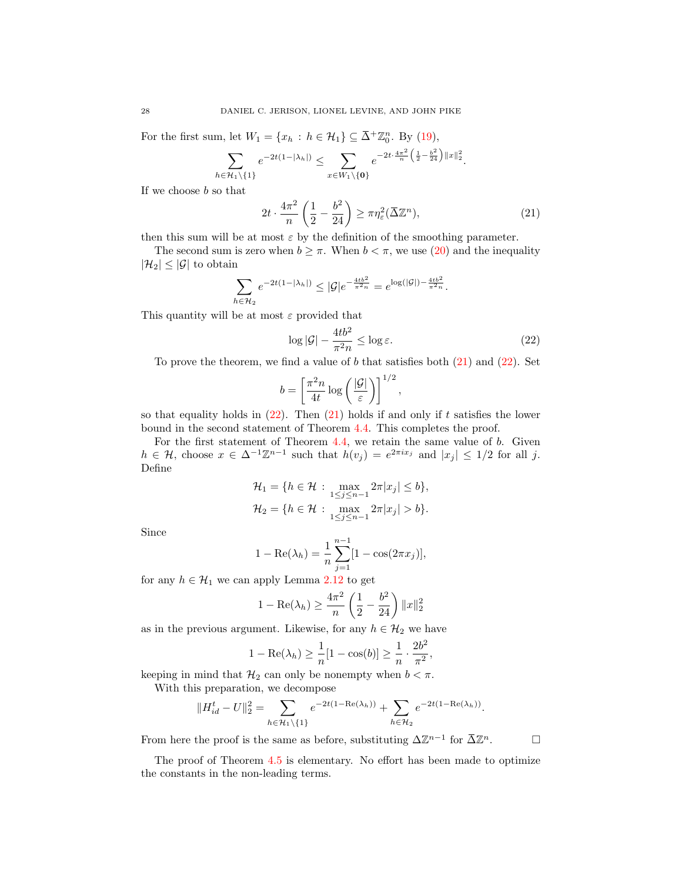For the first sum, let $W_1 = \{x_h : h \in \mathcal{H}_1\} \subseteq \overline{\Delta}^+\mathbb{Z}_0^n$. By (19),

$$\sum_{h \in \mathcal{H}_1 \setminus \{1\}} e^{-2t(1-|\lambda_h|)} \leq \sum_{x \in W_1 \setminus \{\mathbf{0}\}} e^{-2t \cdot \frac{4\pi^2}{n}\left(\frac{1}{2} - \frac{b^2}{24}\right)\|x\|_2^2}.$$

If we choose $b$ so that

$$2t \cdot \frac{4\pi^2}{n}\left(\frac{1}{2} - \frac{b^2}{24}\right) \geq \pi \eta_\varepsilon^2(\overline{\Delta}\mathbb{Z}^n), \tag{21}$$

then this sum will be at most $\varepsilon$ by the definition of the smoothing parameter.

The second sum is zero when $b \geq \pi$. When $b < \pi$, we use (20) and the inequality $|\mathcal{H}_2| \leq |\mathcal{G}|$ to obtain

$$\sum_{h \in \mathcal{H}_2} e^{-2t(1-|\lambda_h|)} \leq |\mathcal{G}| e^{-\frac{4tb^2}{\pi^2 n}} = e^{\log(|\mathcal{G}|) - \frac{4tb^2}{\pi^2 n}}.$$

This quantity will be at most $\varepsilon$ provided that

$$\log|\mathcal{G}| - \frac{4tb^2}{\pi^2 n} \leq \log \varepsilon. \tag{22}$$

To prove the theorem, we find a value of $b$ that satisfies both (21) and (22). Set

$$b = \left[\frac{\pi^2 n}{4t} \log\left(\frac{|\mathcal{G}|}{\varepsilon}\right)\right]^{1/2},$$

so that equality holds in (22). Then (21) holds if and only if $t$ satisfies the lower bound in the second statement of Theorem 4.4. This completes the proof.

For the first statement of Theorem 4.4, we retain the same value of $b$. Given $h \in \mathcal{H}$, choose $x \in \Delta^{-1}\mathbb{Z}^{n-1}$ such that $h(v_j) = e^{2\pi i x_j}$ and $|x_j| \leq 1/2$ for all $j$. Define

$$\mathcal{H}_1 = \{h \in \mathcal{H} : \max_{1 \leq j \leq n-1} 2\pi|x_j| \leq b\},$$
$$\mathcal{H}_2 = \{h \in \mathcal{H} : \max_{1 \leq j \leq n-1} 2\pi|x_j| > b\}.$$

Since

$$1 - \mathrm{Re}(\lambda_h) = \frac{1}{n}\sum_{j=1}^{n-1}[1 - \cos(2\pi x_j)],$$

for any $h \in \mathcal{H}_1$ we can apply Lemma 2.12 to get

$$1 - \mathrm{Re}(\lambda_h) \geq \frac{4\pi^2}{n}\left(\frac{1}{2} - \frac{b^2}{24}\right)\|x\|_2^2$$

as in the previous argument. Likewise, for any $h \in \mathcal{H}_2$ we have

$$1 - \mathrm{Re}(\lambda_h) \geq \frac{1}{n}[1 - \cos(b)] \geq \frac{1}{n} \cdot \frac{2b^2}{\pi^2},$$

keeping in mind that $\mathcal{H}_2$ can only be nonempty when $b < \pi$.

With this preparation, we decompose

$$\|H_{id}^t - U\|_2^2 = \sum_{h \in \mathcal{H}_1 \setminus \{1\}} e^{-2t(1-\mathrm{Re}(\lambda_h))} + \sum_{h \in \mathcal{H}_2} e^{-2t(1-\mathrm{Re}(\lambda_h))}.$$

From here the proof is the same as before, substituting $\Delta\mathbb{Z}^{n-1}$ for $\overline{\Delta}\mathbb{Z}^n$. $\square$

The proof of Theorem 4.5 is elementary. No effort has been made to optimize the constants in the non-leading terms.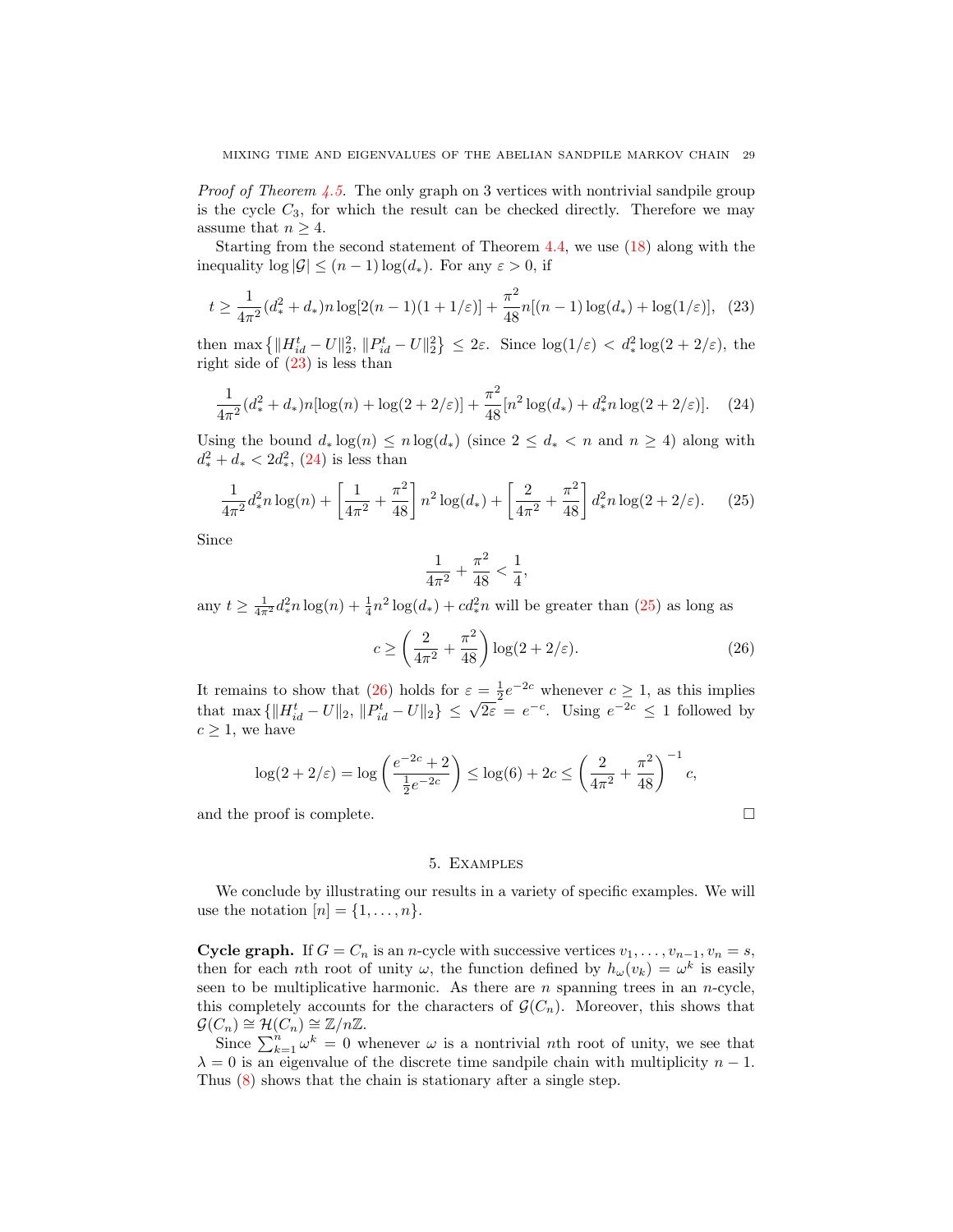*Proof of Theorem 4.5.* The only graph on 3 vertices with nontrivial sandpile group is the cycle $C_3$, for which the result can be checked directly. Therefore we may assume that $n \geq 4$.

Starting from the second statement of Theorem 4.4, we use (18) along with the inequality $\log|\mathcal{G}| \leq (n-1)\log(d_*)$. For any $\varepsilon > 0$, if

$$t \geq \frac{1}{4\pi^2}(d_*^2 + d_*)n\log[2(n-1)(1+1/\varepsilon)] + \frac{\pi^2}{48}n[(n-1)\log(d_*) + \log(1/\varepsilon)], \quad (23)$$

then $\max\left\{\|H_{id}^t - U\|_2^2, \|P_{id}^t - U\|_2^2\right\} \leq 2\varepsilon$. Since $\log(1/\varepsilon) < d_*^2 \log(2+2/\varepsilon)$, the right side of (23) is less than

$$\frac{1}{4\pi^2}(d_*^2 + d_*)n[\log(n) + \log(2+2/\varepsilon)] + \frac{\pi^2}{48}[n^2\log(d_*) + d_*^2 n\log(2+2/\varepsilon)]. \quad (24)$$

Using the bound $d_*\log(n) \leq n\log(d_*)$ (since $2 \leq d_* < n$ and $n \geq 4$) along with $d_*^2 + d_* < 2d_*^2$, (24) is less than

$$\frac{1}{4\pi^2}d_*^2 n\log(n) + \left[\frac{1}{4\pi^2} + \frac{\pi^2}{48}\right]n^2\log(d_*) + \left[\frac{2}{4\pi^2} + \frac{\pi^2}{48}\right]d_*^2 n\log(2+2/\varepsilon). \quad (25)$$

Since

$$\frac{1}{4\pi^2} + \frac{\pi^2}{48} < \frac{1}{4},$$

any $t \geq \frac{1}{4\pi^2}d_*^2 n\log(n) + \frac{1}{4}n^2\log(d_*) + cd_*^2 n$ will be greater than (25) as long as

$$c \geq \left(\frac{2}{4\pi^2} + \frac{\pi^2}{48}\right)\log(2+2/\varepsilon). \quad (26)$$

It remains to show that (26) holds for $\varepsilon = \frac{1}{2}e^{-2c}$ whenever $c \geq 1$, as this implies that $\max\{\|H_{id}^t - U\|_2, \|P_{id}^t - U\|_2\} \leq \sqrt{2\varepsilon} = e^{-c}$. Using $e^{-2c} \leq 1$ followed by $c \geq 1$, we have

$$\log(2+2/\varepsilon) = \log\left(\frac{e^{-2c}+2}{\frac{1}{2}e^{-2c}}\right) \leq \log(6) + 2c \leq \left(\frac{2}{4\pi^2} + \frac{\pi^2}{48}\right)^{-1} c,$$

and the proof is complete. $\square$

## 5. Examples

We conclude by illustrating our results in a variety of specific examples. We will use the notation $[n] = \{1, \ldots, n\}$.

**Cycle graph.** If $G = C_n$ is an $n$-cycle with successive vertices $v_1, \ldots, v_{n-1}, v_n = s$, then for each $n$th root of unity $\omega$, the function defined by $h_\omega(v_k) = \omega^k$ is easily seen to be multiplicative harmonic. As there are $n$ spanning trees in an $n$-cycle, this completely accounts for the characters of $\mathcal{G}(C_n)$. Moreover, this shows that $\mathcal{G}(C_n) \cong \mathcal{H}(C_n) \cong \mathbb{Z}/n\mathbb{Z}$.

Since $\sum_{k=1}^n \omega^k = 0$ whenever $\omega$ is a nontrivial $n$th root of unity, we see that $\lambda = 0$ is an eigenvalue of the discrete time sandpile chain with multiplicity $n-1$. Thus (8) shows that the chain is stationary after a single step.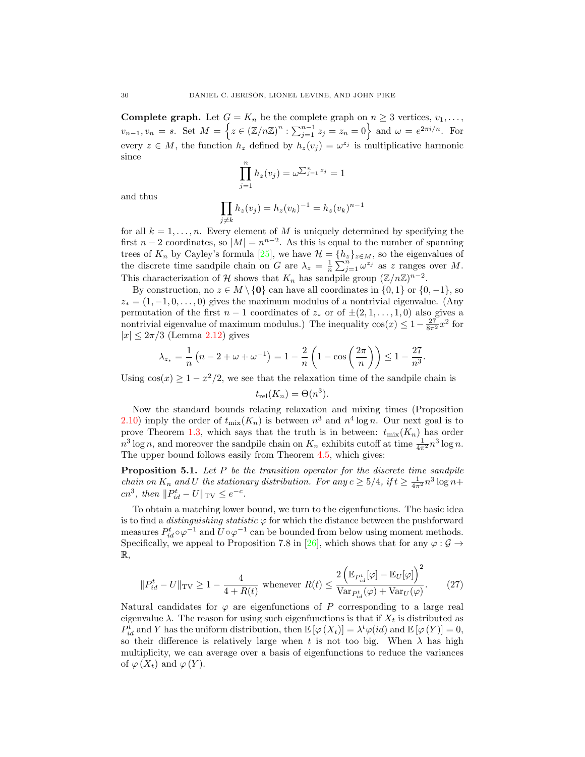**Complete graph.** Let $G = K_n$ be the complete graph on $n \geq 3$ vertices, $v_1, \ldots, v_{n-1}, v_n = s$. Set $M = \left\{ z \in (\mathbb{Z}/n\mathbb{Z})^n : \sum_{j=1}^{n-1} z_j = z_n = 0 \right\}$ and $\omega = e^{2\pi i/n}$. For every $z \in M$, the function $h_z$ defined by $h_z(v_j) = \omega^{z_j}$ is multiplicative harmonic since

$$\prod_{j=1}^{n} h_z(v_j) = \omega^{\sum_{j=1}^{n} z_j} = 1$$

and thus

$$\prod_{j \neq k} h_z(v_j) = h_z(v_k)^{-1} = h_z(v_k)^{n-1}$$

for all $k = 1, \ldots, n$. Every element of $M$ is uniquely determined by specifying the first $n-2$ coordinates, so $|M| = n^{n-2}$. As this is equal to the number of spanning trees of $K_n$ by Cayley's formula [25], we have $\mathcal{H} = \{h_z\}_{z \in M}$, so the eigenvalues of the discrete time sandpile chain on $G$ are $\lambda_z = \frac{1}{n}\sum_{j=1}^{n} \omega^{z_j}$ as $z$ ranges over $M$. This characterization of $\mathcal{H}$ shows that $K_n$ has sandpile group $(\mathbb{Z}/n\mathbb{Z})^{n-2}$.

By construction, no $z \in M \setminus \{\mathbf{0}\}$ can have all coordinates in $\{0, 1\}$ or $\{0, -1\}$, so $z_* = (1, -1, 0, \ldots, 0)$ gives the maximum modulus of a nontrivial eigenvalue. (Any permutation of the first $n-1$ coordinates of $z_*$ or of $\pm(2, 1, \ldots, 1, 0)$ also gives a nontrivial eigenvalue of maximum modulus.) The inequality $\cos(x) \leq 1 - \frac{27}{8\pi^2}x^2$ for $|x| \leq 2\pi/3$ (Lemma 2.12) gives

$$\lambda_{z_*} = \frac{1}{n}\left(n - 2 + \omega + \omega^{-1}\right) = 1 - \frac{2}{n}\left(1 - \cos\left(\frac{2\pi}{n}\right)\right) \leq 1 - \frac{27}{n^3}.$$

Using $\cos(x) \geq 1 - x^2/2$, we see that the relaxation time of the sandpile chain is

$$t_{\text{rel}}(K_n) = \Theta(n^3).$$

Now the standard bounds relating relaxation and mixing times (Proposition 2.10) imply the order of $t_{\text{mix}}(K_n)$ is between $n^3$ and $n^4 \log n$. Our next goal is to prove Theorem 1.3, which says that the truth is in between: $t_{\text{mix}}(K_n)$ has order $n^3 \log n$, and moreover the sandpile chain on $K_n$ exhibits cutoff at time $\frac{1}{4\pi^2} n^3 \log n$. The upper bound follows easily from Theorem 4.5, which gives:

**Proposition 5.1.** *Let $P$ be the transition operator for the discrete time sandpile chain on $K_n$ and $U$ the stationary distribution. For any $c \geq 5/4$, if $t \geq \frac{1}{4\pi^2} n^3 \log n + cn^3$, then $\|P_{id}^t - U\|_{\text{TV}} \leq e^{-c}$.*

To obtain a matching lower bound, we turn to the eigenfunctions. The basic idea is to find a *distinguishing statistic* $\varphi$ for which the distance between the pushforward measures $P_{id}^t \circ \varphi^{-1}$ and $U \circ \varphi^{-1}$ can be bounded from below using moment methods. Specifically, we appeal to Proposition 7.8 in [26], which shows that for any $\varphi : \mathcal{G} \to \mathbb{R}$,

$$\|P_{id}^t - U\|_{\text{TV}} \geq 1 - \frac{4}{4 + R(t)} \text{ whenever } R(t) \leq \frac{2\left(\mathbb{E}_{P_{id}^t}[\varphi] - \mathbb{E}_U[\varphi]\right)^2}{\text{Var}_{P_{id}^t}(\varphi) + \text{Var}_U(\varphi)}. \tag{27}$$

Natural candidates for $\varphi$ are eigenfunctions of $P$ corresponding to a large real eigenvalue $\lambda$. The reason for using such eigenfunctions is that if $X_t$ is distributed as $P_{id}^t$ and $Y$ has the uniform distribution, then $\mathbb{E}[\varphi(X_t)] = \lambda^t \varphi(id)$ and $\mathbb{E}[\varphi(Y)] = 0$, so their difference is relatively large when $t$ is not too big. When $\lambda$ has high multiplicity, we can average over a basis of eigenfunctions to reduce the variances of $\varphi(X_t)$ and $\varphi(Y)$.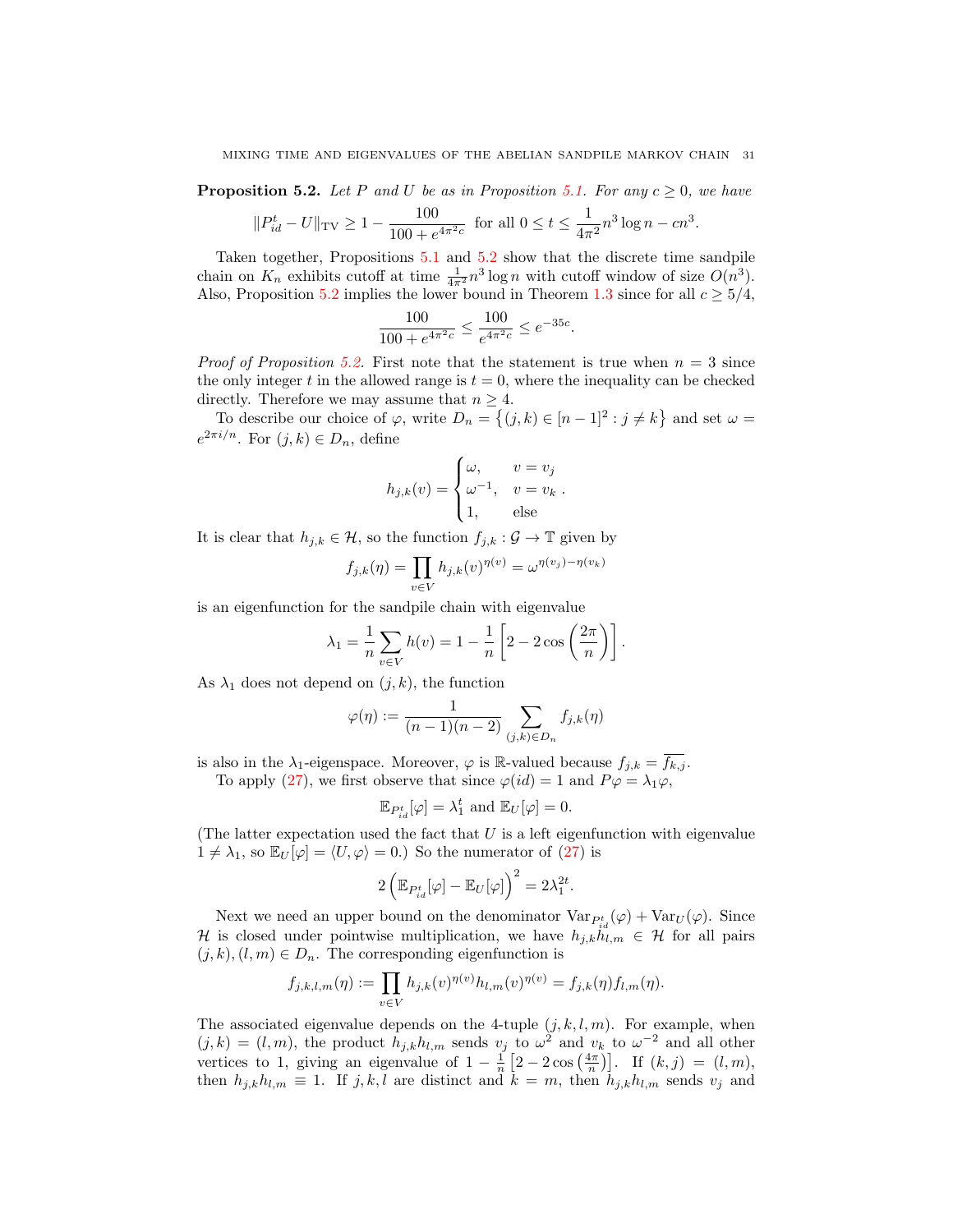**Proposition 5.2.** *Let $P$ and $U$ be as in Proposition 5.1. For any $c \geq 0$, we have*

$$\|P_{id}^t - U\|_{\mathrm{TV}} \geq 1 - \frac{100}{100 + e^{4\pi^2 c}} \text{ for all } 0 \leq t \leq \frac{1}{4\pi^2} n^3 \log n - cn^3.$$

Taken together, Propositions 5.1 and 5.2 show that the discrete time sandpile chain on $K_n$ exhibits cutoff at time $\frac{1}{4\pi^2} n^3 \log n$ with cutoff window of size $O(n^3)$. Also, Proposition 5.2 implies the lower bound in Theorem 1.3 since for all $c \geq 5/4$,

$$\frac{100}{100 + e^{4\pi^2 c}} \leq \frac{100}{e^{4\pi^2 c}} \leq e^{-35c}.$$

*Proof of Proposition 5.2.* First note that the statement is true when $n = 3$ since the only integer $t$ in the allowed range is $t = 0$, where the inequality can be checked directly. Therefore we may assume that $n \geq 4$.

To describe our choice of $\varphi$, write $D_n = \{(j,k) \in [n-1]^2 : j \neq k\}$ and set $\omega = e^{2\pi i/n}$. For $(j,k) \in D_n$, define

$$h_{j,k}(v) = \begin{cases} \omega, & v = v_j \\ \omega^{-1}, & v = v_k \\ 1, & \text{else} \end{cases}.$$

It is clear that $h_{j,k} \in \mathcal{H}$, so the function $f_{j,k} : \mathcal{G} \to \mathbb{T}$ given by

$$f_{j,k}(\eta) = \prod_{v \in V} h_{j,k}(v)^{\eta(v)} = \omega^{\eta(v_j) - \eta(v_k)}$$

is an eigenfunction for the sandpile chain with eigenvalue

$$\lambda_1 = \frac{1}{n} \sum_{v \in V} h(v) = 1 - \frac{1}{n}\left[2 - 2\cos\left(\frac{2\pi}{n}\right)\right].$$

As $\lambda_1$ does not depend on $(j,k)$, the function

$$\varphi(\eta) := \frac{1}{(n-1)(n-2)} \sum_{(j,k) \in D_n} f_{j,k}(\eta)$$

is also in the $\lambda_1$-eigenspace. Moreover, $\varphi$ is $\mathbb{R}$-valued because $f_{j,k} = \overline{f_{k,j}}$.

To apply (27), we first observe that since $\varphi(id) = 1$ and $P\varphi = \lambda_1 \varphi$,

$$\mathbb{E}_{P_{id}^t}[\varphi] = \lambda_1^t \text{ and } \mathbb{E}_U[\varphi] = 0.$$

(The latter expectation used the fact that $U$ is a left eigenfunction with eigenvalue $1 \neq \lambda_1$, so $\mathbb{E}_U[\varphi] = \langle U, \varphi \rangle = 0$.) So the numerator of (27) is

$$2\left(\mathbb{E}_{P_{id}^t}[\varphi] - \mathbb{E}_U[\varphi]\right)^2 = 2\lambda_1^{2t}.$$

Next we need an upper bound on the denominator $\mathrm{Var}_{P_{id}^t}(\varphi) + \mathrm{Var}_U(\varphi)$. Since $\mathcal{H}$ is closed under pointwise multiplication, we have $h_{j,k} h_{l,m} \in \mathcal{H}$ for all pairs $(j,k), (l,m) \in D_n$. The corresponding eigenfunction is

$$f_{j,k,l,m}(\eta) := \prod_{v \in V} h_{j,k}(v)^{\eta(v)} h_{l,m}(v)^{\eta(v)} = f_{j,k}(\eta) f_{l,m}(\eta).$$

The associated eigenvalue depends on the 4-tuple $(j,k,l,m)$. For example, when $(j,k) = (l,m)$, the product $h_{j,k}h_{l,m}$ sends $v_j$ to $\omega^2$ and $v_k$ to $\omega^{-2}$ and all other vertices to 1, giving an eigenvalue of $1 - \frac{1}{n}\left[2 - 2\cos\left(\frac{4\pi}{n}\right)\right]$. If $(k,j) = (l,m)$, then $h_{j,k}h_{l,m} \equiv 1$. If $j,k,l$ are distinct and $k = m$, then $h_{j,k}h_{l,m}$ sends $v_j$ and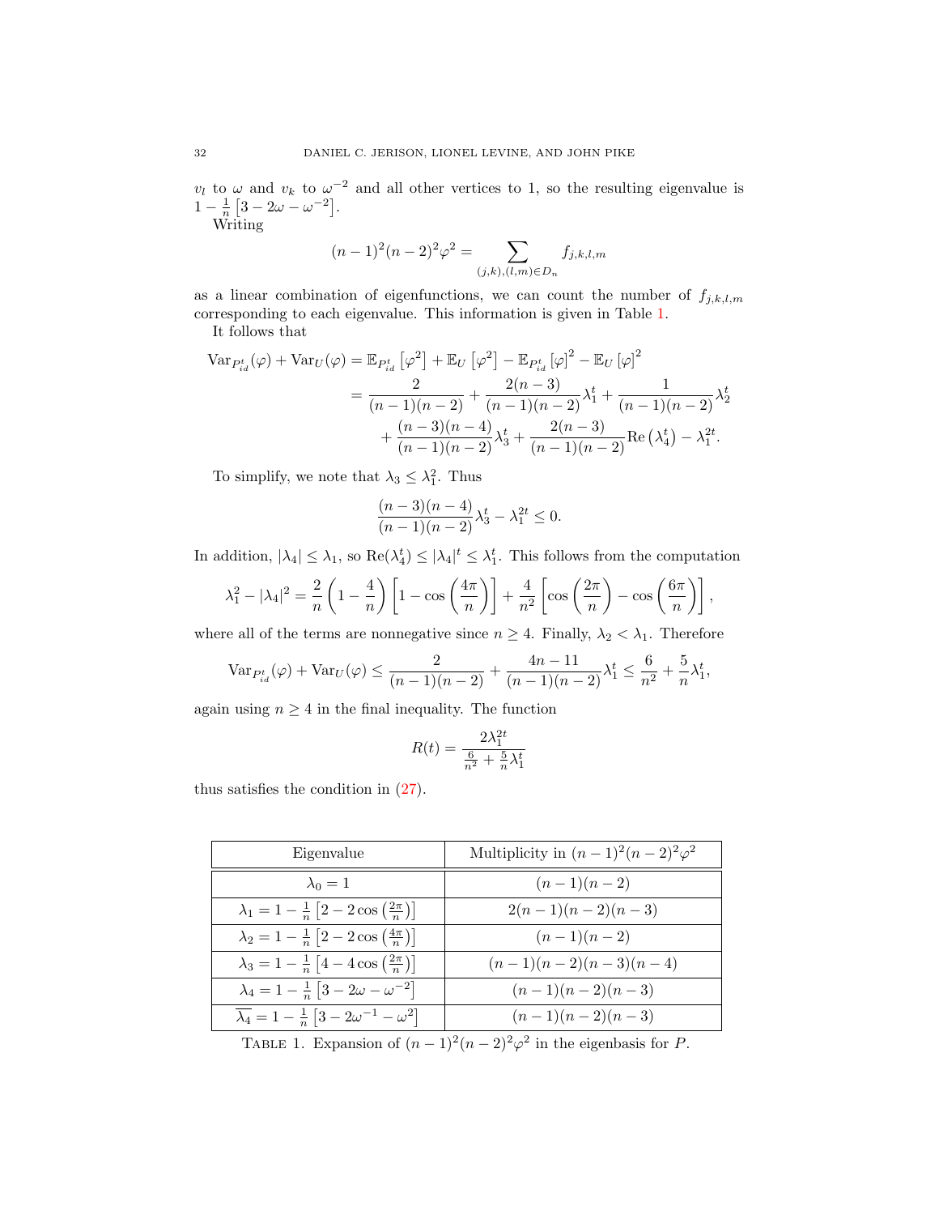$v_l$ to $\omega$ and $v_k$ to $\omega^{-2}$ and all other vertices to 1, so the resulting eigenvalue is $1 - \frac{1}{n}\left[3 - 2\omega - \omega^{-2}\right]$.

Writing

$$(n-1)^2(n-2)^2\varphi^2 = \sum_{(j,k),(l,m)\in D_n} f_{j,k,l,m}$$

as a linear combination of eigenfunctions, we can count the number of $f_{j,k,l,m}$ corresponding to each eigenvalue. This information is given in Table 1.

It follows that

$$\begin{aligned}
\mathrm{Var}_{P_{id}^t}(\varphi) + \mathrm{Var}_U(\varphi) &= \mathbb{E}_{P_{id}^t}\left[\varphi^2\right] + \mathbb{E}_U\left[\varphi^2\right] - \mathbb{E}_{P_{id}^t}\left[\varphi\right]^2 - \mathbb{E}_U\left[\varphi\right]^2 \\
&= \frac{2}{(n-1)(n-2)} + \frac{2(n-3)}{(n-1)(n-2)}\lambda_1^t + \frac{1}{(n-1)(n-2)}\lambda_2^t \\
&\quad + \frac{(n-3)(n-4)}{(n-1)(n-2)}\lambda_3^t + \frac{2(n-3)}{(n-1)(n-2)}\mathrm{Re}\left(\lambda_4^t\right) - \lambda_1^{2t}.
\end{aligned}$$

To simplify, we note that $\lambda_3 \le \lambda_1^2$. Thus

$$\frac{(n-3)(n-4)}{(n-1)(n-2)}\lambda_3^t - \lambda_1^{2t} \le 0.$$

In addition, $|\lambda_4| \le \lambda_1$, so $\mathrm{Re}(\lambda_4^t) \le |\lambda_4|^t \le \lambda_1^t$. This follows from the computation

$$\lambda_1^2 - |\lambda_4|^2 = \frac{2}{n}\left(1 - \frac{4}{n}\right)\left[1 - \cos\left(\frac{4\pi}{n}\right)\right] + \frac{4}{n^2}\left[\cos\left(\frac{2\pi}{n}\right) - \cos\left(\frac{6\pi}{n}\right)\right],$$

where all of the terms are nonnegative since $n \ge 4$. Finally, $\lambda_2 < \lambda_1$. Therefore

$$\mathrm{Var}_{P_{id}^t}(\varphi) + \mathrm{Var}_U(\varphi) \le \frac{2}{(n-1)(n-2)} + \frac{4n-11}{(n-1)(n-2)}\lambda_1^t \le \frac{6}{n^2} + \frac{5}{n}\lambda_1^t,$$

again using $n \ge 4$ in the final inequality. The function

$$R(t) = \frac{2\lambda_1^{2t}}{\frac{6}{n^2} + \frac{5}{n}\lambda_1^t}$$

thus satisfies the condition in (27).

| Eigenvalue | Multiplicity in $(n-1)^2(n-2)^2\varphi^2$ |
|---|---|
| $\lambda_0 = 1$ | $(n-1)(n-2)$ |
| $\lambda_1 = 1 - \frac{1}{n}\left[2 - 2\cos\left(\frac{2\pi}{n}\right)\right]$ | $2(n-1)(n-2)(n-3)$ |
| $\lambda_2 = 1 - \frac{1}{n}\left[2 - 2\cos\left(\frac{4\pi}{n}\right)\right]$ | $(n-1)(n-2)$ |
| $\lambda_3 = 1 - \frac{1}{n}\left[4 - 4\cos\left(\frac{2\pi}{n}\right)\right]$ | $(n-1)(n-2)(n-3)(n-4)$ |
| $\lambda_4 = 1 - \frac{1}{n}\left[3 - 2\omega - \omega^{-2}\right]$ | $(n-1)(n-2)(n-3)$ |
| $\overline{\lambda_4} = 1 - \frac{1}{n}\left[3 - 2\omega^{-1} - \omega^2\right]$ | $(n-1)(n-2)(n-3)$ |

TABLE 1. Expansion of $(n-1)^2(n-2)^2\varphi^2$ in the eigenbasis for $P$.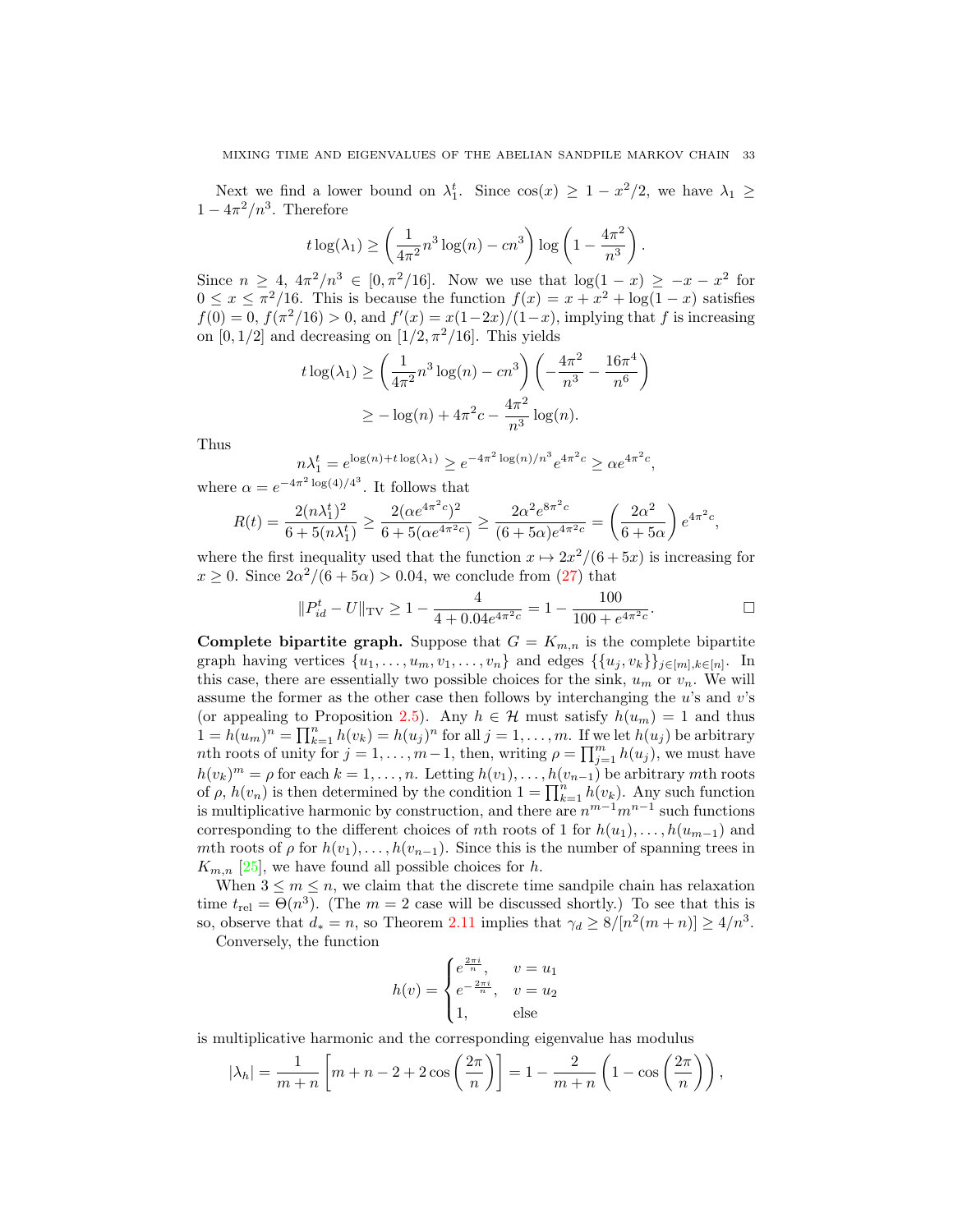Next we find a lower bound on $\lambda_1^t$. Since $\cos(x) \geq 1 - x^2/2$, we have $\lambda_1 \geq 1 - 4\pi^2/n^3$. Therefore

$$t \log(\lambda_1) \geq \left(\frac{1}{4\pi^2} n^3 \log(n) - cn^3\right) \log\left(1 - \frac{4\pi^2}{n^3}\right).$$

Since $n \geq 4$, $4\pi^2/n^3 \in [0, \pi^2/16]$. Now we use that $\log(1-x) \geq -x - x^2$ for $0 \leq x \leq \pi^2/16$. This is because the function $f(x) = x + x^2 + \log(1-x)$ satisfies $f(0) = 0$, $f(\pi^2/16) > 0$, and $f'(x) = x(1-2x)/(1-x)$, implying that $f$ is increasing on $[0, 1/2]$ and decreasing on $[1/2, \pi^2/16]$. This yields

$$\begin{aligned} t \log(\lambda_1) &\geq \left(\frac{1}{4\pi^2} n^3 \log(n) - cn^3\right)\left(-\frac{4\pi^2}{n^3} - \frac{16\pi^4}{n^6}\right) \\ &\geq -\log(n) + 4\pi^2 c - \frac{4\pi^2}{n^3}\log(n). \end{aligned}$$

Thus

$$n\lambda_1^t = e^{\log(n) + t\log(\lambda_1)} \geq e^{-4\pi^2 \log(n)/n^3} e^{4\pi^2 c} \geq \alpha e^{4\pi^2 c},$$

where $\alpha = e^{-4\pi^2 \log(4)/4^3}$. It follows that

$$R(t) = \frac{2(n\lambda_1^t)^2}{6 + 5(n\lambda_1^t)} \geq \frac{2(\alpha e^{4\pi^2 c})^2}{6 + 5(\alpha e^{4\pi^2 c})} \geq \frac{2\alpha^2 e^{8\pi^2 c}}{(6 + 5\alpha)e^{4\pi^2 c}} = \left(\frac{2\alpha^2}{6 + 5\alpha}\right) e^{4\pi^2 c},$$

where the first inequality used that the function $x \mapsto 2x^2/(6 + 5x)$ is increasing for $x \geq 0$. Since $2\alpha^2/(6 + 5\alpha) > 0.04$, we conclude from (27) that

$$\|P_{id}^t - U\|_{\mathrm{TV}} \geq 1 - \frac{4}{4 + 0.04e^{4\pi^2 c}} = 1 - \frac{100}{100 + e^{4\pi^2 c}}. \qquad \square$$

**Complete bipartite graph.** Suppose that $G = K_{m,n}$ is the complete bipartite graph having vertices $\{u_1, \ldots, u_m, v_1, \ldots, v_n\}$ and edges $\{\{u_j, v_k\}\}_{j \in [m], k \in [n]}$. In this case, there are essentially two possible choices for the sink, $u_m$ or $v_n$. We will assume the former as the other case then follows by interchanging the $u$'s and $v$'s (or appealing to Proposition 2.5). Any $h \in \mathcal{H}$ must satisfy $h(u_m) = 1$ and thus $1 = h(u_m)^n = \prod_{k=1}^n h(v_k) = h(u_j)^n$ for all $j = 1, \ldots, m$. If we let $h(u_j)$ be arbitrary $n$th roots of unity for $j = 1, \ldots, m-1$, then, writing $\rho = \prod_{j=1}^m h(u_j)$, we must have $h(v_k)^m = \rho$ for each $k = 1, \ldots, n$. Letting $h(v_1), \ldots, h(v_{n-1})$ be arbitrary $m$th roots of $\rho$, $h(v_n)$ is then determined by the condition $1 = \prod_{k=1}^n h(v_k)$. Any such function is multiplicative harmonic by construction, and there are $n^{m-1}m^{n-1}$ such functions corresponding to the different choices of $n$th roots of 1 for $h(u_1), \ldots, h(u_{m-1})$ and $m$th roots of $\rho$ for $h(v_1), \ldots, h(v_{n-1})$. Since this is the number of spanning trees in $K_{m,n}$ [25], we have found all possible choices for $h$.

When $3 \leq m \leq n$, we claim that the discrete time sandpile chain has relaxation time $t_{\mathrm{rel}} = \Theta(n^3)$. (The $m = 2$ case will be discussed shortly.) To see that this is so, observe that $d_* = n$, so Theorem 2.11 implies that $\gamma_d \geq 8/[n^2(m+n)] \geq 4/n^3$.

Conversely, the function

$$h(v) = \begin{cases} e^{\frac{2\pi i}{n}}, & v = u_1 \\ e^{-\frac{2\pi i}{n}}, & v = u_2 \\ 1, & \text{else} \end{cases}$$

is multiplicative harmonic and the corresponding eigenvalue has modulus

$$|\lambda_h| = \frac{1}{m+n}\left[m + n - 2 + 2\cos\left(\frac{2\pi}{n}\right)\right] = 1 - \frac{2}{m+n}\left(1 - \cos\left(\frac{2\pi}{n}\right)\right),$$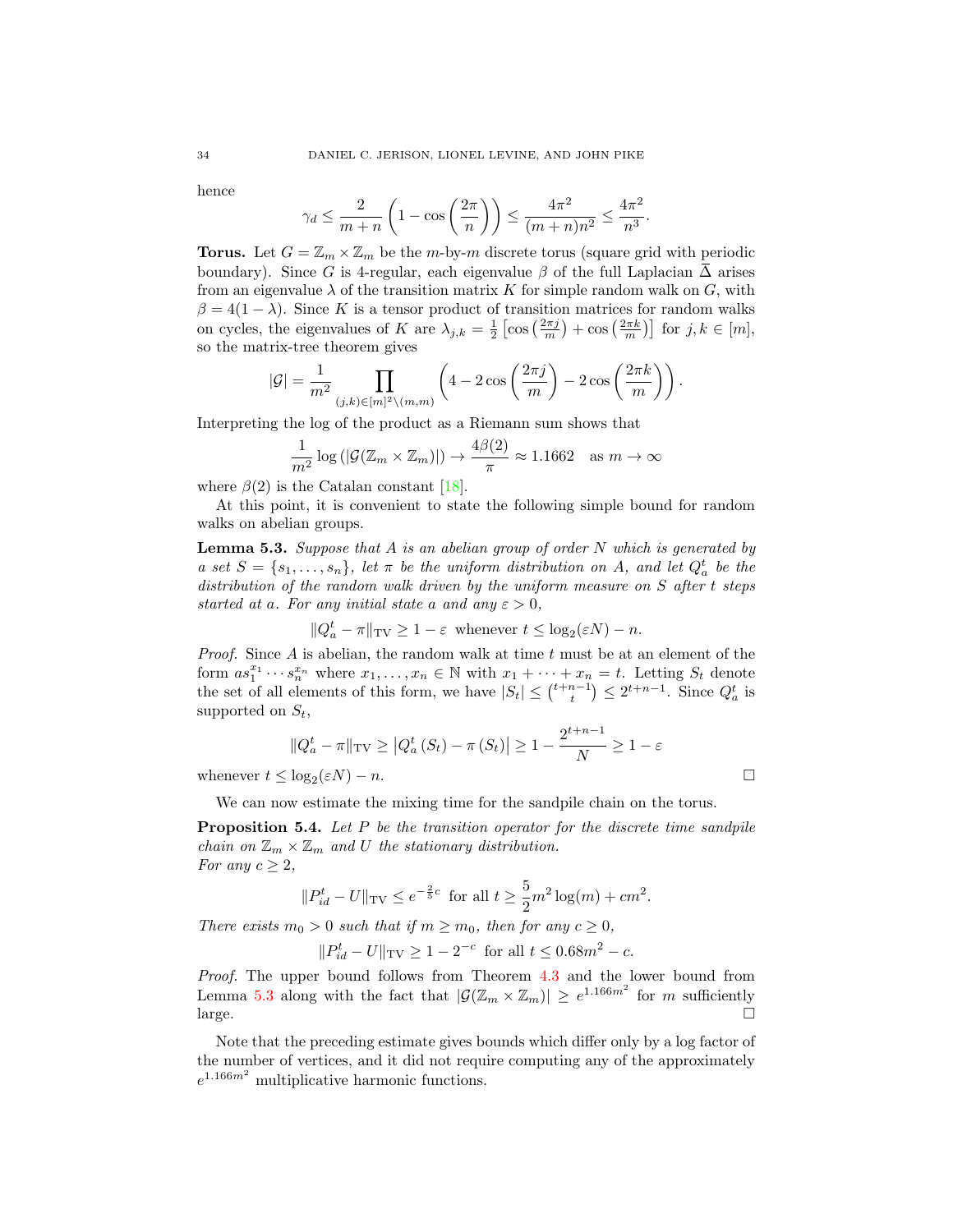hence

$$\gamma_d \leq \frac{2}{m+n}\left(1-\cos\left(\frac{2\pi}{n}\right)\right) \leq \frac{4\pi^2}{(m+n)n^2} \leq \frac{4\pi^2}{n^3}.$$

**Torus.** Let $G = \mathbb{Z}_m \times \mathbb{Z}_m$ be the $m$-by-$m$ discrete torus (square grid with periodic boundary). Since $G$ is 4-regular, each eigenvalue $\beta$ of the full Laplacian $\overline{\Delta}$ arises from an eigenvalue $\lambda$ of the transition matrix $K$ for simple random walk on $G$, with $\beta = 4(1-\lambda)$. Since $K$ is a tensor product of transition matrices for random walks on cycles, the eigenvalues of $K$ are $\lambda_{j,k} = \frac{1}{2}\left[\cos\left(\frac{2\pi j}{m}\right) + \cos\left(\frac{2\pi k}{m}\right)\right]$ for $j,k \in [m]$, so the matrix-tree theorem gives

$$|\mathcal{G}| = \frac{1}{m^2}\prod_{(j,k)\in[m]^2\setminus(m,m)}\left(4 - 2\cos\left(\frac{2\pi j}{m}\right) - 2\cos\left(\frac{2\pi k}{m}\right)\right).$$

Interpreting the log of the product as a Riemann sum shows that

$$\frac{1}{m^2}\log\left(|\mathcal{G}(\mathbb{Z}_m \times \mathbb{Z}_m)|\right) \to \frac{4\beta(2)}{\pi} \approx 1.1662 \quad \text{as } m \to \infty$$

where $\beta(2)$ is the Catalan constant [18].

At this point, it is convenient to state the following simple bound for random walks on abelian groups.

**Lemma 5.3.** *Suppose that $A$ is an abelian group of order $N$ which is generated by a set $S = \{s_1, \ldots, s_n\}$, let $\pi$ be the uniform distribution on $A$, and let $Q_a^t$ be the distribution of the random walk driven by the uniform measure on $S$ after $t$ steps started at $a$. For any initial state $a$ and any $\varepsilon > 0$,*

$$\|Q_a^t - \pi\|_{\mathrm{TV}} \geq 1 - \varepsilon \text{ whenever } t \leq \log_2(\varepsilon N) - n.$$

*Proof.* Since $A$ is abelian, the random walk at time $t$ must be at an element of the form $as_1^{x_1}\cdots s_n^{x_n}$ where $x_1, \ldots, x_n \in \mathbb{N}$ with $x_1 + \cdots + x_n = t$. Letting $S_t$ denote the set of all elements of this form, we have $|S_t| \leq \binom{t+n-1}{t} \leq 2^{t+n-1}$. Since $Q_a^t$ is supported on $S_t$,

$$\|Q_a^t - \pi\|_{\mathrm{TV}} \geq \left|Q_a^t(S_t) - \pi(S_t)\right| \geq 1 - \frac{2^{t+n-1}}{N} \geq 1 - \varepsilon$$

whenever $t \leq \log_2(\varepsilon N) - n$. □

We can now estimate the mixing time for the sandpile chain on the torus.

**Proposition 5.4.** *Let $P$ be the transition operator for the discrete time sandpile chain on $\mathbb{Z}_m \times \mathbb{Z}_m$ and $U$ the stationary distribution.*
*For any $c \geq 2$,*

$$\|P_{id}^t - U\|_{\mathrm{TV}} \leq e^{-\frac{2}{5}c} \text{ for all } t \geq \frac{5}{2}m^2\log(m) + cm^2.$$

*There exists $m_0 > 0$ such that if $m \geq m_0$, then for any $c \geq 0$,*

$$\|P_{id}^t - U\|_{\mathrm{TV}} \geq 1 - 2^{-c} \text{ for all } t \leq 0.68m^2 - c.$$

*Proof.* The upper bound follows from Theorem 4.3 and the lower bound from Lemma 5.3 along with the fact that $|\mathcal{G}(\mathbb{Z}_m \times \mathbb{Z}_m)| \geq e^{1.166m^2}$ for $m$ sufficiently large. □

Note that the preceding estimate gives bounds which differ only by a log factor of the number of vertices, and it did not require computing any of the approximately $e^{1.166m^2}$ multiplicative harmonic functions.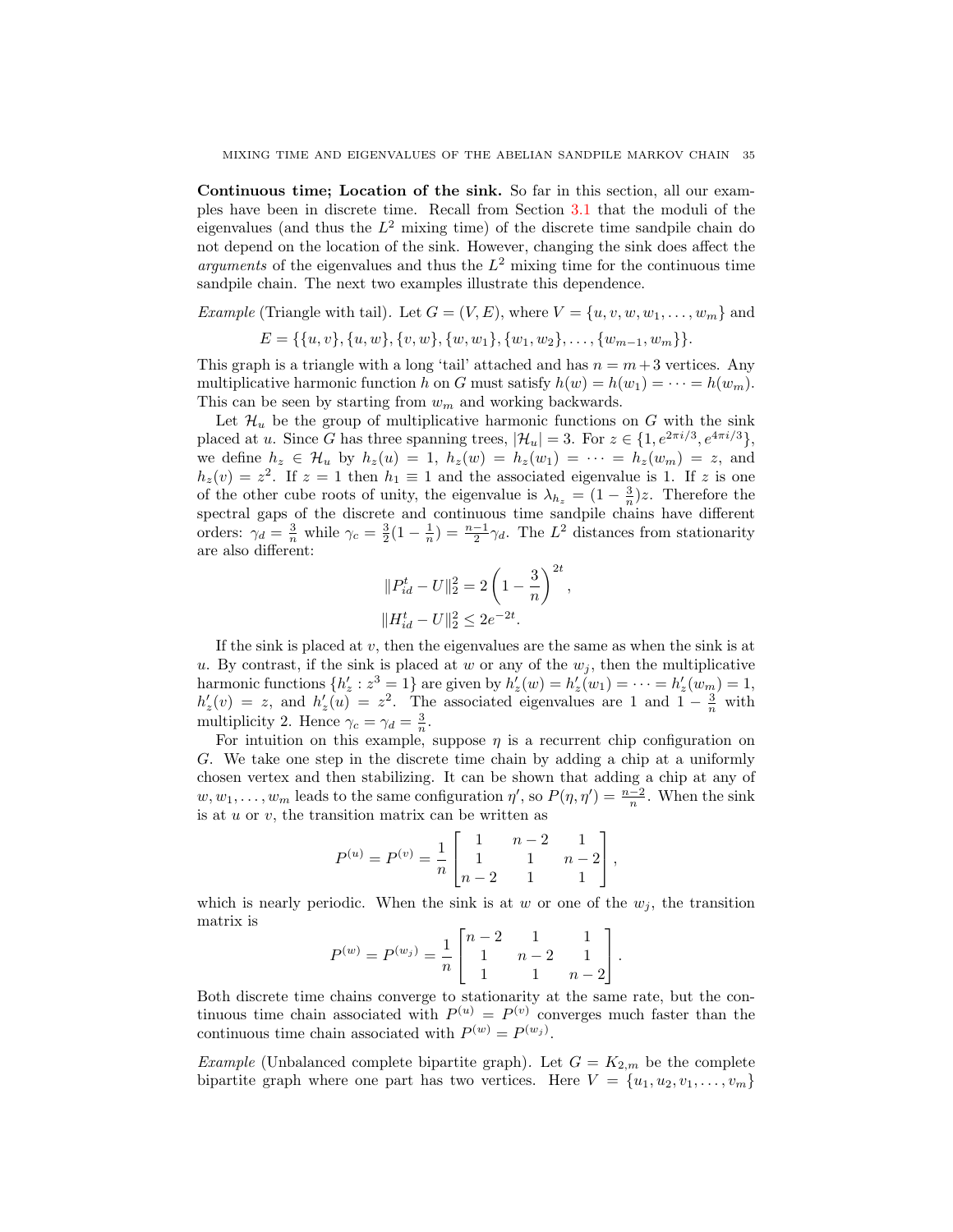**Continuous time; Location of the sink.** So far in this section, all our examples have been in discrete time. Recall from Section 3.1 that the moduli of the eigenvalues (and thus the $L^2$ mixing time) of the discrete time sandpile chain do not depend on the location of the sink. However, changing the sink does affect the *arguments* of the eigenvalues and thus the $L^2$ mixing time for the continuous time sandpile chain. The next two examples illustrate this dependence.

*Example* (Triangle with tail). Let $G = (V, E)$, where $V = \{u, v, w, w_1, \ldots, w_m\}$ and

$$E = \{\{u, v\}, \{u, w\}, \{v, w\}, \{w, w_1\}, \{w_1, w_2\}, \ldots, \{w_{m-1}, w_m\}\}.$$

This graph is a triangle with a long 'tail' attached and has $n = m + 3$ vertices. Any multiplicative harmonic function $h$ on $G$ must satisfy $h(w) = h(w_1) = \cdots = h(w_m)$. This can be seen by starting from $w_m$ and working backwards.

Let $\mathcal{H}_u$ be the group of multiplicative harmonic functions on $G$ with the sink placed at $u$. Since $G$ has three spanning trees, $|\mathcal{H}_u| = 3$. For $z \in \{1, e^{2\pi i/3}, e^{4\pi i/3}\}$, we define $h_z \in \mathcal{H}_u$ by $h_z(u) = 1$, $h_z(w) = h_z(w_1) = \cdots = h_z(w_m) = z$, and $h_z(v) = z^2$. If $z = 1$ then $h_1 \equiv 1$ and the associated eigenvalue is 1. If $z$ is one of the other cube roots of unity, the eigenvalue is $\lambda_{h_z} = (1 - \frac{3}{n})z$. Therefore the spectral gaps of the discrete and continuous time sandpile chains have different orders: $\gamma_d = \frac{3}{n}$ while $\gamma_c = \frac{3}{2}(1 - \frac{1}{n}) = \frac{n-1}{2}\gamma_d$. The $L^2$ distances from stationarity are also different:

$$\|P_{id}^t - U\|_2^2 = 2\left(1 - \frac{3}{n}\right)^{2t},$$
$$\|H_{id}^t - U\|_2^2 \leq 2e^{-2t}.$$

If the sink is placed at $v$, then the eigenvalues are the same as when the sink is at $u$. By contrast, if the sink is placed at $w$ or any of the $w_j$, then the multiplicative harmonic functions $\{h'_z : z^3 = 1\}$ are given by $h'_z(w) = h'_z(w_1) = \cdots = h'_z(w_m) = 1$, $h'_z(v) = z$, and $h'_z(u) = z^2$. The associated eigenvalues are 1 and $1 - \frac{3}{n}$ with multiplicity 2. Hence $\gamma_c = \gamma_d = \frac{3}{n}$.

For intuition on this example, suppose $\eta$ is a recurrent chip configuration on $G$. We take one step in the discrete time chain by adding a chip at a uniformly chosen vertex and then stabilizing. It can be shown that adding a chip at any of $w, w_1, \ldots, w_m$ leads to the same configuration $\eta'$, so $P(\eta, \eta') = \frac{n-2}{n}$. When the sink is at $u$ or $v$, the transition matrix can be written as

$$P^{(u)} = P^{(v)} = \frac{1}{n}\begin{bmatrix} 1 & n-2 & 1 \\ 1 & 1 & n-2 \\ n-2 & 1 & 1 \end{bmatrix},$$

which is nearly periodic. When the sink is at $w$ or one of the $w_j$, the transition matrix is

$$P^{(w)} = P^{(w_j)} = \frac{1}{n}\begin{bmatrix} n-2 & 1 & 1 \\ 1 & n-2 & 1 \\ 1 & 1 & n-2 \end{bmatrix}.$$

Both discrete time chains converge to stationarity at the same rate, but the continuous time chain associated with $P^{(u)} = P^{(v)}$ converges much faster than the continuous time chain associated with $P^{(w)} = P^{(w_j)}$.

*Example* (Unbalanced complete bipartite graph). Let $G = K_{2,m}$ be the complete bipartite graph where one part has two vertices. Here $V = \{u_1, u_2, v_1, \ldots, v_m\}$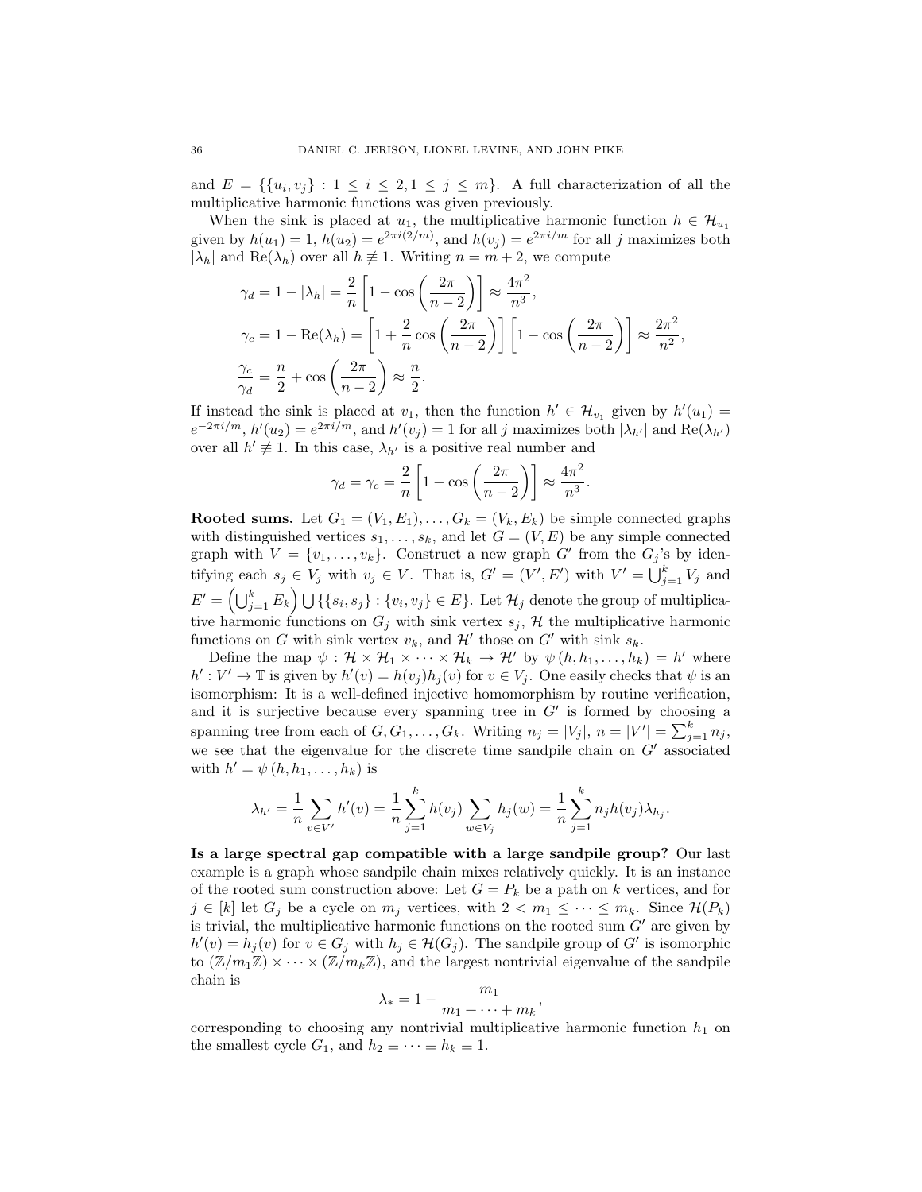and $E = \{\{u_i, v_j\} : 1 \le i \le 2, 1 \le j \le m\}$. A full characterization of all the multiplicative harmonic functions was given previously.

When the sink is placed at $u_1$, the multiplicative harmonic function $h \in \mathcal{H}_{u_1}$ given by $h(u_1) = 1$, $h(u_2) = e^{2\pi i(2/m)}$, and $h(v_j) = e^{2\pi i/m}$ for all $j$ maximizes both $|\lambda_h|$ and $\mathrm{Re}(\lambda_h)$ over all $h \not\equiv 1$. Writing $n = m + 2$, we compute

$$
\begin{aligned}
\gamma_d &= 1 - |\lambda_h| = \frac{2}{n}\left[1 - \cos\left(\frac{2\pi}{n-2}\right)\right] \approx \frac{4\pi^2}{n^3}, \\
\gamma_c &= 1 - \mathrm{Re}(\lambda_h) = \left[1 + \frac{2}{n}\cos\left(\frac{2\pi}{n-2}\right)\right]\left[1 - \cos\left(\frac{2\pi}{n-2}\right)\right] \approx \frac{2\pi^2}{n^2}, \\
\frac{\gamma_c}{\gamma_d} &= \frac{n}{2} + \cos\left(\frac{2\pi}{n-2}\right) \approx \frac{n}{2}.
\end{aligned}
$$

If instead the sink is placed at $v_1$, then the function $h' \in \mathcal{H}_{v_1}$ given by $h'(u_1) = e^{-2\pi i/m}$, $h'(u_2) = e^{2\pi i/m}$, and $h'(v_j) = 1$ for all $j$ maximizes both $|\lambda_{h'}|$ and $\mathrm{Re}(\lambda_{h'})$ over all $h' \not\equiv 1$. In this case, $\lambda_{h'}$ is a positive real number and

$$
\gamma_d = \gamma_c = \frac{2}{n}\left[1 - \cos\left(\frac{2\pi}{n-2}\right)\right] \approx \frac{4\pi^2}{n^3}.
$$

**Rooted sums.** Let $G_1 = (V_1, E_1), \ldots, G_k = (V_k, E_k)$ be simple connected graphs with distinguished vertices $s_1, \ldots, s_k$, and let $G = (V, E)$ be any simple connected graph with $V = \{v_1, \ldots, v_k\}$. Construct a new graph $G'$ from the $G_j$'s by identifying each $s_j \in V_j$ with $v_j \in V$. That is, $G' = (V', E')$ with $V' = \bigcup_{j=1}^k V_j$ and $E' = \left(\bigcup_{j=1}^k E_k\right) \bigcup \{\{s_i, s_j\} : \{v_i, v_j\} \in E\}$. Let $\mathcal{H}_j$ denote the group of multiplicative harmonic functions on $G_j$ with sink vertex $s_j$, $\mathcal{H}$ the multiplicative harmonic functions on $G$ with sink vertex $v_k$, and $\mathcal{H}'$ those on $G'$ with sink $s_k$.

Define the map $\psi : \mathcal{H} \times \mathcal{H}_1 \times \cdots \times \mathcal{H}_k \to \mathcal{H}'$ by $\psi(h, h_1, \ldots, h_k) = h'$ where $h' : V' \to \mathbb{T}$ is given by $h'(v) = h(v_j)h_j(v)$ for $v \in V_j$. One easily checks that $\psi$ is an isomorphism: It is a well-defined injective homomorphism by routine verification, and it is surjective because every spanning tree in $G'$ is formed by choosing a spanning tree from each of $G, G_1, \ldots, G_k$. Writing $n_j = |V_j|$, $n = |V'| = \sum_{j=1}^k n_j$, we see that the eigenvalue for the discrete time sandpile chain on $G'$ associated with $h' = \psi(h, h_1, \ldots, h_k)$ is

$$
\lambda_{h'} = \frac{1}{n}\sum_{v \in V'} h'(v) = \frac{1}{n}\sum_{j=1}^k h(v_j) \sum_{w \in V_j} h_j(w) = \frac{1}{n}\sum_{j=1}^k n_j h(v_j)\lambda_{h_j}.
$$

**Is a large spectral gap compatible with a large sandpile group?** Our last example is a graph whose sandpile chain mixes relatively quickly. It is an instance of the rooted sum construction above: Let $G = P_k$ be a path on $k$ vertices, and for $j \in [k]$ let $G_j$ be a cycle on $m_j$ vertices, with $2 < m_1 \le \cdots \le m_k$. Since $\mathcal{H}(P_k)$ is trivial, the multiplicative harmonic functions on the rooted sum $G'$ are given by $h'(v) = h_j(v)$ for $v \in G_j$ with $h_j \in \mathcal{H}(G_j)$. The sandpile group of $G'$ is isomorphic to $(\mathbb{Z}/m_1\mathbb{Z}) \times \cdots \times (\mathbb{Z}/m_k\mathbb{Z})$, and the largest nontrivial eigenvalue of the sandpile chain is

$$
\lambda_* = 1 - \frac{m_1}{m_1 + \cdots + m_k},
$$

corresponding to choosing any nontrivial multiplicative harmonic function $h_1$ on the smallest cycle $G_1$, and $h_2 \equiv \cdots \equiv h_k \equiv 1$.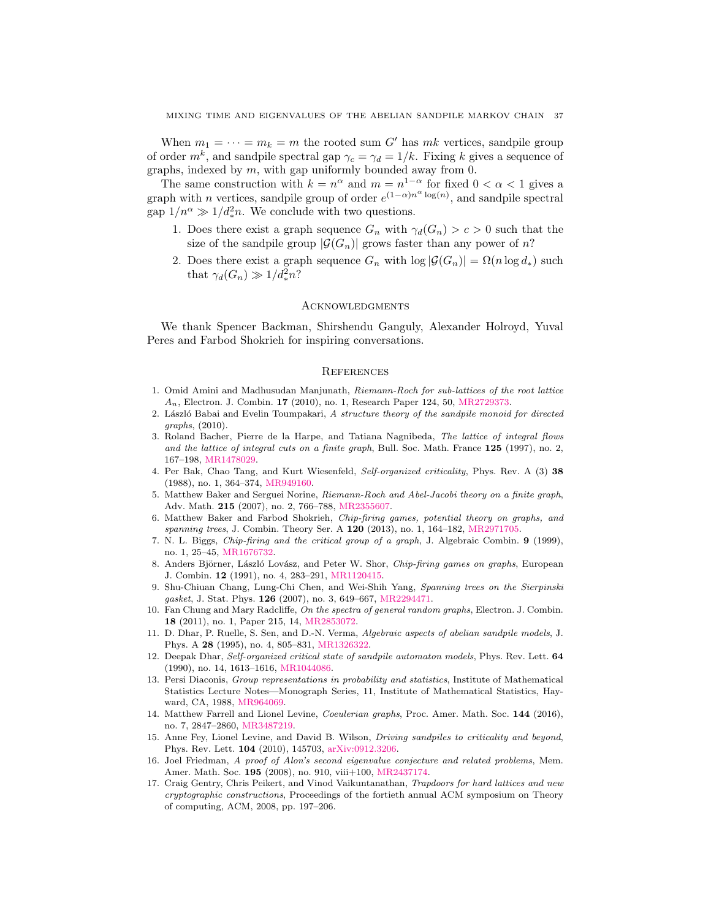When $m_1 = \cdots = m_k = m$ the rooted sum $G'$ has $mk$ vertices, sandpile group of order $m^k$, and sandpile spectral gap $\gamma_c = \gamma_d = 1/k$. Fixing $k$ gives a sequence of graphs, indexed by $m$, with gap uniformly bounded away from 0.

The same construction with $k = n^\alpha$ and $m = n^{1-\alpha}$ for fixed $0 < \alpha < 1$ gives a graph with $n$ vertices, sandpile group of order $e^{(1-\alpha)n^\alpha \log(n)}$, and sandpile spectral gap $1/n^\alpha \gg 1/d_*^2 n$. We conclude with two questions.

1. Does there exist a graph sequence $G_n$ with $\gamma_d(G_n) > c > 0$ such that the size of the sandpile group $|\mathcal{G}(G_n)|$ grows faster than any power of $n$?
2. Does there exist a graph sequence $G_n$ with $\log |\mathcal{G}(G_n)| = \Omega(n \log d_*)$ such that $\gamma_d(G_n) \gg 1/d_*^2 n$?

## Acknowledgments

We thank Spencer Backman, Shirshendu Ganguly, Alexander Holroyd, Yuval Peres and Farbod Shokrieh for inspiring conversations.

## References

1. Omid Amini and Madhusudan Manjunath, *Riemann-Roch for sub-lattices of the root lattice* $A_n$, Electron. J. Combin. **17** (2010), no. 1, Research Paper 124, 50, MR2729373.
2. László Babai and Evelin Toumpakari, *A structure theory of the sandpile monoid for directed graphs*, (2010).
3. Roland Bacher, Pierre de la Harpe, and Tatiana Nagnibeda, *The lattice of integral flows and the lattice of integral cuts on a finite graph*, Bull. Soc. Math. France **125** (1997), no. 2, 167–198, MR1478029.
4. Per Bak, Chao Tang, and Kurt Wiesenfeld, *Self-organized criticality*, Phys. Rev. A (3) **38** (1988), no. 1, 364–374, MR949160.
5. Matthew Baker and Serguei Norine, *Riemann-Roch and Abel-Jacobi theory on a finite graph*, Adv. Math. **215** (2007), no. 2, 766–788, MR2355607.
6. Matthew Baker and Farbod Shokrieh, *Chip-firing games, potential theory on graphs, and spanning trees*, J. Combin. Theory Ser. A **120** (2013), no. 1, 164–182, MR2971705.
7. N. L. Biggs, *Chip-firing and the critical group of a graph*, J. Algebraic Combin. **9** (1999), no. 1, 25–45, MR1676732.
8. Anders Björner, László Lovász, and Peter W. Shor, *Chip-firing games on graphs*, European J. Combin. **12** (1991), no. 4, 283–291, MR1120415.
9. Shu-Chiuan Chang, Lung-Chi Chen, and Wei-Shih Yang, *Spanning trees on the Sierpinski gasket*, J. Stat. Phys. **126** (2007), no. 3, 649–667, MR2294471.
10. Fan Chung and Mary Radcliffe, *On the spectra of general random graphs*, Electron. J. Combin. **18** (2011), no. 1, Paper 215, 14, MR2853072.
11. D. Dhar, P. Ruelle, S. Sen, and D.-N. Verma, *Algebraic aspects of abelian sandpile models*, J. Phys. A **28** (1995), no. 4, 805–831, MR1326322.
12. Deepak Dhar, *Self-organized critical state of sandpile automaton models*, Phys. Rev. Lett. **64** (1990), no. 14, 1613–1616, MR1044086.
13. Persi Diaconis, *Group representations in probability and statistics*, Institute of Mathematical Statistics Lecture Notes—Monograph Series, 11, Institute of Mathematical Statistics, Hayward, CA, 1988, MR964069.
14. Matthew Farrell and Lionel Levine, *Coeulerian graphs*, Proc. Amer. Math. Soc. **144** (2016), no. 7, 2847–2860, MR3487219.
15. Anne Fey, Lionel Levine, and David B. Wilson, *Driving sandpiles to criticality and beyond*, Phys. Rev. Lett. **104** (2010), 145703, arXiv:0912.3206.
16. Joel Friedman, *A proof of Alon's second eigenvalue conjecture and related problems*, Mem. Amer. Math. Soc. **195** (2008), no. 910, viii+100, MR2437174.
17. Craig Gentry, Chris Peikert, and Vinod Vaikuntanathan, *Trapdoors for hard lattices and new cryptographic constructions*, Proceedings of the fortieth annual ACM symposium on Theory of computing, ACM, 2008, pp. 197–206.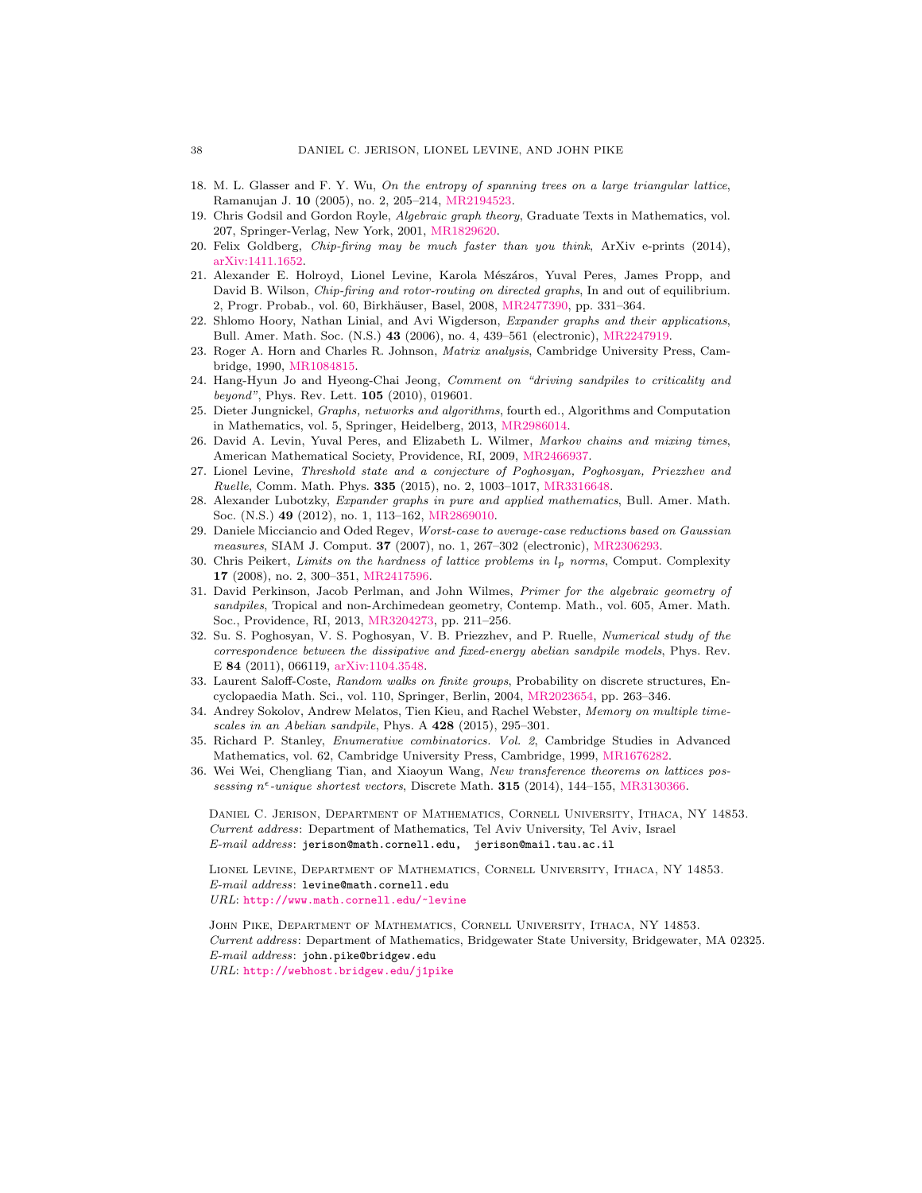18. M. L. Glasser and F. Y. Wu, *On the entropy of spanning trees on a large triangular lattice*, Ramanujan J. **10** (2005), no. 2, 205–214, MR2194523.
19. Chris Godsil and Gordon Royle, *Algebraic graph theory*, Graduate Texts in Mathematics, vol. 207, Springer-Verlag, New York, 2001, MR1829620.
20. Felix Goldberg, *Chip-firing may be much faster than you think*, ArXiv e-prints (2014), arXiv:1411.1652.
21. Alexander E. Holroyd, Lionel Levine, Karola Mészáros, Yuval Peres, James Propp, and David B. Wilson, *Chip-firing and rotor-routing on directed graphs*, In and out of equilibrium. 2, Progr. Probab., vol. 60, Birkhäuser, Basel, 2008, MR2477390, pp. 331–364.
22. Shlomo Hoory, Nathan Linial, and Avi Wigderson, *Expander graphs and their applications*, Bull. Amer. Math. Soc. (N.S.) **43** (2006), no. 4, 439–561 (electronic), MR2247919.
23. Roger A. Horn and Charles R. Johnson, *Matrix analysis*, Cambridge University Press, Cambridge, 1990, MR1084815.
24. Hang-Hyun Jo and Hyeong-Chai Jeong, *Comment on "driving sandpiles to criticality and beyond"*, Phys. Rev. Lett. **105** (2010), 019601.
25. Dieter Jungnickel, *Graphs, networks and algorithms*, fourth ed., Algorithms and Computation in Mathematics, vol. 5, Springer, Heidelberg, 2013, MR2986014.
26. David A. Levin, Yuval Peres, and Elizabeth L. Wilmer, *Markov chains and mixing times*, American Mathematical Society, Providence, RI, 2009, MR2466937.
27. Lionel Levine, *Threshold state and a conjecture of Poghosyan, Poghosyan, Priezzhev and Ruelle*, Comm. Math. Phys. **335** (2015), no. 2, 1003–1017, MR3316648.
28. Alexander Lubotzky, *Expander graphs in pure and applied mathematics*, Bull. Amer. Math. Soc. (N.S.) **49** (2012), no. 1, 113–162, MR2869010.
29. Daniele Micciancio and Oded Regev, *Worst-case to average-case reductions based on Gaussian measures*, SIAM J. Comput. **37** (2007), no. 1, 267–302 (electronic), MR2306293.
30. Chris Peikert, *Limits on the hardness of lattice problems in $l_p$ norms*, Comput. Complexity **17** (2008), no. 2, 300–351, MR2417596.
31. David Perkinson, Jacob Perlman, and John Wilmes, *Primer for the algebraic geometry of sandpiles*, Tropical and non-Archimedean geometry, Contemp. Math., vol. 605, Amer. Math. Soc., Providence, RI, 2013, MR3204273, pp. 211–256.
32. Su. S. Poghosyan, V. S. Poghosyan, V. B. Priezzhev, and P. Ruelle, *Numerical study of the correspondence between the dissipative and fixed-energy abelian sandpile models*, Phys. Rev. E **84** (2011), 066119, arXiv:1104.3548.
33. Laurent Saloff-Coste, *Random walks on finite groups*, Probability on discrete structures, Encyclopaedia Math. Sci., vol. 110, Springer, Berlin, 2004, MR2023654, pp. 263–346.
34. Andrey Sokolov, Andrew Melatos, Tien Kieu, and Rachel Webster, *Memory on multiple time-scales in an Abelian sandpile*, Phys. A **428** (2015), 295–301.
35. Richard P. Stanley, *Enumerative combinatorics. Vol. 2*, Cambridge Studies in Advanced Mathematics, vol. 62, Cambridge University Press, Cambridge, 1999, MR1676282.
36. Wei Wei, Chengliang Tian, and Xiaoyun Wang, *New transference theorems on lattices possessing $n^{\epsilon}$-unique shortest vectors*, Discrete Math. **315** (2014), 144–155, MR3130366.

Daniel C. Jerison, Department of Mathematics, Cornell University, Ithaca, NY 14853.
*Current address*: Department of Mathematics, Tel Aviv University, Tel Aviv, Israel
*E-mail address*: `jerison@math.cornell.edu, jerison@mail.tau.ac.il`

Lionel Levine, Department of Mathematics, Cornell University, Ithaca, NY 14853.
*E-mail address*: `levine@math.cornell.edu`
*URL*: http://www.math.cornell.edu/~levine

John Pike, Department of Mathematics, Cornell University, Ithaca, NY 14853.
*Current address*: Department of Mathematics, Bridgewater State University, Bridgewater, MA 02325.
*E-mail address*: `john.pike@bridgew.edu`
*URL*: http://webhost.bridgew.edu/j1pike